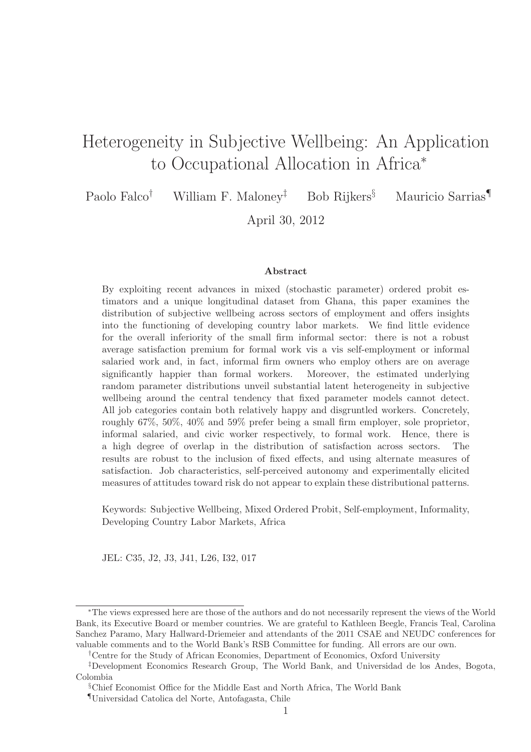# Heterogeneity in Subjective Wellbeing: An Application to Occupational Allocation in Africa*

Paolo Falco[†] William F. Maloney[‡] Bob Rijkers[§] Mauricio Sarrias[¶]

April 30, 2012

## Abstract

By exploiting recent advances in mixed (stochastic parameter) ordered probit estimators and a unique longitudinal dataset from Ghana, this paper examines the distribution of subjective wellbeing across sectors of employment and offers insights into the functioning of developing country labor markets. We find little evidence for the overall inferiority of the small firm informal sector: there is not a robust average satisfaction premium for formal work vis a vis self-employment or informal salaried work and, in fact, informal firm owners who employ others are on average significantly happier than formal workers. Moreover, the estimated underlying random parameter distributions unveil substantial latent heterogeneity in subjective wellbeing around the central tendency that fixed parameter models cannot detect. All job categories contain both relatively happy and disgruntled workers. Concretely, roughly 67%, 50%, 40% and 59% prefer being a small firm employer, sole proprietor, informal salaried, and civic worker respectively, to formal work. Hence, there is a high degree of overlap in the distribution of satisfaction across sectors. The results are robust to the inclusion of fixed effects, and using alternate measures of satisfaction. Job characteristics, self-perceived autonomy and experimentally elicited measures of attitudes toward risk do not appear to explain these distributional patterns.

Keywords: Subjective Wellbeing, Mixed Ordered Probit, Self-employment, Informality, Developing Country Labor Markets, Africa

JEL: C35, J2, J3, J41, L26, I32, 017

---

*The views expressed here are those of the authors and do not necessarily represent the views of the World Bank, its Executive Board or member countries. We are grateful to Kathleen Beegle, Francis Teal, Carolina Sanchez Paramo, Mary Hallward-Driemeier and attendants of the 2011 CSAE and NEUDC conferences for valuable comments and to the World Bank's RSB Committee for funding. All errors are our own.

[†]Centre for the Study of African Economies, Department of Economics, Oxford University

[‡]Development Economics Research Group, The World Bank, and Universidad de los Andes, Bogota, Colombia

[§]Chief Economist Office for the Middle East and North Africa, The World Bank

[¶]Universidad Catolica del Norte, Antofagasta, Chile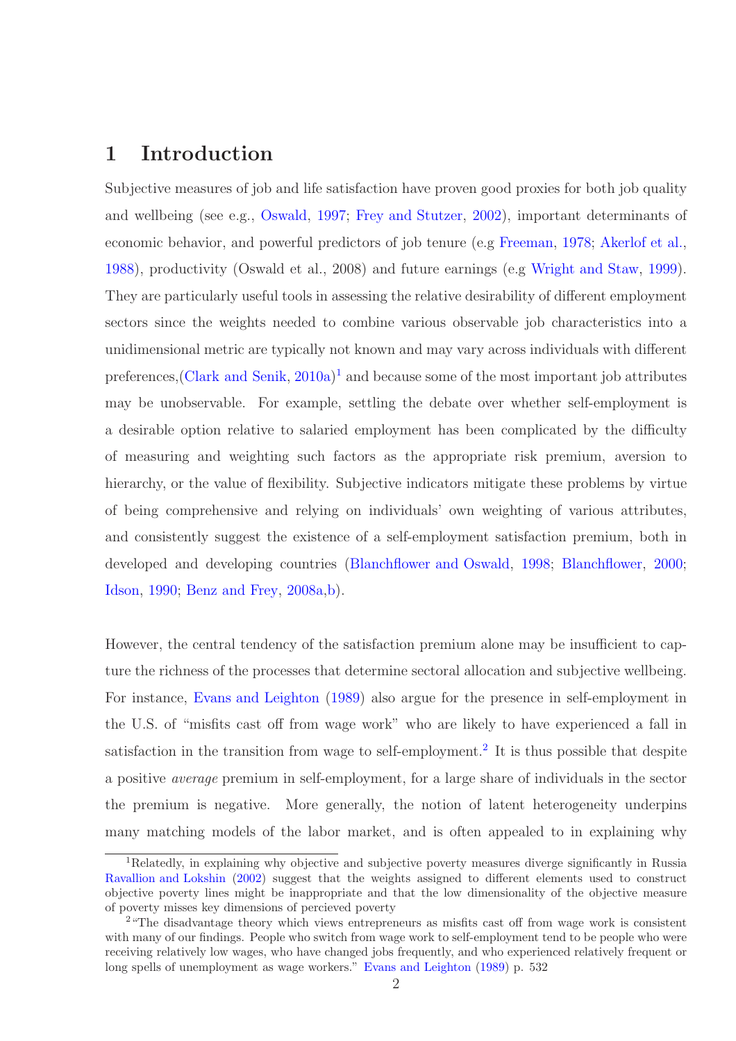# 1 Introduction

Subjective measures of job and life satisfaction have proven good proxies for both job quality and wellbeing (see e.g., Oswald, 1997; Frey and Stutzer, 2002), important determinants of economic behavior, and powerful predictors of job tenure (e.g Freeman, 1978; Akerlof et al., 1988), productivity (Oswald et al., 2008) and future earnings (e.g Wright and Staw, 1999). They are particularly useful tools in assessing the relative desirability of different employment sectors since the weights needed to combine various observable job characteristics into a unidimensional metric are typically not known and may vary across individuals with different preferences,(Clark and Senik, 2010a)[1] and because some of the most important job attributes may be unobservable. For example, settling the debate over whether self-employment is a desirable option relative to salaried employment has been complicated by the difficulty of measuring and weighting such factors as the appropriate risk premium, aversion to hierarchy, or the value of flexibility. Subjective indicators mitigate these problems by virtue of being comprehensive and relying on individuals' own weighting of various attributes, and consistently suggest the existence of a self-employment satisfaction premium, both in developed and developing countries (Blanchflower and Oswald, 1998; Blanchflower, 2000; Idson, 1990; Benz and Frey, 2008a,b).

However, the central tendency of the satisfaction premium alone may be insufficient to capture the richness of the processes that determine sectoral allocation and subjective wellbeing. For instance, Evans and Leighton (1989) also argue for the presence in self-employment in the U.S. of "misfits cast off from wage work" who are likely to have experienced a fall in satisfaction in the transition from wage to self-employment.[2] It is thus possible that despite a positive *average* premium in self-employment, for a large share of individuals in the sector the premium is negative. More generally, the notion of latent heterogeneity underpins many matching models of the labor market, and is often appealed to in explaining why

[1] Relatedly, in explaining why objective and subjective poverty measures diverge significantly in Russia Ravallion and Lokshin (2002) suggest that the weights assigned to different elements used to construct objective poverty lines might be inappropriate and that the low dimensionality of the objective measure of poverty misses key dimensions of percieved poverty

[2] "The disadvantage theory which views entrepreneurs as misfits cast off from wage work is consistent with many of our findings. People who switch from wage work to self-employment tend to be people who were receiving relatively low wages, who have changed jobs frequently, and who experienced relatively frequent or long spells of unemployment as wage workers." Evans and Leighton (1989) p. 532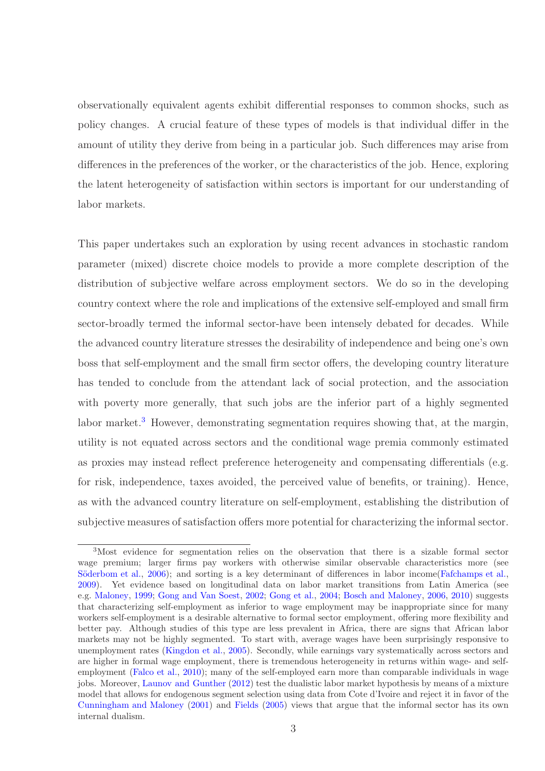observationally equivalent agents exhibit differential responses to common shocks, such as policy changes. A crucial feature of these types of models is that individual differ in the amount of utility they derive from being in a particular job. Such differences may arise from differences in the preferences of the worker, or the characteristics of the job. Hence, exploring the latent heterogeneity of satisfaction within sectors is important for our understanding of labor markets.

This paper undertakes such an exploration by using recent advances in stochastic random parameter (mixed) discrete choice models to provide a more complete description of the distribution of subjective welfare across employment sectors. We do so in the developing country context where the role and implications of the extensive self-employed and small firm sector-broadly termed the informal sector-have been intensely debated for decades. While the advanced country literature stresses the desirability of independence and being one's own boss that self-employment and the small firm sector offers, the developing country literature has tended to conclude from the attendant lack of social protection, and the association with poverty more generally, that such jobs are the inferior part of a highly segmented labor market.[3] However, demonstrating segmentation requires showing that, at the margin, utility is not equated across sectors and the conditional wage premia commonly estimated as proxies may instead reflect preference heterogeneity and compensating differentials (e.g. for risk, independence, taxes avoided, the perceived value of benefits, or training). Hence, as with the advanced country literature on self-employment, establishing the distribution of subjective measures of satisfaction offers more potential for characterizing the informal sector.

[3]Most evidence for segmentation relies on the observation that there is a sizable formal sector wage premium; larger firms pay workers with otherwise similar observable characteristics more (see Söderbom et al., 2006); and sorting is a key determinant of differences in labor income(Fafchamps et al., 2009). Yet evidence based on longitudinal data on labor market transitions from Latin America (see e.g. Maloney, 1999; Gong and Van Soest, 2002; Gong et al., 2004; Bosch and Maloney, 2006, 2010) suggests that characterizing self-employment as inferior to wage employment may be inappropriate since for many workers self-employment is a desirable alternative to formal sector employment, offering more flexibility and better pay. Although studies of this type are less prevalent in Africa, there are signs that African labor markets may not be highly segmented. To start with, average wages have been surprisingly responsive to unemployment rates (Kingdon et al., 2005). Secondly, while earnings vary systematically across sectors and are higher in formal wage employment, there is tremendous heterogeneity in returns within wage- and self-employment (Falco et al., 2010); many of the self-employed earn more than comparable individuals in wage jobs. Moreover, Launov and Gunther (2012) test the dualistic labor market hypothesis by means of a mixture model that allows for endogenous segment selection using data from Cote d'Ivoire and reject it in favor of the Cunningham and Maloney (2001) and Fields (2005) views that argue that the informal sector has its own internal dualism.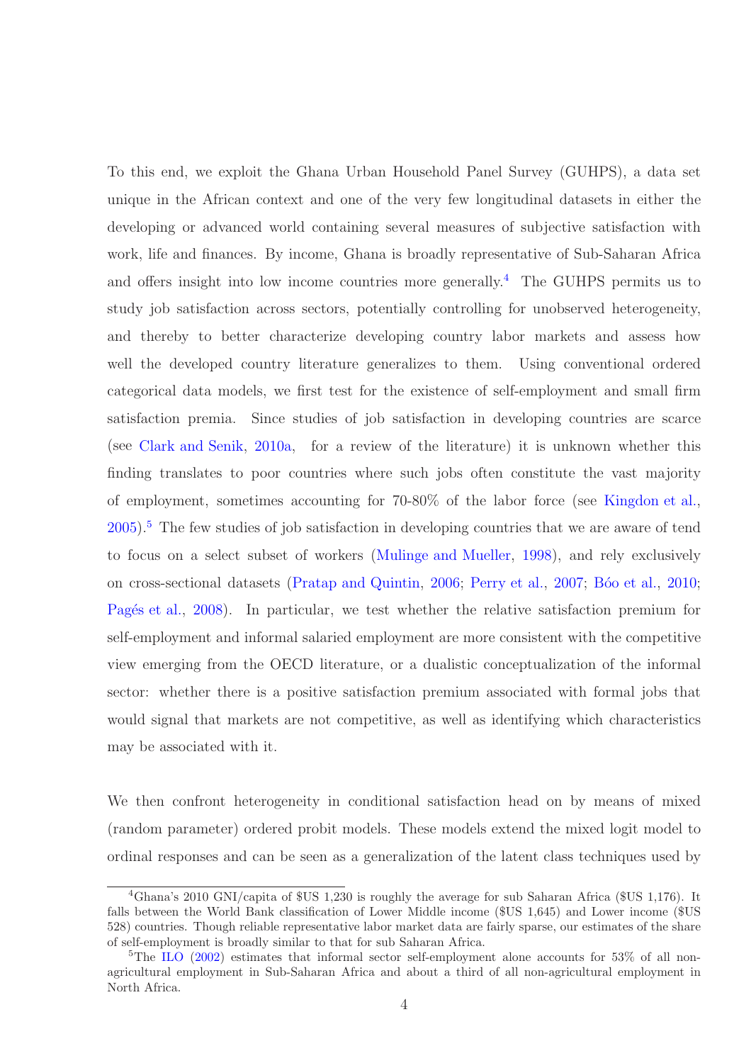To this end, we exploit the Ghana Urban Household Panel Survey (GUHPS), a data set unique in the African context and one of the very few longitudinal datasets in either the developing or advanced world containing several measures of subjective satisfaction with work, life and finances. By income, Ghana is broadly representative of Sub-Saharan Africa and offers insight into low income countries more generally.[4] The GUHPS permits us to study job satisfaction across sectors, potentially controlling for unobserved heterogeneity, and thereby to better characterize developing country labor markets and assess how well the developed country literature generalizes to them. Using conventional ordered categorical data models, we first test for the existence of self-employment and small firm satisfaction premia. Since studies of job satisfaction in developing countries are scarce (see Clark and Senik, 2010a, for a review of the literature) it is unknown whether this finding translates to poor countries where such jobs often constitute the vast majority of employment, sometimes accounting for 70-80% of the labor force (see Kingdon et al., 2005).[5] The few studies of job satisfaction in developing countries that we are aware of tend to focus on a select subset of workers (Mulinge and Mueller, 1998), and rely exclusively on cross-sectional datasets (Pratap and Quintin, 2006; Perry et al., 2007; Bóo et al., 2010; Pagés et al., 2008). In particular, we test whether the relative satisfaction premium for self-employment and informal salaried employment are more consistent with the competitive view emerging from the OECD literature, or a dualistic conceptualization of the informal sector: whether there is a positive satisfaction premium associated with formal jobs that would signal that markets are not competitive, as well as identifying which characteristics may be associated with it.

We then confront heterogeneity in conditional satisfaction head on by means of mixed (random parameter) ordered probit models. These models extend the mixed logit model to ordinal responses and can be seen as a generalization of the latent class techniques used by

[4] Ghana's 2010 GNI/capita of $US 1,230 is roughly the average for sub Saharan Africa ($US 1,176). It falls between the World Bank classification of Lower Middle income ($US 1,645) and Lower income ($US 528) countries. Though reliable representative labor market data are fairly sparse, our estimates of the share of self-employment is broadly similar to that for sub Saharan Africa.

[5] The ILO (2002) estimates that informal sector self-employment alone accounts for 53% of all non-agricultural employment in Sub-Saharan Africa and about a third of all non-agricultural employment in North Africa.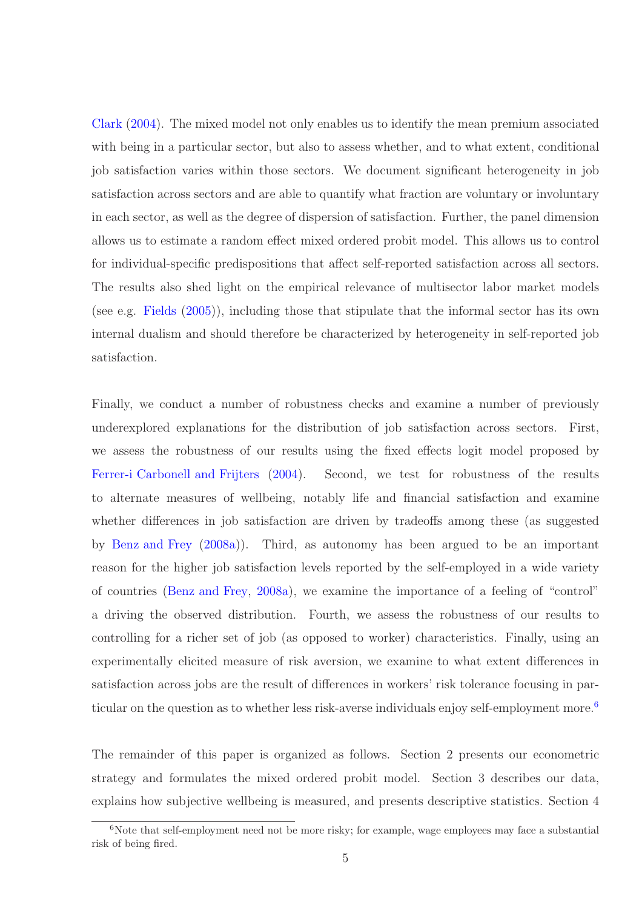Clark (2004). The mixed model not only enables us to identify the mean premium associated with being in a particular sector, but also to assess whether, and to what extent, conditional job satisfaction varies within those sectors. We document significant heterogeneity in job satisfaction across sectors and are able to quantify what fraction are voluntary or involuntary in each sector, as well as the degree of dispersion of satisfaction. Further, the panel dimension allows us to estimate a random effect mixed ordered probit model. This allows us to control for individual-specific predispositions that affect self-reported satisfaction across all sectors. The results also shed light on the empirical relevance of multisector labor market models (see e.g. Fields (2005)), including those that stipulate that the informal sector has its own internal dualism and should therefore be characterized by heterogeneity in self-reported job satisfaction.

Finally, we conduct a number of robustness checks and examine a number of previously underexplored explanations for the distribution of job satisfaction across sectors. First, we assess the robustness of our results using the fixed effects logit model proposed by Ferrer-i Carbonell and Frijters (2004). Second, we test for robustness of the results to alternate measures of wellbeing, notably life and financial satisfaction and examine whether differences in job satisfaction are driven by tradeoffs among these (as suggested by Benz and Frey (2008a)). Third, as autonomy has been argued to be an important reason for the higher job satisfaction levels reported by the self-employed in a wide variety of countries (Benz and Frey, 2008a), we examine the importance of a feeling of "control" a driving the observed distribution. Fourth, we assess the robustness of our results to controlling for a richer set of job (as opposed to worker) characteristics. Finally, using an experimentally elicited measure of risk aversion, we examine to what extent differences in satisfaction across jobs are the result of differences in workers' risk tolerance focusing in particular on the question as to whether less risk-averse individuals enjoy self-employment more.[6]

The remainder of this paper is organized as follows. Section 2 presents our econometric strategy and formulates the mixed ordered probit model. Section 3 describes our data, explains how subjective wellbeing is measured, and presents descriptive statistics. Section 4

[6] Note that self-employment need not be more risky; for example, wage employees may face a substantial risk of being fired.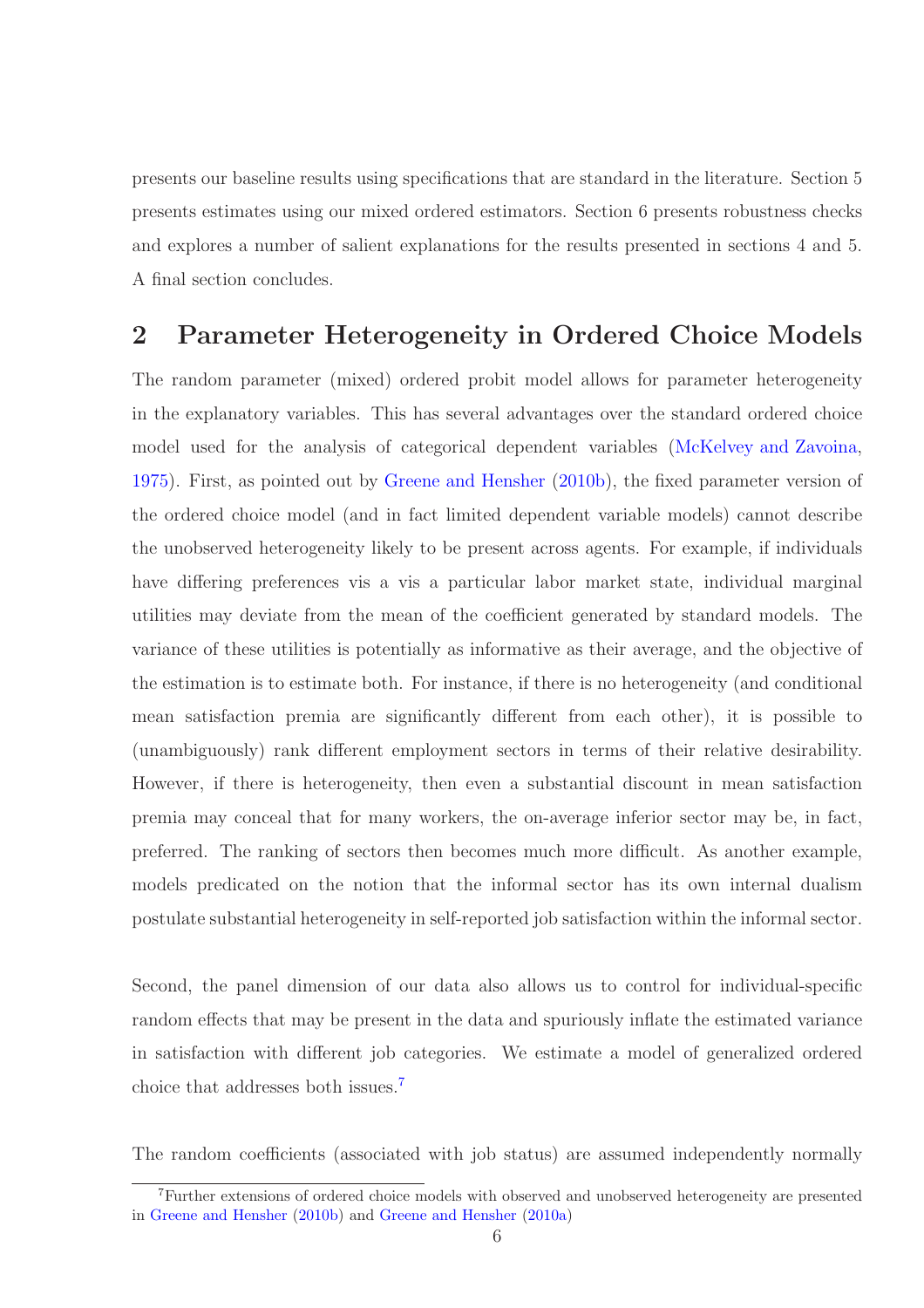presents our baseline results using specifications that are standard in the literature. Section 5 presents estimates using our mixed ordered estimators. Section 6 presents robustness checks and explores a number of salient explanations for the results presented in sections 4 and 5. A final section concludes.

## 2 Parameter Heterogeneity in Ordered Choice Models

The random parameter (mixed) ordered probit model allows for parameter heterogeneity in the explanatory variables. This has several advantages over the standard ordered choice model used for the analysis of categorical dependent variables (McKelvey and Zavoina, 1975). First, as pointed out by Greene and Hensher (2010b), the fixed parameter version of the ordered choice model (and in fact limited dependent variable models) cannot describe the unobserved heterogeneity likely to be present across agents. For example, if individuals have differing preferences vis a vis a particular labor market state, individual marginal utilities may deviate from the mean of the coefficient generated by standard models. The variance of these utilities is potentially as informative as their average, and the objective of the estimation is to estimate both. For instance, if there is no heterogeneity (and conditional mean satisfaction premia are significantly different from each other), it is possible to (unambiguously) rank different employment sectors in terms of their relative desirability. However, if there is heterogeneity, then even a substantial discount in mean satisfaction premia may conceal that for many workers, the on-average inferior sector may be, in fact, preferred. The ranking of sectors then becomes much more difficult. As another example, models predicated on the notion that the informal sector has its own internal dualism postulate substantial heterogeneity in self-reported job satisfaction within the informal sector.

Second, the panel dimension of our data also allows us to control for individual-specific random effects that may be present in the data and spuriously inflate the estimated variance in satisfaction with different job categories. We estimate a model of generalized ordered choice that addresses both issues.[7]

The random coefficients (associated with job status) are assumed independently normally

[7] Further extensions of ordered choice models with observed and unobserved heterogeneity are presented in Greene and Hensher (2010b) and Greene and Hensher (2010a)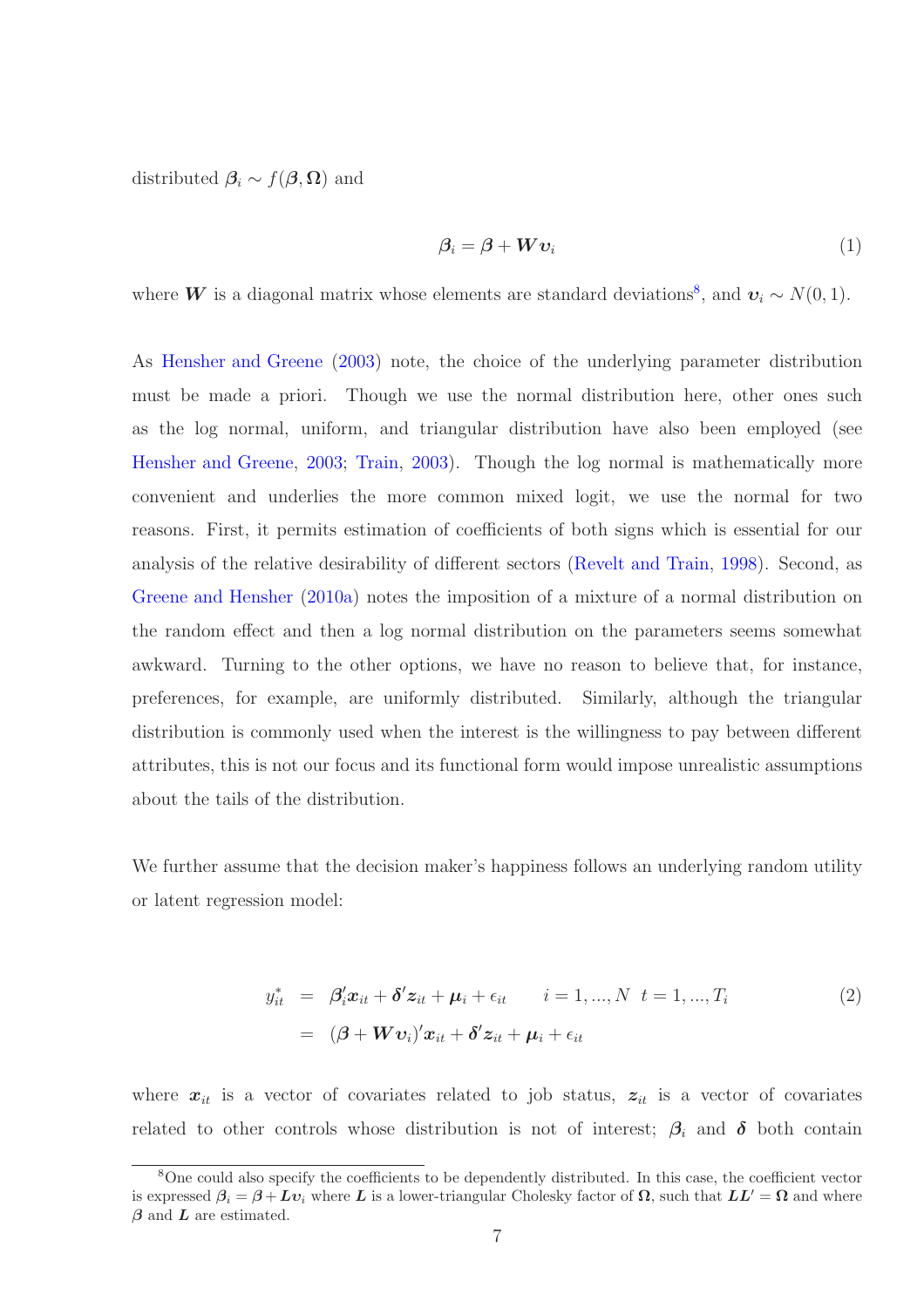distributed $\boldsymbol{\beta}_i \sim f(\boldsymbol{\beta}, \boldsymbol{\Omega})$ and

$$\boldsymbol{\beta}_i = \boldsymbol{\beta} + \boldsymbol{W}\boldsymbol{\upsilon}_i \tag{1}$$

where $\boldsymbol{W}$ is a diagonal matrix whose elements are standard deviations[8], and $\boldsymbol{\upsilon}_i \sim N(0, 1)$.

As Hensher and Greene (2003) note, the choice of the underlying parameter distribution must be made a priori. Though we use the normal distribution here, other ones such as the log normal, uniform, and triangular distribution have also been employed (see Hensher and Greene, 2003; Train, 2003). Though the log normal is mathematically more convenient and underlies the more common mixed logit, we use the normal for two reasons. First, it permits estimation of coefficients of both signs which is essential for our analysis of the relative desirability of different sectors (Revelt and Train, 1998). Second, as Greene and Hensher (2010a) notes the imposition of a mixture of a normal distribution on the random effect and then a log normal distribution on the parameters seems somewhat awkward. Turning to the other options, we have no reason to believe that, for instance, preferences, for example, are uniformly distributed. Similarly, although the triangular distribution is commonly used when the interest is the willingness to pay between different attributes, this is not our focus and its functional form would impose unrealistic assumptions about the tails of the distribution.

We further assume that the decision maker's happiness follows an underlying random utility or latent regression model:

$$\begin{aligned} y_{it}^* &= \boldsymbol{\beta}_i' \boldsymbol{x}_{it} + \boldsymbol{\delta}' \boldsymbol{z}_{it} + \boldsymbol{\mu}_i + \epsilon_{it} \qquad i = 1, ..., N \ \ t = 1, ..., T_i \\ &= (\boldsymbol{\beta} + \boldsymbol{W}\boldsymbol{\upsilon}_i)' \boldsymbol{x}_{it} + \boldsymbol{\delta}' \boldsymbol{z}_{it} + \boldsymbol{\mu}_i + \epsilon_{it} \end{aligned} \tag{2}$$

where $\boldsymbol{x}_{it}$ is a vector of covariates related to job status, $\boldsymbol{z}_{it}$ is a vector of covariates related to other controls whose distribution is not of interest; $\boldsymbol{\beta}_i$ and $\boldsymbol{\delta}$ both contain

[8] One could also specify the coefficients to be dependently distributed. In this case, the coefficient vector is expressed $\boldsymbol{\beta}_i = \boldsymbol{\beta} + \boldsymbol{L}\boldsymbol{\upsilon}_i$ where $\boldsymbol{L}$ is a lower-triangular Cholesky factor of $\boldsymbol{\Omega}$, such that $\boldsymbol{L}\boldsymbol{L}' = \boldsymbol{\Omega}$ and where $\boldsymbol{\beta}$ and $\boldsymbol{L}$ are estimated.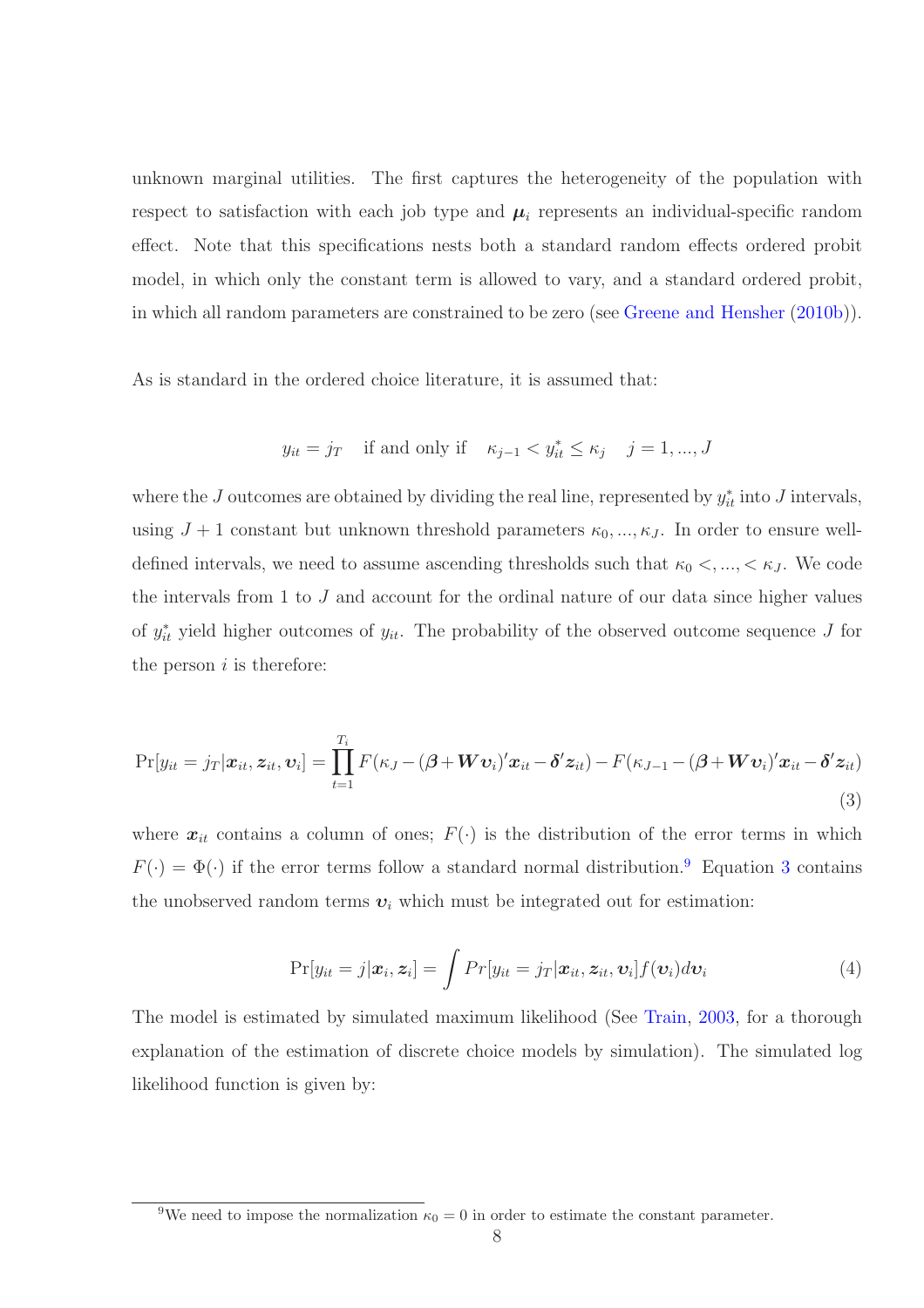unknown marginal utilities. The first captures the heterogeneity of the population with respect to satisfaction with each job type and $\boldsymbol{\mu}_i$ represents an individual-specific random effect. Note that this specifications nests both a standard random effects ordered probit model, in which only the constant term is allowed to vary, and a standard ordered probit, in which all random parameters are constrained to be zero (see Greene and Hensher (2010b)).

As is standard in the ordered choice literature, it is assumed that:

$$y_{it} = j_T \quad \text{if and only if} \quad \kappa_{j-1} < y^*_{it} \leq \kappa_j \quad j = 1, ..., J$$

where the $J$ outcomes are obtained by dividing the real line, represented by $y^*_{it}$ into $J$ intervals, using $J+1$ constant but unknown threshold parameters $\kappa_0, ..., \kappa_J$. In order to ensure well-defined intervals, we need to assume ascending thresholds such that $\kappa_0 <, ..., < \kappa_J$. We code the intervals from 1 to $J$ and account for the ordinal nature of our data since higher values of $y^*_{it}$ yield higher outcomes of $y_{it}$. The probability of the observed outcome sequence $J$ for the person $i$ is therefore:

$$\Pr[y_{it} = j_T | \boldsymbol{x}_{it}, \boldsymbol{z}_{it}, \boldsymbol{\upsilon}_i] = \prod_{t=1}^{T_i} F(\kappa_J - (\boldsymbol{\beta} + \boldsymbol{W}\boldsymbol{\upsilon}_i)'\boldsymbol{x}_{it} - \boldsymbol{\delta}'\boldsymbol{z}_{it}) - F(\kappa_{J-1} - (\boldsymbol{\beta} + \boldsymbol{W}\boldsymbol{\upsilon}_i)'\boldsymbol{x}_{it} - \boldsymbol{\delta}'\boldsymbol{z}_{it}) \tag{3}$$

where $\boldsymbol{x}_{it}$ contains a column of ones; $F(\cdot)$ is the distribution of the error terms in which $F(\cdot) = \Phi(\cdot)$ if the error terms follow a standard normal distribution.[9] Equation 3 contains the unobserved random terms $\boldsymbol{\upsilon}_i$ which must be integrated out for estimation:

$$\Pr[y_{it} = j | \boldsymbol{x}_i, \boldsymbol{z}_i] = \int Pr[y_{it} = j_T | \boldsymbol{x}_{it}, \boldsymbol{z}_{it}, \boldsymbol{\upsilon}_i] f(\boldsymbol{\upsilon}_i) d\boldsymbol{\upsilon}_i \tag{4}$$

The model is estimated by simulated maximum likelihood (See Train, 2003, for a thorough explanation of the estimation of discrete choice models by simulation). The simulated log likelihood function is given by:

[9] We need to impose the normalization $\kappa_0 = 0$ in order to estimate the constant parameter.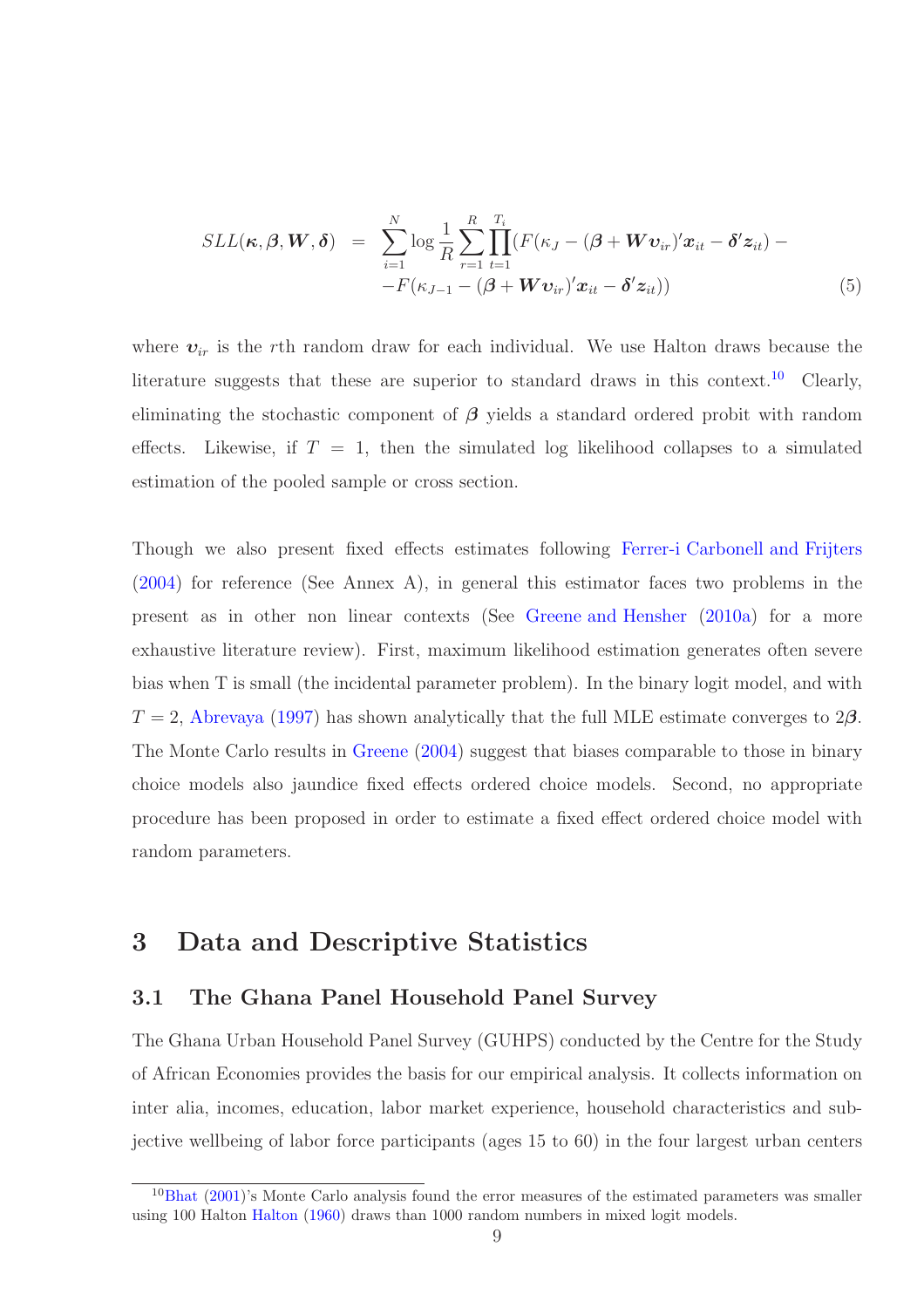$$
\begin{aligned}
SLL(\boldsymbol{\kappa}, \boldsymbol{\beta}, \boldsymbol{W}, \boldsymbol{\delta}) \;=\; & \sum_{i=1}^{N} \log \frac{1}{R} \sum_{r=1}^{R} \prod_{t=1}^{T_i} (F(\kappa_J - (\boldsymbol{\beta} + \boldsymbol{W}\boldsymbol{\upsilon}_{ir})' \boldsymbol{x}_{it} - \boldsymbol{\delta}' \boldsymbol{z}_{it}) - \\
& - F(\kappa_{J-1} - (\boldsymbol{\beta} + \boldsymbol{W}\boldsymbol{\upsilon}_{ir})' \boldsymbol{x}_{it} - \boldsymbol{\delta}' \boldsymbol{z}_{it})) \qquad (5)
\end{aligned}
$$

where $\boldsymbol{\upsilon}_{ir}$ is the $r$th random draw for each individual. We use Halton draws because the literature suggests that these are superior to standard draws in this context.[10] Clearly, eliminating the stochastic component of $\boldsymbol{\beta}$ yields a standard ordered probit with random effects. Likewise, if $T = 1$, then the simulated log likelihood collapses to a simulated estimation of the pooled sample or cross section.

Though we also present fixed effects estimates following Ferrer-i Carbonell and Frijters (2004) for reference (See Annex A), in general this estimator faces two problems in the present as in other non linear contexts (See Greene and Hensher (2010a) for a more exhaustive literature review). First, maximum likelihood estimation generates often severe bias when T is small (the incidental parameter problem). In the binary logit model, and with $T = 2$, Abrevaya (1997) has shown analytically that the full MLE estimate converges to $2\boldsymbol{\beta}$. The Monte Carlo results in Greene (2004) suggest that biases comparable to those in binary choice models also jaundice fixed effects ordered choice models. Second, no appropriate procedure has been proposed in order to estimate a fixed effect ordered choice model with random parameters.

# 3 Data and Descriptive Statistics

## 3.1 The Ghana Panel Household Panel Survey

The Ghana Urban Household Panel Survey (GUHPS) conducted by the Centre for the Study of African Economies provides the basis for our empirical analysis. It collects information on inter alia, incomes, education, labor market experience, household characteristics and subjective wellbeing of labor force participants (ages 15 to 60) in the four largest urban centers

[10] Bhat (2001)'s Monte Carlo analysis found the error measures of the estimated parameters was smaller using 100 Halton Halton (1960) draws than 1000 random numbers in mixed logit models.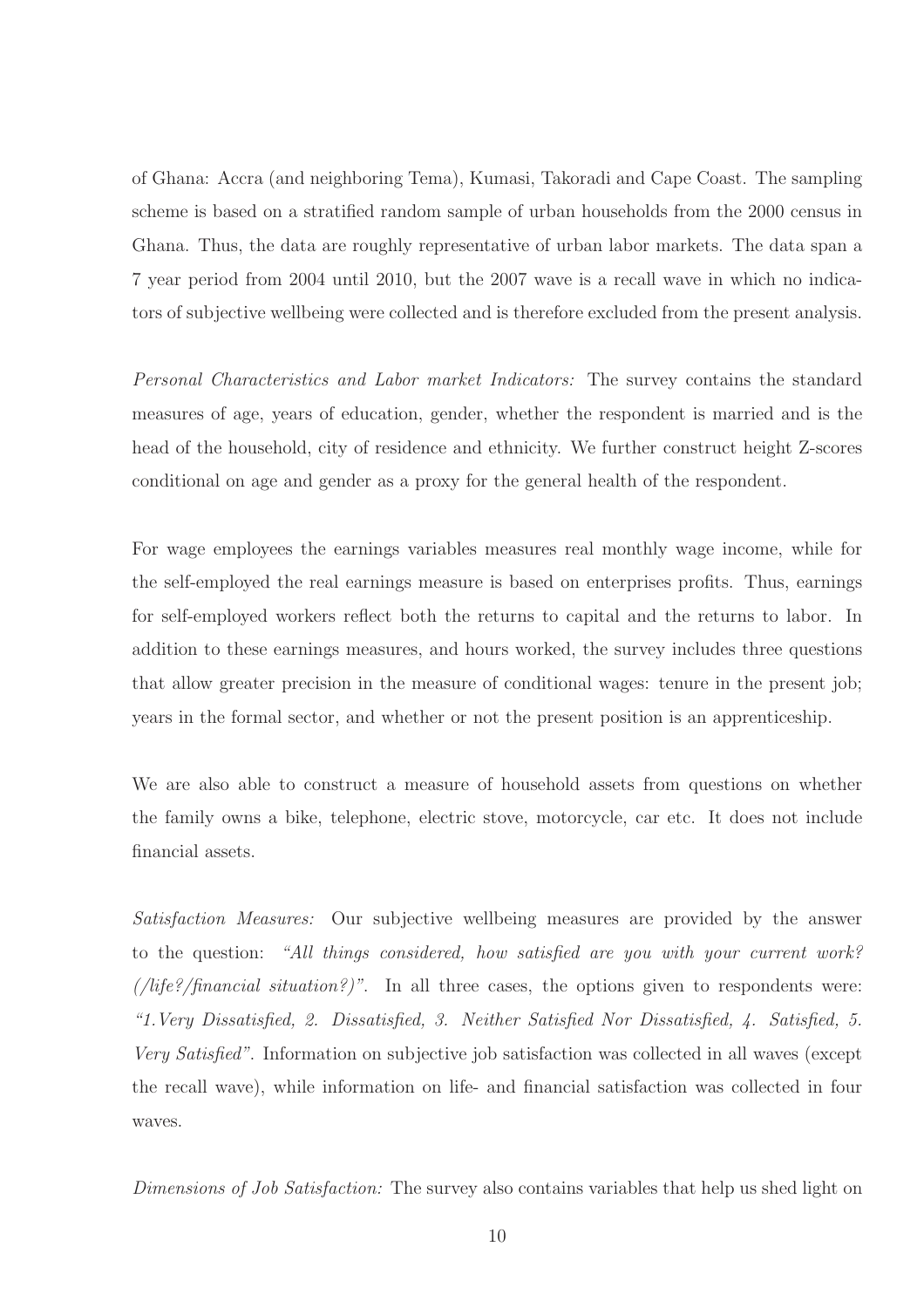of Ghana: Accra (and neighboring Tema), Kumasi, Takoradi and Cape Coast. The sampling scheme is based on a stratified random sample of urban households from the 2000 census in Ghana. Thus, the data are roughly representative of urban labor markets. The data span a 7 year period from 2004 until 2010, but the 2007 wave is a recall wave in which no indicators of subjective wellbeing were collected and is therefore excluded from the present analysis.

*Personal Characteristics and Labor market Indicators:* The survey contains the standard measures of age, years of education, gender, whether the respondent is married and is the head of the household, city of residence and ethnicity. We further construct height Z-scores conditional on age and gender as a proxy for the general health of the respondent.

For wage employees the earnings variables measures real monthly wage income, while for the self-employed the real earnings measure is based on enterprises profits. Thus, earnings for self-employed workers reflect both the returns to capital and the returns to labor. In addition to these earnings measures, and hours worked, the survey includes three questions that allow greater precision in the measure of conditional wages: tenure in the present job; years in the formal sector, and whether or not the present position is an apprenticeship.

We are also able to construct a measure of household assets from questions on whether the family owns a bike, telephone, electric stove, motorcycle, car etc. It does not include financial assets.

*Satisfaction Measures:* Our subjective wellbeing measures are provided by the answer to the question: *"All things considered, how satisfied are you with your current work? (/life?/financial situation?)"*. In all three cases, the options given to respondents were: *"1.Very Dissatisfied, 2. Dissatisfied, 3. Neither Satisfied Nor Dissatisfied, 4. Satisfied, 5. Very Satisfied"*. Information on subjective job satisfaction was collected in all waves (except the recall wave), while information on life- and financial satisfaction was collected in four waves.

*Dimensions of Job Satisfaction:* The survey also contains variables that help us shed light on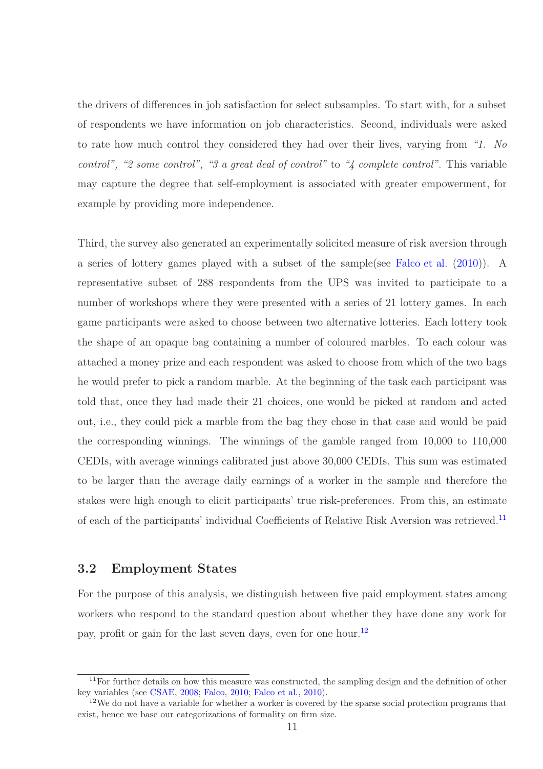the drivers of differences in job satisfaction for select subsamples. To start with, for a subset of respondents we have information on job characteristics. Second, individuals were asked to rate how much control they considered they had over their lives, varying from *"1. No control", "2 some control", "3 a great deal of control"* to *"4 complete control"*. This variable may capture the degree that self-employment is associated with greater empowerment, for example by providing more independence.

Third, the survey also generated an experimentally solicited measure of risk aversion through a series of lottery games played with a subset of the sample(see Falco et al. (2010)). A representative subset of 288 respondents from the UPS was invited to participate to a number of workshops where they were presented with a series of 21 lottery games. In each game participants were asked to choose between two alternative lotteries. Each lottery took the shape of an opaque bag containing a number of coloured marbles. To each colour was attached a money prize and each respondent was asked to choose from which of the two bags he would prefer to pick a random marble. At the beginning of the task each participant was told that, once they had made their 21 choices, one would be picked at random and acted out, i.e., they could pick a marble from the bag they chose in that case and would be paid the corresponding winnings. The winnings of the gamble ranged from 10,000 to 110,000 CEDIs, with average winnings calibrated just above 30,000 CEDIs. This sum was estimated to be larger than the average daily earnings of a worker in the sample and therefore the stakes were high enough to elicit participants' true risk-preferences. From this, an estimate of each of the participants' individual Coefficients of Relative Risk Aversion was retrieved.[11]

## 3.2 Employment States

For the purpose of this analysis, we distinguish between five paid employment states among workers who respond to the standard question about whether they have done any work for pay, profit or gain for the last seven days, even for one hour.[12]

[11] For further details on how this measure was constructed, the sampling design and the definition of other key variables (see CSAE, 2008; Falco, 2010; Falco et al., 2010).

[12] We do not have a variable for whether a worker is covered by the sparse social protection programs that exist, hence we base our categorizations of formality on firm size.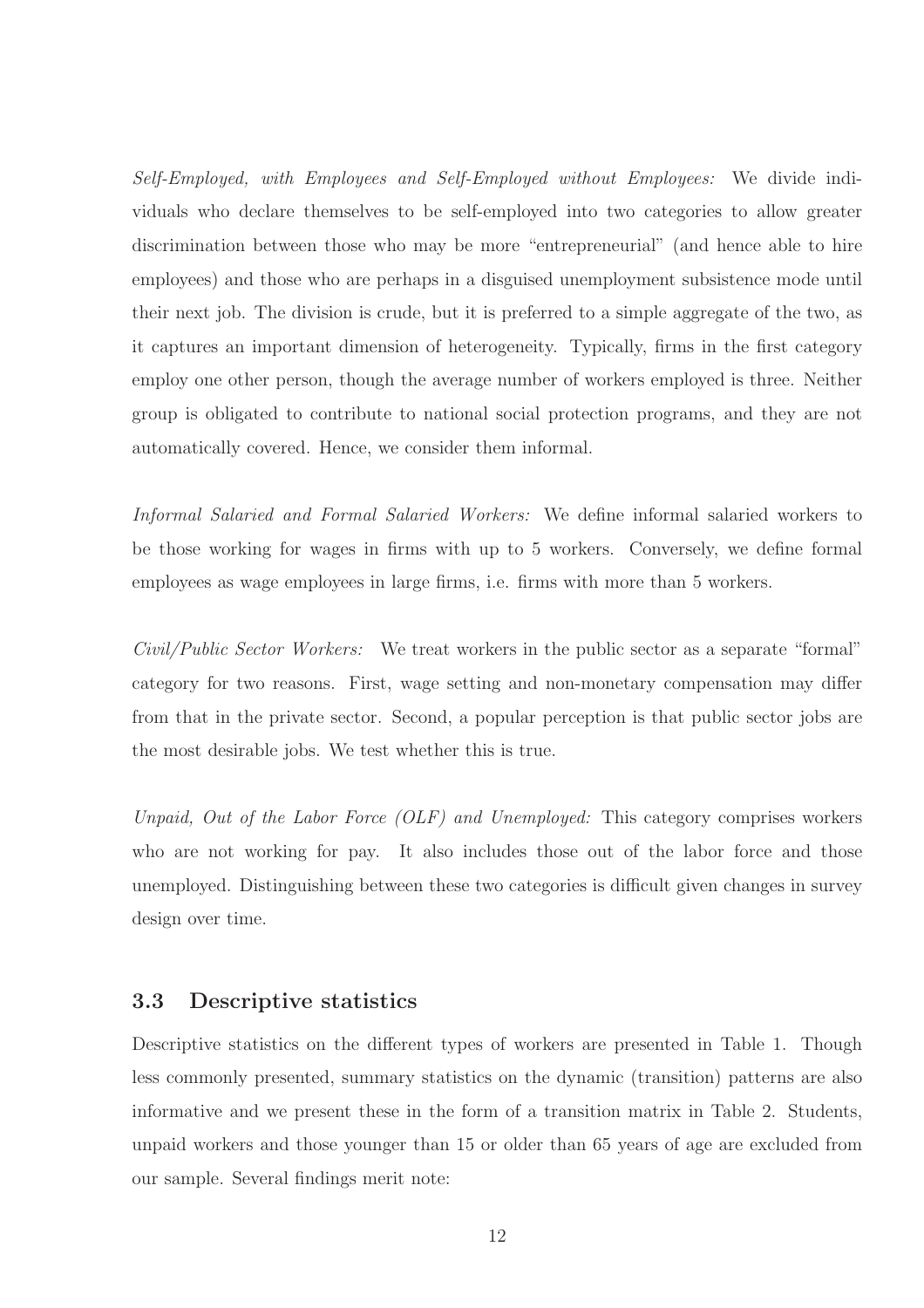*Self-Employed, with Employees and Self-Employed without Employees:* We divide individuals who declare themselves to be self-employed into two categories to allow greater discrimination between those who may be more "entrepreneurial" (and hence able to hire employees) and those who are perhaps in a disguised unemployment subsistence mode until their next job. The division is crude, but it is preferred to a simple aggregate of the two, as it captures an important dimension of heterogeneity. Typically, firms in the first category employ one other person, though the average number of workers employed is three. Neither group is obligated to contribute to national social protection programs, and they are not automatically covered. Hence, we consider them informal.

*Informal Salaried and Formal Salaried Workers:* We define informal salaried workers to be those working for wages in firms with up to 5 workers. Conversely, we define formal employees as wage employees in large firms, i.e. firms with more than 5 workers.

*Civil/Public Sector Workers:* We treat workers in the public sector as a separate "formal" category for two reasons. First, wage setting and non-monetary compensation may differ from that in the private sector. Second, a popular perception is that public sector jobs are the most desirable jobs. We test whether this is true.

*Unpaid, Out of the Labor Force (OLF) and Unemployed:* This category comprises workers who are not working for pay. It also includes those out of the labor force and those unemployed. Distinguishing between these two categories is difficult given changes in survey design over time.

### 3.3 Descriptive statistics

Descriptive statistics on the different types of workers are presented in Table 1. Though less commonly presented, summary statistics on the dynamic (transition) patterns are also informative and we present these in the form of a transition matrix in Table 2. Students, unpaid workers and those younger than 15 or older than 65 years of age are excluded from our sample. Several findings merit note: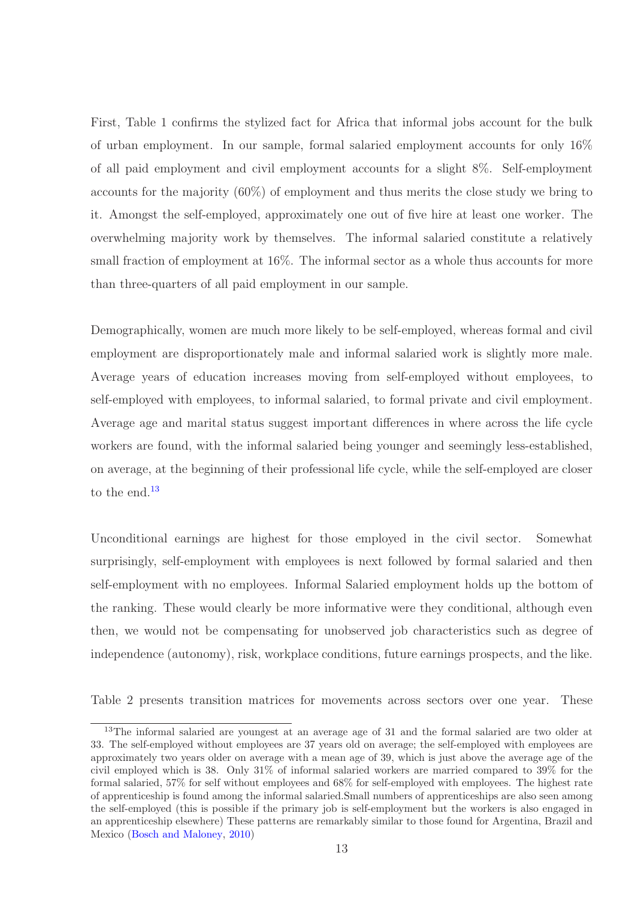First, Table 1 confirms the stylized fact for Africa that informal jobs account for the bulk of urban employment. In our sample, formal salaried employment accounts for only 16% of all paid employment and civil employment accounts for a slight 8%. Self-employment accounts for the majority (60%) of employment and thus merits the close study we bring to it. Amongst the self-employed, approximately one out of five hire at least one worker. The overwhelming majority work by themselves. The informal salaried constitute a relatively small fraction of employment at 16%. The informal sector as a whole thus accounts for more than three-quarters of all paid employment in our sample.

Demographically, women are much more likely to be self-employed, whereas formal and civil employment are disproportionately male and informal salaried work is slightly more male. Average years of education increases moving from self-employed without employees, to self-employed with employees, to informal salaried, to formal private and civil employment. Average age and marital status suggest important differences in where across the life cycle workers are found, with the informal salaried being younger and seemingly less-established, on average, at the beginning of their professional life cycle, while the self-employed are closer to the end.[13]

Unconditional earnings are highest for those employed in the civil sector. Somewhat surprisingly, self-employment with employees is next followed by formal salaried and then self-employment with no employees. Informal Salaried employment holds up the bottom of the ranking. These would clearly be more informative were they conditional, although even then, we would not be compensating for unobserved job characteristics such as degree of independence (autonomy), risk, workplace conditions, future earnings prospects, and the like.

Table 2 presents transition matrices for movements across sectors over one year. These

[13] The informal salaried are youngest at an average age of 31 and the formal salaried are two older at 33. The self-employed without employees are 37 years old on average; the self-employed with employees are approximately two years older on average with a mean age of 39, which is just above the average age of the civil employed which is 38. Only 31% of informal salaried workers are married compared to 39% for the formal salaried, 57% for self without employees and 68% for self-employed with employees. The highest rate of apprenticeship is found among the informal salaried.Small numbers of apprenticeships are also seen among the self-employed (this is possible if the primary job is self-employment but the workers is also engaged in an apprenticeship elsewhere) These patterns are remarkably similar to those found for Argentina, Brazil and Mexico (Bosch and Maloney, 2010)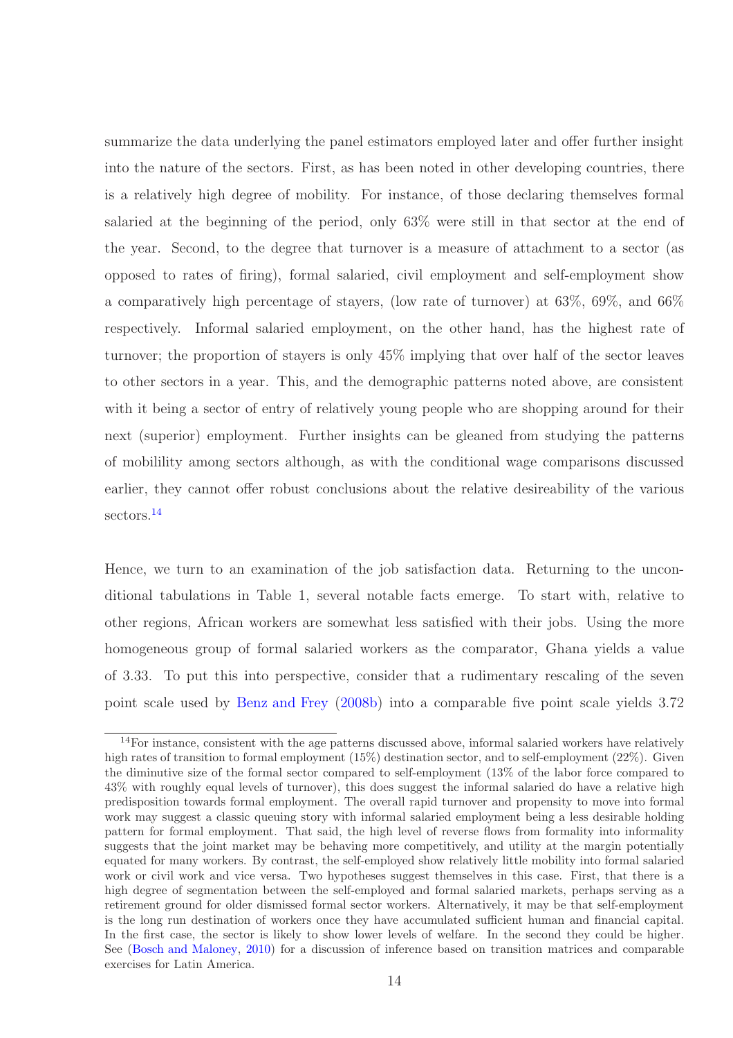summarize the data underlying the panel estimators employed later and offer further insight into the nature of the sectors. First, as has been noted in other developing countries, there is a relatively high degree of mobility. For instance, of those declaring themselves formal salaried at the beginning of the period, only 63% were still in that sector at the end of the year. Second, to the degree that turnover is a measure of attachment to a sector (as opposed to rates of firing), formal salaried, civil employment and self-employment show a comparatively high percentage of stayers, (low rate of turnover) at 63%, 69%, and 66% respectively. Informal salaried employment, on the other hand, has the highest rate of turnover; the proportion of stayers is only 45% implying that over half of the sector leaves to other sectors in a year. This, and the demographic patterns noted above, are consistent with it being a sector of entry of relatively young people who are shopping around for their next (superior) employment. Further insights can be gleaned from studying the patterns of mobilility among sectors although, as with the conditional wage comparisons discussed earlier, they cannot offer robust conclusions about the relative desireability of the various sectors.[14]

Hence, we turn to an examination of the job satisfaction data. Returning to the unconditional tabulations in Table 1, several notable facts emerge. To start with, relative to other regions, African workers are somewhat less satisfied with their jobs. Using the more homogeneous group of formal salaried workers as the comparator, Ghana yields a value of 3.33. To put this into perspective, consider that a rudimentary rescaling of the seven point scale used by Benz and Frey (2008b) into a comparable five point scale yields 3.72

---

[14] For instance, consistent with the age patterns discussed above, informal salaried workers have relatively high rates of transition to formal employment (15%) destination sector, and to self-employment (22%). Given the diminutive size of the formal sector compared to self-employment (13% of the labor force compared to 43% with roughly equal levels of turnover), this does suggest the informal salaried do have a relative high predisposition towards formal employment. The overall rapid turnover and propensity to move into formal work may suggest a classic queuing story with informal salaried employment being a less desirable holding pattern for formal employment. That said, the high level of reverse flows from formality into informality suggests that the joint market may be behaving more competitively, and utility at the margin potentially equated for many workers. By contrast, the self-employed show relatively little mobility into formal salaried work or civil work and vice versa. Two hypotheses suggest themselves in this case. First, that there is a high degree of segmentation between the self-employed and formal salaried markets, perhaps serving as a retirement ground for older dismissed formal sector workers. Alternatively, it may be that self-employment is the long run destination of workers once they have accumulated sufficient human and financial capital. In the first case, the sector is likely to show lower levels of welfare. In the second they could be higher. See (Bosch and Maloney, 2010) for a discussion of inference based on transition matrices and comparable exercises for Latin America.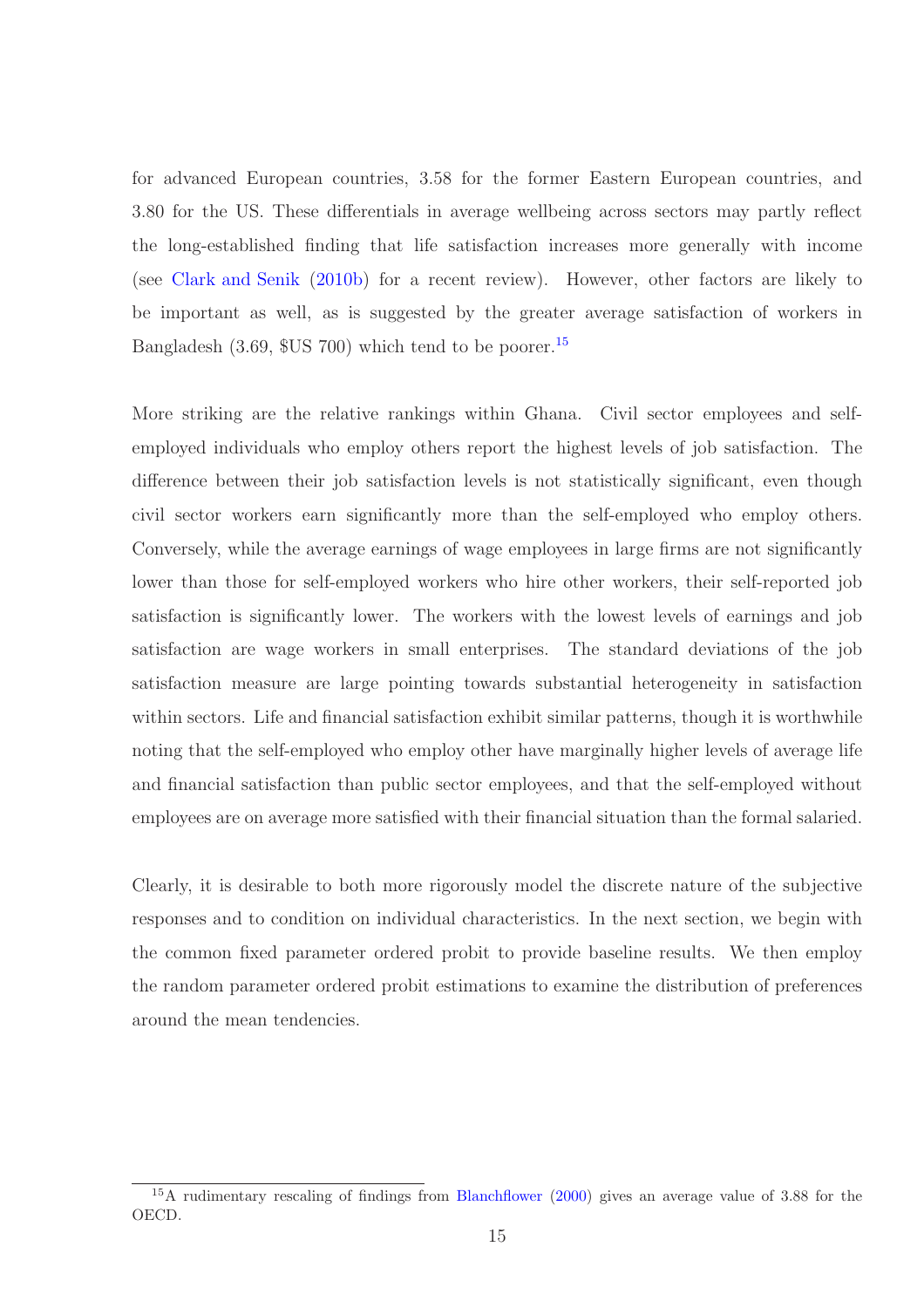for advanced European countries, 3.58 for the former Eastern European countries, and 3.80 for the US. These differentials in average wellbeing across sectors may partly reflect the long-established finding that life satisfaction increases more generally with income (see Clark and Senik (2010b) for a recent review). However, other factors are likely to be important as well, as is suggested by the greater average satisfaction of workers in Bangladesh (3.69, $US 700) which tend to be poorer.[15]

More striking are the relative rankings within Ghana. Civil sector employees and self-employed individuals who employ others report the highest levels of job satisfaction. The difference between their job satisfaction levels is not statistically significant, even though civil sector workers earn significantly more than the self-employed who employ others. Conversely, while the average earnings of wage employees in large firms are not significantly lower than those for self-employed workers who hire other workers, their self-reported job satisfaction is significantly lower. The workers with the lowest levels of earnings and job satisfaction are wage workers in small enterprises. The standard deviations of the job satisfaction measure are large pointing towards substantial heterogeneity in satisfaction within sectors. Life and financial satisfaction exhibit similar patterns, though it is worthwhile noting that the self-employed who employ other have marginally higher levels of average life and financial satisfaction than public sector employees, and that the self-employed without employees are on average more satisfied with their financial situation than the formal salaried.

Clearly, it is desirable to both more rigorously model the discrete nature of the subjective responses and to condition on individual characteristics. In the next section, we begin with the common fixed parameter ordered probit to provide baseline results. We then employ the random parameter ordered probit estimations to examine the distribution of preferences around the mean tendencies.

[15] A rudimentary rescaling of findings from Blanchflower (2000) gives an average value of 3.88 for the OECD.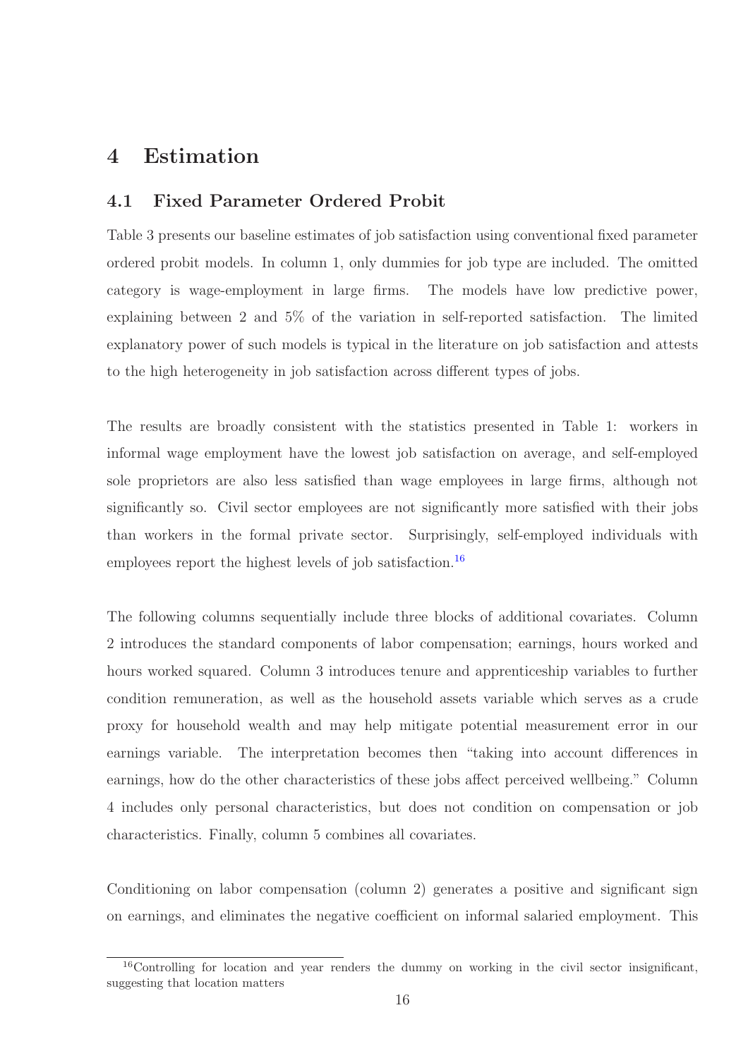# 4 Estimation

## 4.1 Fixed Parameter Ordered Probit

Table 3 presents our baseline estimates of job satisfaction using conventional fixed parameter ordered probit models. In column 1, only dummies for job type are included. The omitted category is wage-employment in large firms. The models have low predictive power, explaining between 2 and 5% of the variation in self-reported satisfaction. The limited explanatory power of such models is typical in the literature on job satisfaction and attests to the high heterogeneity in job satisfaction across different types of jobs.

The results are broadly consistent with the statistics presented in Table 1: workers in informal wage employment have the lowest job satisfaction on average, and self-employed sole proprietors are also less satisfied than wage employees in large firms, although not significantly so. Civil sector employees are not significantly more satisfied with their jobs than workers in the formal private sector. Surprisingly, self-employed individuals with employees report the highest levels of job satisfaction.[16]

The following columns sequentially include three blocks of additional covariates. Column 2 introduces the standard components of labor compensation; earnings, hours worked and hours worked squared. Column 3 introduces tenure and apprenticeship variables to further condition remuneration, as well as the household assets variable which serves as a crude proxy for household wealth and may help mitigate potential measurement error in our earnings variable. The interpretation becomes then "taking into account differences in earnings, how do the other characteristics of these jobs affect perceived wellbeing." Column 4 includes only personal characteristics, but does not condition on compensation or job characteristics. Finally, column 5 combines all covariates.

Conditioning on labor compensation (column 2) generates a positive and significant sign on earnings, and eliminates the negative coefficient on informal salaried employment. This

[16] Controlling for location and year renders the dummy on working in the civil sector insignificant, suggesting that location matters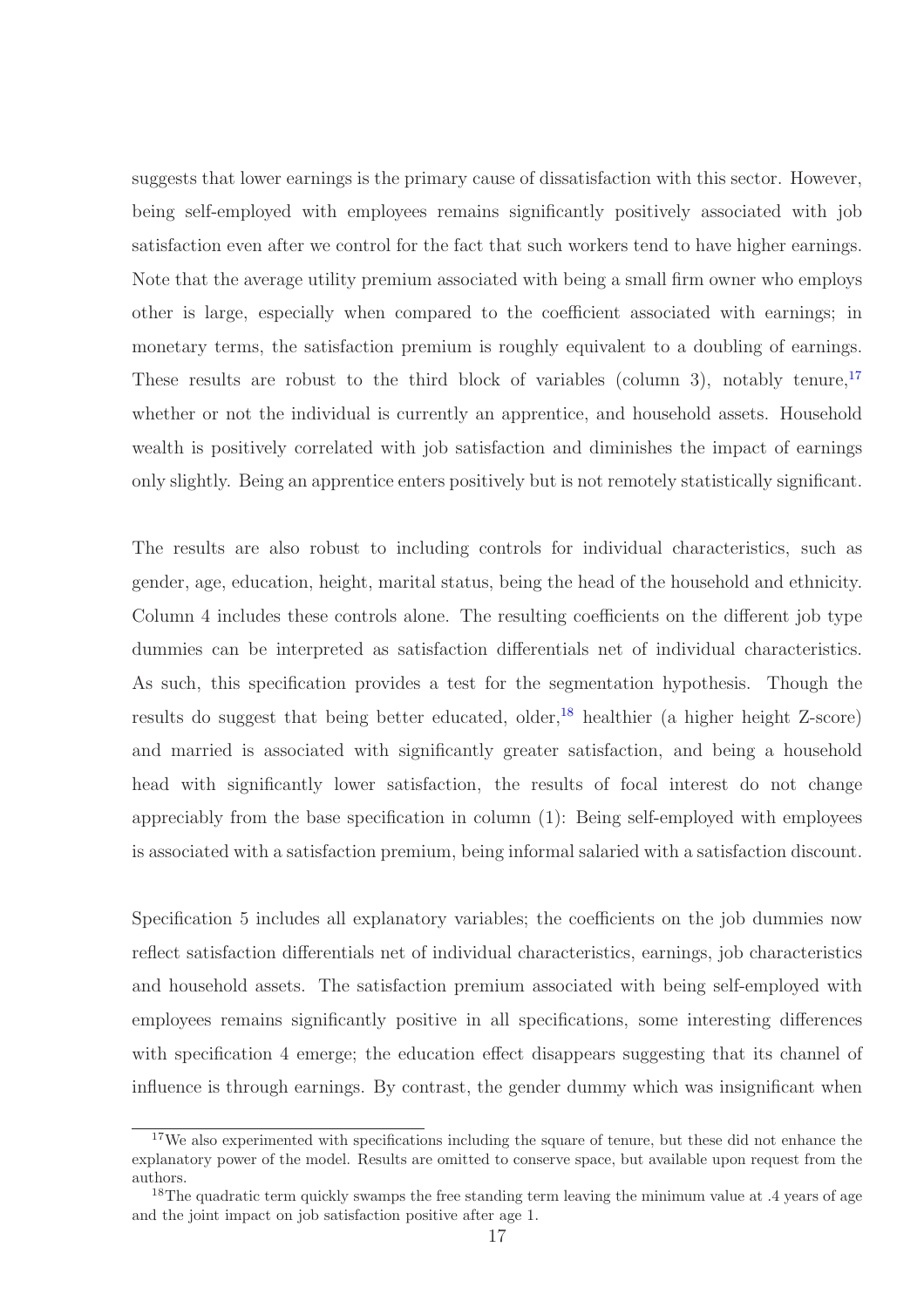suggests that lower earnings is the primary cause of dissatisfaction with this sector. However, being self-employed with employees remains significantly positively associated with job satisfaction even after we control for the fact that such workers tend to have higher earnings. Note that the average utility premium associated with being a small firm owner who employs other is large, especially when compared to the coefficient associated with earnings; in monetary terms, the satisfaction premium is roughly equivalent to a doubling of earnings. These results are robust to the third block of variables (column 3), notably tenure,[17] whether or not the individual is currently an apprentice, and household assets. Household wealth is positively correlated with job satisfaction and diminishes the impact of earnings only slightly. Being an apprentice enters positively but is not remotely statistically significant.

The results are also robust to including controls for individual characteristics, such as gender, age, education, height, marital status, being the head of the household and ethnicity. Column 4 includes these controls alone. The resulting coefficients on the different job type dummies can be interpreted as satisfaction differentials net of individual characteristics. As such, this specification provides a test for the segmentation hypothesis. Though the results do suggest that being better educated, older,[18] healthier (a higher height Z-score) and married is associated with significantly greater satisfaction, and being a household head with significantly lower satisfaction, the results of focal interest do not change appreciably from the base specification in column (1): Being self-employed with employees is associated with a satisfaction premium, being informal salaried with a satisfaction discount.

Specification 5 includes all explanatory variables; the coefficients on the job dummies now reflect satisfaction differentials net of individual characteristics, earnings, job characteristics and household assets. The satisfaction premium associated with being self-employed with employees remains significantly positive in all specifications, some interesting differences with specification 4 emerge; the education effect disappears suggesting that its channel of influence is through earnings. By contrast, the gender dummy which was insignificant when

---

[17] We also experimented with specifications including the square of tenure, but these did not enhance the explanatory power of the model. Results are omitted to conserve space, but available upon request from the authors.

[18] The quadratic term quickly swamps the free standing term leaving the minimum value at .4 years of age and the joint impact on job satisfaction positive after age 1.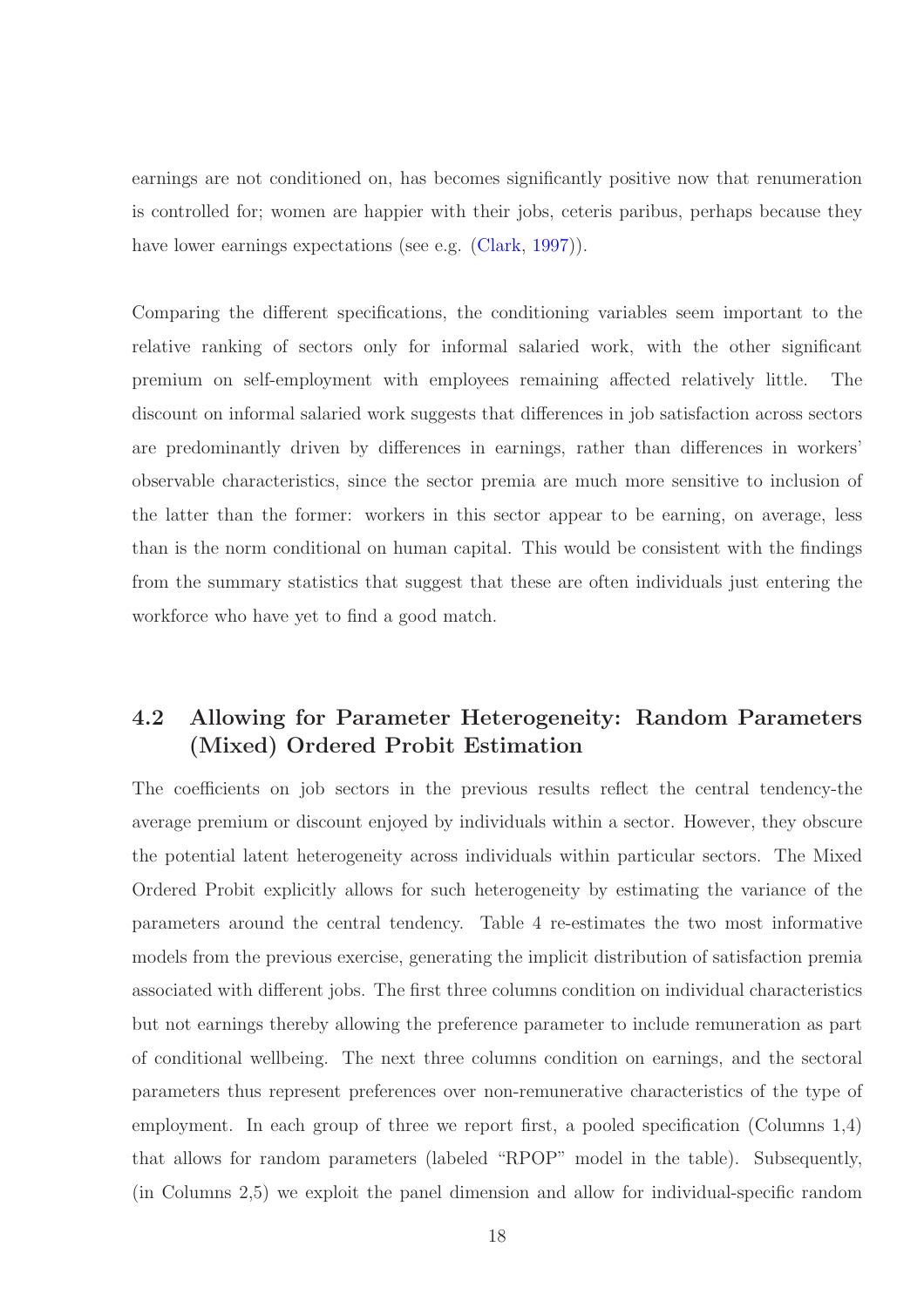earnings are not conditioned on, has becomes significantly positive now that renumeration is controlled for; women are happier with their jobs, ceteris paribus, perhaps because they have lower earnings expectations (see e.g. (Clark, 1997)).

Comparing the different specifications, the conditioning variables seem important to the relative ranking of sectors only for informal salaried work, with the other significant premium on self-employment with employees remaining affected relatively little. The discount on informal salaried work suggests that differences in job satisfaction across sectors are predominantly driven by differences in earnings, rather than differences in workers' observable characteristics, since the sector premia are much more sensitive to inclusion of the latter than the former: workers in this sector appear to be earning, on average, less than is the norm conditional on human capital. This would be consistent with the findings from the summary statistics that suggest that these are often individuals just entering the workforce who have yet to find a good match.

## 4.2 Allowing for Parameter Heterogeneity: Random Parameters (Mixed) Ordered Probit Estimation

The coefficients on job sectors in the previous results reflect the central tendency-the average premium or discount enjoyed by individuals within a sector. However, they obscure the potential latent heterogeneity across individuals within particular sectors. The Mixed Ordered Probit explicitly allows for such heterogeneity by estimating the variance of the parameters around the central tendency. Table 4 re-estimates the two most informative models from the previous exercise, generating the implicit distribution of satisfaction premia associated with different jobs. The first three columns condition on individual characteristics but not earnings thereby allowing the preference parameter to include remuneration as part of conditional wellbeing. The next three columns condition on earnings, and the sectoral parameters thus represent preferences over non-remunerative characteristics of the type of employment. In each group of three we report first, a pooled specification (Columns 1,4) that allows for random parameters (labeled "RPOP" model in the table). Subsequently, (in Columns 2,5) we exploit the panel dimension and allow for individual-specific random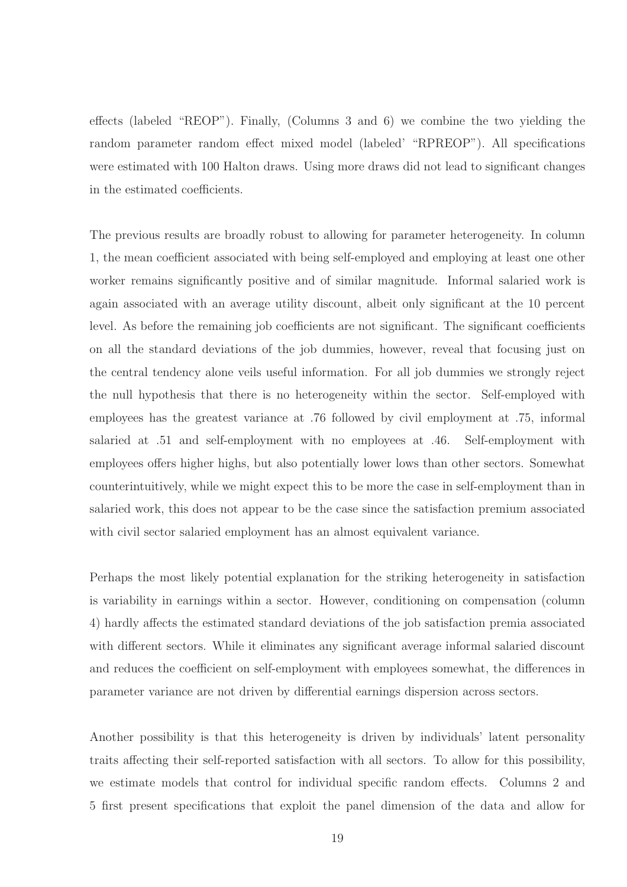effects (labeled "REOP"). Finally, (Columns 3 and 6) we combine the two yielding the random parameter random effect mixed model (labeled' "RPREOP"). All specifications were estimated with 100 Halton draws. Using more draws did not lead to significant changes in the estimated coefficients.

The previous results are broadly robust to allowing for parameter heterogeneity. In column 1, the mean coefficient associated with being self-employed and employing at least one other worker remains significantly positive and of similar magnitude. Informal salaried work is again associated with an average utility discount, albeit only significant at the 10 percent level. As before the remaining job coefficients are not significant. The significant coefficients on all the standard deviations of the job dummies, however, reveal that focusing just on the central tendency alone veils useful information. For all job dummies we strongly reject the null hypothesis that there is no heterogeneity within the sector. Self-employed with employees has the greatest variance at .76 followed by civil employment at .75, informal salaried at .51 and self-employment with no employees at .46. Self-employment with employees offers higher highs, but also potentially lower lows than other sectors. Somewhat counterintuitively, while we might expect this to be more the case in self-employment than in salaried work, this does not appear to be the case since the satisfaction premium associated with civil sector salaried employment has an almost equivalent variance.

Perhaps the most likely potential explanation for the striking heterogeneity in satisfaction is variability in earnings within a sector. However, conditioning on compensation (column 4) hardly affects the estimated standard deviations of the job satisfaction premia associated with different sectors. While it eliminates any significant average informal salaried discount and reduces the coefficient on self-employment with employees somewhat, the differences in parameter variance are not driven by differential earnings dispersion across sectors.

Another possibility is that this heterogeneity is driven by individuals' latent personality traits affecting their self-reported satisfaction with all sectors. To allow for this possibility, we estimate models that control for individual specific random effects. Columns 2 and 5 first present specifications that exploit the panel dimension of the data and allow for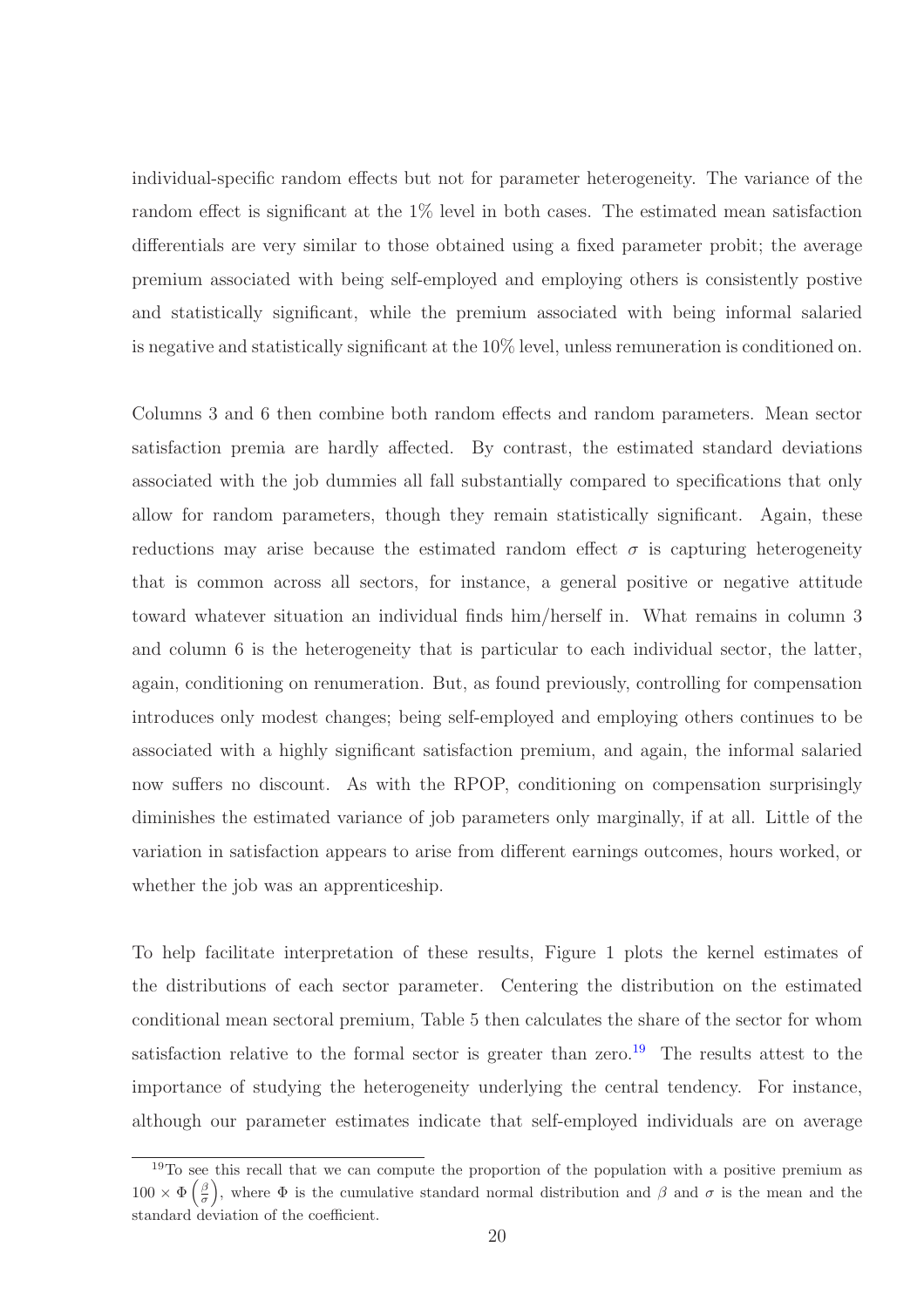individual-specific random effects but not for parameter heterogeneity. The variance of the random effect is significant at the 1% level in both cases. The estimated mean satisfaction differentials are very similar to those obtained using a fixed parameter probit; the average premium associated with being self-employed and employing others is consistently postive and statistically significant, while the premium associated with being informal salaried is negative and statistically significant at the 10% level, unless remuneration is conditioned on.

Columns 3 and 6 then combine both random effects and random parameters. Mean sector satisfaction premia are hardly affected. By contrast, the estimated standard deviations associated with the job dummies all fall substantially compared to specifications that only allow for random parameters, though they remain statistically significant. Again, these reductions may arise because the estimated random effect $\sigma$ is capturing heterogeneity that is common across all sectors, for instance, a general positive or negative attitude toward whatever situation an individual finds him/herself in. What remains in column 3 and column 6 is the heterogeneity that is particular to each individual sector, the latter, again, conditioning on renumeration. But, as found previously, controlling for compensation introduces only modest changes; being self-employed and employing others continues to be associated with a highly significant satisfaction premium, and again, the informal salaried now suffers no discount. As with the RPOP, conditioning on compensation surprisingly diminishes the estimated variance of job parameters only marginally, if at all. Little of the variation in satisfaction appears to arise from different earnings outcomes, hours worked, or whether the job was an apprenticeship.

To help facilitate interpretation of these results, Figure 1 plots the kernel estimates of the distributions of each sector parameter. Centering the distribution on the estimated conditional mean sectoral premium, Table 5 then calculates the share of the sector for whom satisfaction relative to the formal sector is greater than zero.[19] The results attest to the importance of studying the heterogeneity underlying the central tendency. For instance, although our parameter estimates indicate that self-employed individuals are on average

[19] To see this recall that we can compute the proportion of the population with a positive premium as $100 \times \Phi\left(\frac{\beta}{\sigma}\right)$, where $\Phi$ is the cumulative standard normal distribution and $\beta$ and $\sigma$ is the mean and the standard deviation of the coefficient.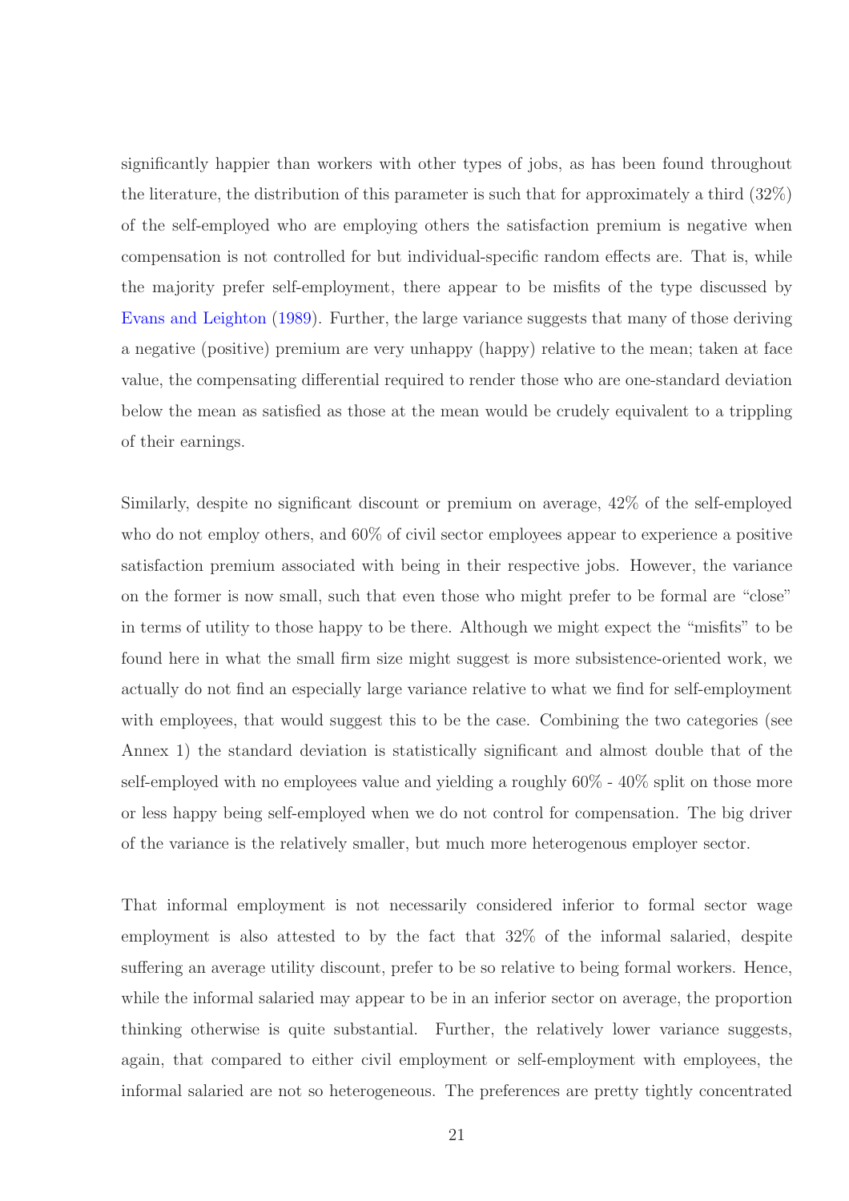significantly happier than workers with other types of jobs, as has been found throughout the literature, the distribution of this parameter is such that for approximately a third (32%) of the self-employed who are employing others the satisfaction premium is negative when compensation is not controlled for but individual-specific random effects are. That is, while the majority prefer self-employment, there appear to be misfits of the type discussed by Evans and Leighton (1989). Further, the large variance suggests that many of those deriving a negative (positive) premium are very unhappy (happy) relative to the mean; taken at face value, the compensating differential required to render those who are one-standard deviation below the mean as satisfied as those at the mean would be crudely equivalent to a trippling of their earnings.

Similarly, despite no significant discount or premium on average, 42% of the self-employed who do not employ others, and 60% of civil sector employees appear to experience a positive satisfaction premium associated with being in their respective jobs. However, the variance on the former is now small, such that even those who might prefer to be formal are "close" in terms of utility to those happy to be there. Although we might expect the "misfits" to be found here in what the small firm size might suggest is more subsistence-oriented work, we actually do not find an especially large variance relative to what we find for self-employment with employees, that would suggest this to be the case. Combining the two categories (see Annex 1) the standard deviation is statistically significant and almost double that of the self-employed with no employees value and yielding a roughly 60% - 40% split on those more or less happy being self-employed when we do not control for compensation. The big driver of the variance is the relatively smaller, but much more heterogenous employer sector.

That informal employment is not necessarily considered inferior to formal sector wage employment is also attested to by the fact that 32% of the informal salaried, despite suffering an average utility discount, prefer to be so relative to being formal workers. Hence, while the informal salaried may appear to be in an inferior sector on average, the proportion thinking otherwise is quite substantial. Further, the relatively lower variance suggests, again, that compared to either civil employment or self-employment with employees, the informal salaried are not so heterogeneous. The preferences are pretty tightly concentrated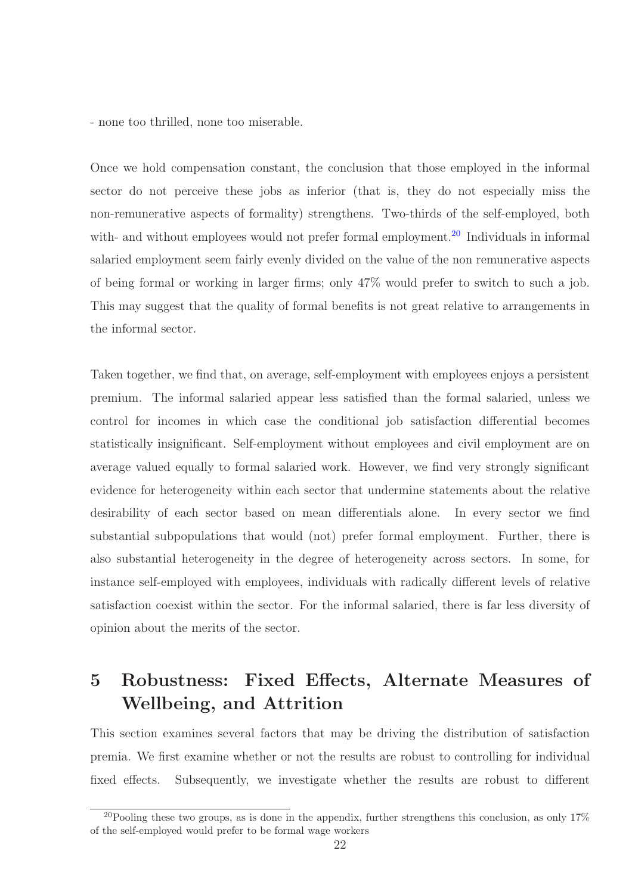- none too thrilled, none too miserable.

Once we hold compensation constant, the conclusion that those employed in the informal sector do not perceive these jobs as inferior (that is, they do not especially miss the non-remunerative aspects of formality) strengthens. Two-thirds of the self-employed, both with- and without employees would not prefer formal employment.[20] Individuals in informal salaried employment seem fairly evenly divided on the value of the non remunerative aspects of being formal or working in larger firms; only 47% would prefer to switch to such a job. This may suggest that the quality of formal benefits is not great relative to arrangements in the informal sector.

Taken together, we find that, on average, self-employment with employees enjoys a persistent premium. The informal salaried appear less satisfied than the formal salaried, unless we control for incomes in which case the conditional job satisfaction differential becomes statistically insignificant. Self-employment without employees and civil employment are on average valued equally to formal salaried work. However, we find very strongly significant evidence for heterogeneity within each sector that undermine statements about the relative desirability of each sector based on mean differentials alone. In every sector we find substantial subpopulations that would (not) prefer formal employment. Further, there is also substantial heterogeneity in the degree of heterogeneity across sectors. In some, for instance self-employed with employees, individuals with radically different levels of relative satisfaction coexist within the sector. For the informal salaried, there is far less diversity of opinion about the merits of the sector.

# 5 Robustness: Fixed Effects, Alternate Measures of Wellbeing, and Attrition

This section examines several factors that may be driving the distribution of satisfaction premia. We first examine whether or not the results are robust to controlling for individual fixed effects. Subsequently, we investigate whether the results are robust to different

[20] Pooling these two groups, as is done in the appendix, further strengthens this conclusion, as only 17% of the self-employed would prefer to be formal wage workers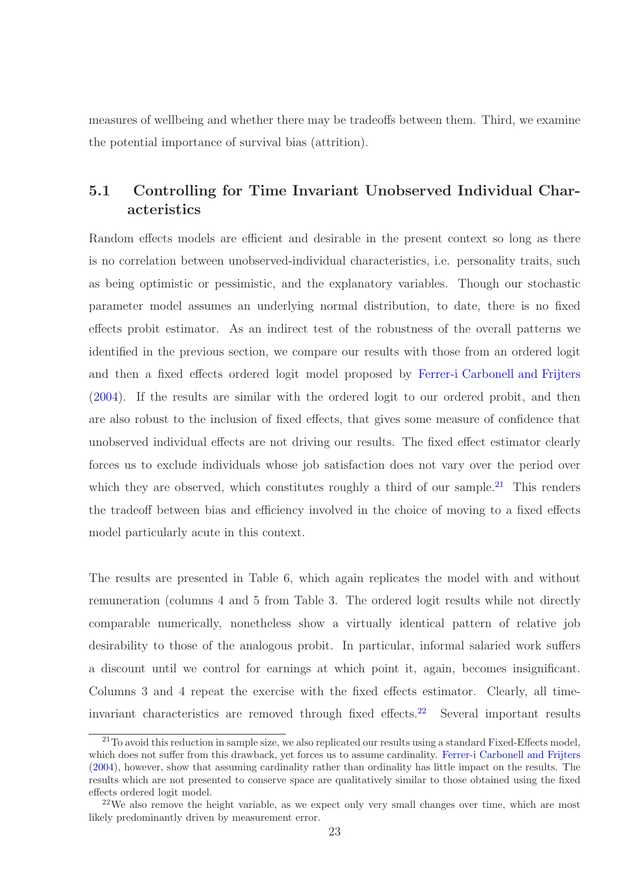measures of wellbeing and whether there may be tradeoffs between them. Third, we examine the potential importance of survival bias (attrition).

## 5.1 Controlling for Time Invariant Unobserved Individual Characteristics

Random effects models are efficient and desirable in the present context so long as there is no correlation between unobserved-individual characteristics, i.e. personality traits, such as being optimistic or pessimistic, and the explanatory variables. Though our stochastic parameter model assumes an underlying normal distribution, to date, there is no fixed effects probit estimator. As an indirect test of the robustness of the overall patterns we identified in the previous section, we compare our results with those from an ordered logit and then a fixed effects ordered logit model proposed by Ferrer-i Carbonell and Frijters (2004). If the results are similar with the ordered logit to our ordered probit, and then are also robust to the inclusion of fixed effects, that gives some measure of confidence that unobserved individual effects are not driving our results. The fixed effect estimator clearly forces us to exclude individuals whose job satisfaction does not vary over the period over which they are observed, which constitutes roughly a third of our sample.[21] This renders the tradeoff between bias and efficiency involved in the choice of moving to a fixed effects model particularly acute in this context.

The results are presented in Table 6, which again replicates the model with and without remuneration (columns 4 and 5 from Table 3. The ordered logit results while not directly comparable numerically, nonetheless show a virtually identical pattern of relative job desirability to those of the analogous probit. In particular, informal salaried work suffers a discount until we control for earnings at which point it, again, becomes insignificant. Columns 3 and 4 repeat the exercise with the fixed effects estimator. Clearly, all time-invariant characteristics are removed through fixed effects.[22] Several important results

---

[21] To avoid this reduction in sample size, we also replicated our results using a standard Fixed-Effects model, which does not suffer from this drawback, yet forces us to assume cardinality. Ferrer-i Carbonell and Frijters (2004), however, show that assuming cardinality rather than ordinality has little impact on the results. The results which are not presented to conserve space are qualitatively similar to those obtained using the fixed effects ordered logit model.

[22] We also remove the height variable, as we expect only very small changes over time, which are most likely predominantly driven by measurement error.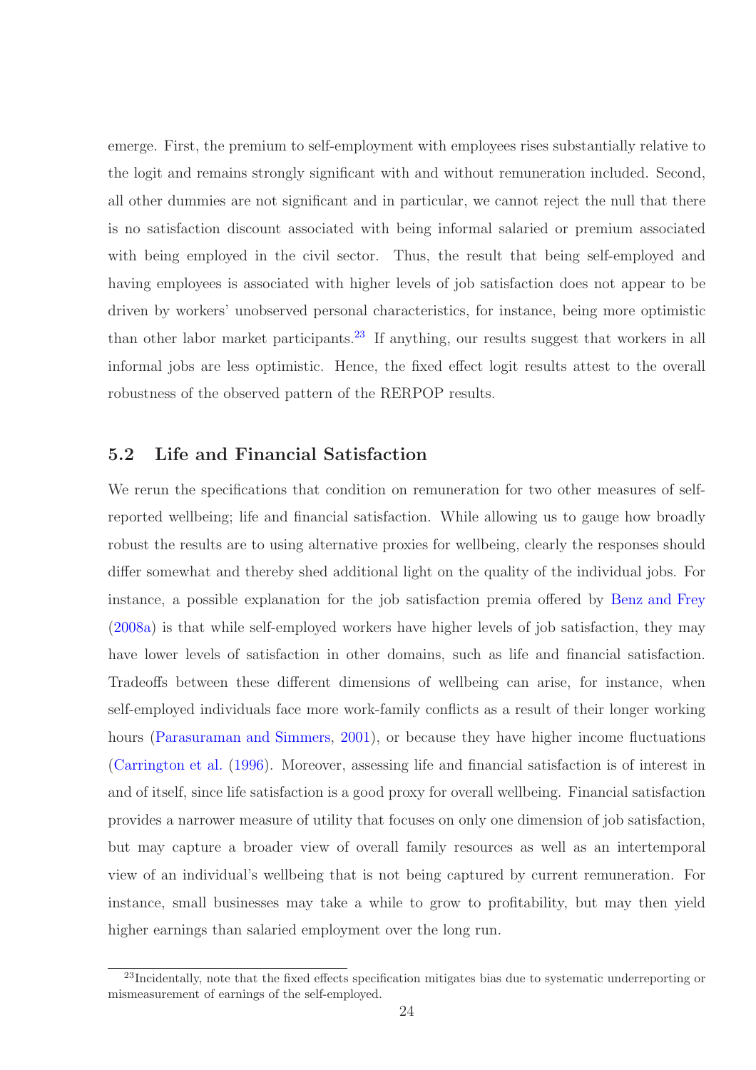emerge. First, the premium to self-employment with employees rises substantially relative to the logit and remains strongly significant with and without remuneration included. Second, all other dummies are not significant and in particular, we cannot reject the null that there is no satisfaction discount associated with being informal salaried or premium associated with being employed in the civil sector. Thus, the result that being self-employed and having employees is associated with higher levels of job satisfaction does not appear to be driven by workers' unobserved personal characteristics, for instance, being more optimistic than other labor market participants.[23] If anything, our results suggest that workers in all informal jobs are less optimistic. Hence, the fixed effect logit results attest to the overall robustness of the observed pattern of the RERPOP results.

## 5.2 Life and Financial Satisfaction

We rerun the specifications that condition on remuneration for two other measures of self-reported wellbeing; life and financial satisfaction. While allowing us to gauge how broadly robust the results are to using alternative proxies for wellbeing, clearly the responses should differ somewhat and thereby shed additional light on the quality of the individual jobs. For instance, a possible explanation for the job satisfaction premia offered by Benz and Frey (2008a) is that while self-employed workers have higher levels of job satisfaction, they may have lower levels of satisfaction in other domains, such as life and financial satisfaction. Tradeoffs between these different dimensions of wellbeing can arise, for instance, when self-employed individuals face more work-family conflicts as a result of their longer working hours (Parasuraman and Simmers, 2001), or because they have higher income fluctuations (Carrington et al. (1996). Moreover, assessing life and financial satisfaction is of interest in and of itself, since life satisfaction is a good proxy for overall wellbeing. Financial satisfaction provides a narrower measure of utility that focuses on only one dimension of job satisfaction, but may capture a broader view of overall family resources as well as an intertemporal view of an individual's wellbeing that is not being captured by current remuneration. For instance, small businesses may take a while to grow to profitability, but may then yield higher earnings than salaried employment over the long run.

[23] Incidentally, note that the fixed effects specification mitigates bias due to systematic underreporting or mismeasurement of earnings of the self-employed.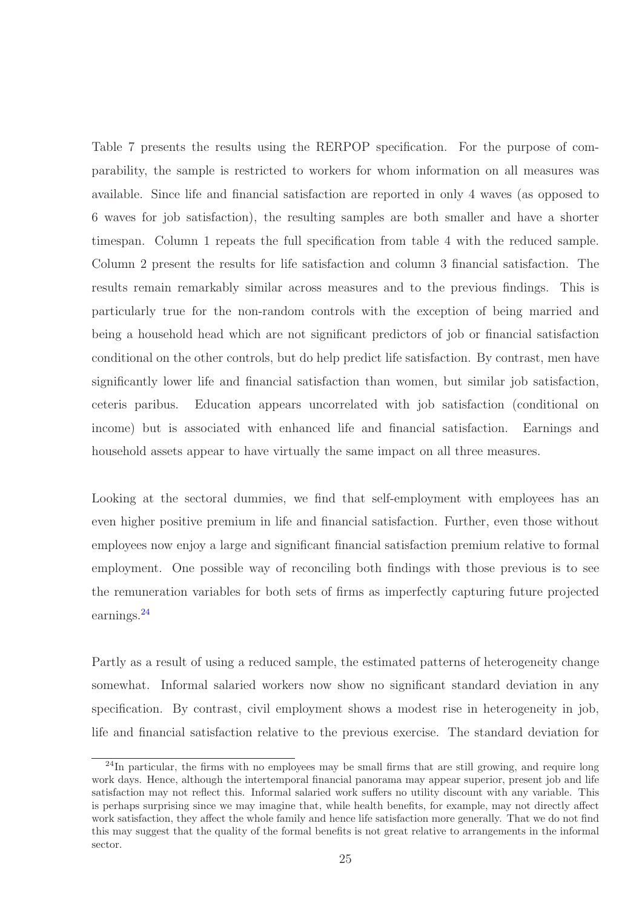Table 7 presents the results using the RERPOP specification. For the purpose of comparability, the sample is restricted to workers for whom information on all measures was available. Since life and financial satisfaction are reported in only 4 waves (as opposed to 6 waves for job satisfaction), the resulting samples are both smaller and have a shorter timespan. Column 1 repeats the full specification from table 4 with the reduced sample. Column 2 present the results for life satisfaction and column 3 financial satisfaction. The results remain remarkably similar across measures and to the previous findings. This is particularly true for the non-random controls with the exception of being married and being a household head which are not significant predictors of job or financial satisfaction conditional on the other controls, but do help predict life satisfaction. By contrast, men have significantly lower life and financial satisfaction than women, but similar job satisfaction, ceteris paribus. Education appears uncorrelated with job satisfaction (conditional on income) but is associated with enhanced life and financial satisfaction. Earnings and household assets appear to have virtually the same impact on all three measures.

Looking at the sectoral dummies, we find that self-employment with employees has an even higher positive premium in life and financial satisfaction. Further, even those without employees now enjoy a large and significant financial satisfaction premium relative to formal employment. One possible way of reconciling both findings with those previous is to see the remuneration variables for both sets of firms as imperfectly capturing future projected earnings.[24]

Partly as a result of using a reduced sample, the estimated patterns of heterogeneity change somewhat. Informal salaried workers now show no significant standard deviation in any specification. By contrast, civil employment shows a modest rise in heterogeneity in job, life and financial satisfaction relative to the previous exercise. The standard deviation for

[24] In particular, the firms with no employees may be small firms that are still growing, and require long work days. Hence, although the intertemporal financial panorama may appear superior, present job and life satisfaction may not reflect this. Informal salaried work suffers no utility discount with any variable. This is perhaps surprising since we may imagine that, while health benefits, for example, may not directly affect work satisfaction, they affect the whole family and hence life satisfaction more generally. That we do not find this may suggest that the quality of the formal benefits is not great relative to arrangements in the informal sector.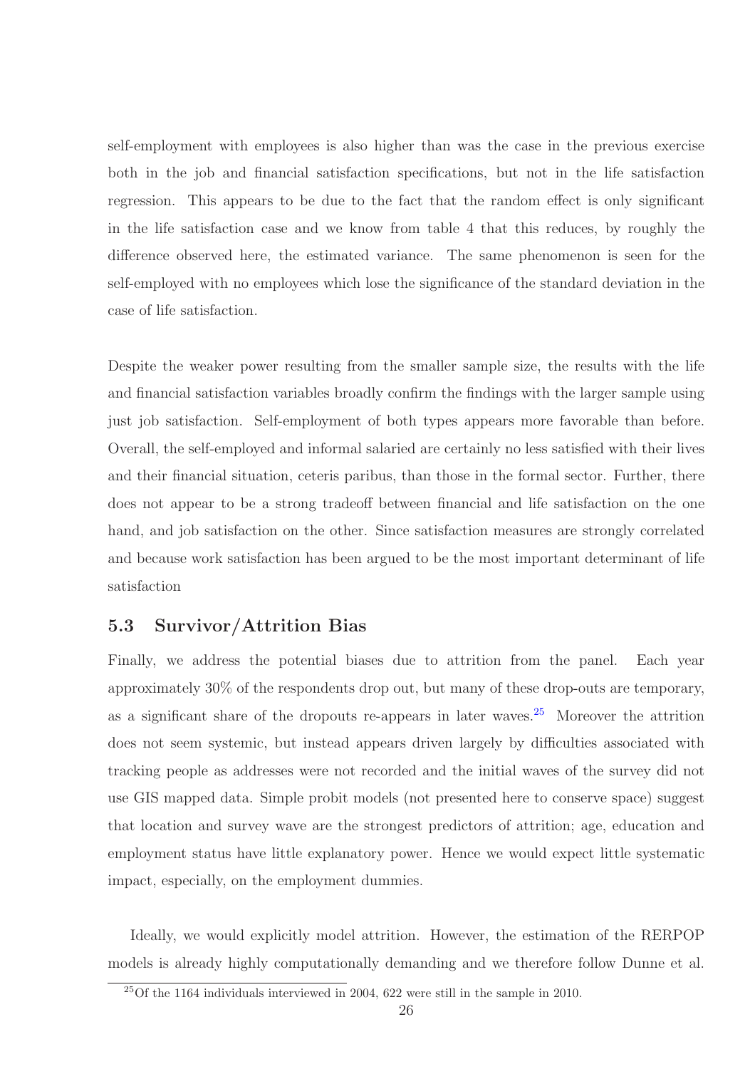self-employment with employees is also higher than was the case in the previous exercise both in the job and financial satisfaction specifications, but not in the life satisfaction regression. This appears to be due to the fact that the random effect is only significant in the life satisfaction case and we know from table 4 that this reduces, by roughly the difference observed here, the estimated variance. The same phenomenon is seen for the self-employed with no employees which lose the significance of the standard deviation in the case of life satisfaction.

Despite the weaker power resulting from the smaller sample size, the results with the life and financial satisfaction variables broadly confirm the findings with the larger sample using just job satisfaction. Self-employment of both types appears more favorable than before. Overall, the self-employed and informal salaried are certainly no less satisfied with their lives and their financial situation, ceteris paribus, than those in the formal sector. Further, there does not appear to be a strong tradeoff between financial and life satisfaction on the one hand, and job satisfaction on the other. Since satisfaction measures are strongly correlated and because work satisfaction has been argued to be the most important determinant of life satisfaction

### 5.3 Survivor/Attrition Bias

Finally, we address the potential biases due to attrition from the panel. Each year approximately 30% of the respondents drop out, but many of these drop-outs are temporary, as a significant share of the dropouts re-appears in later waves.[25] Moreover the attrition does not seem systemic, but instead appears driven largely by difficulties associated with tracking people as addresses were not recorded and the initial waves of the survey did not use GIS mapped data. Simple probit models (not presented here to conserve space) suggest that location and survey wave are the strongest predictors of attrition; age, education and employment status have little explanatory power. Hence we would expect little systematic impact, especially, on the employment dummies.

Ideally, we would explicitly model attrition. However, the estimation of the RERPOP models is already highly computationally demanding and we therefore follow Dunne et al.

[25] Of the 1164 individuals interviewed in 2004, 622 were still in the sample in 2010.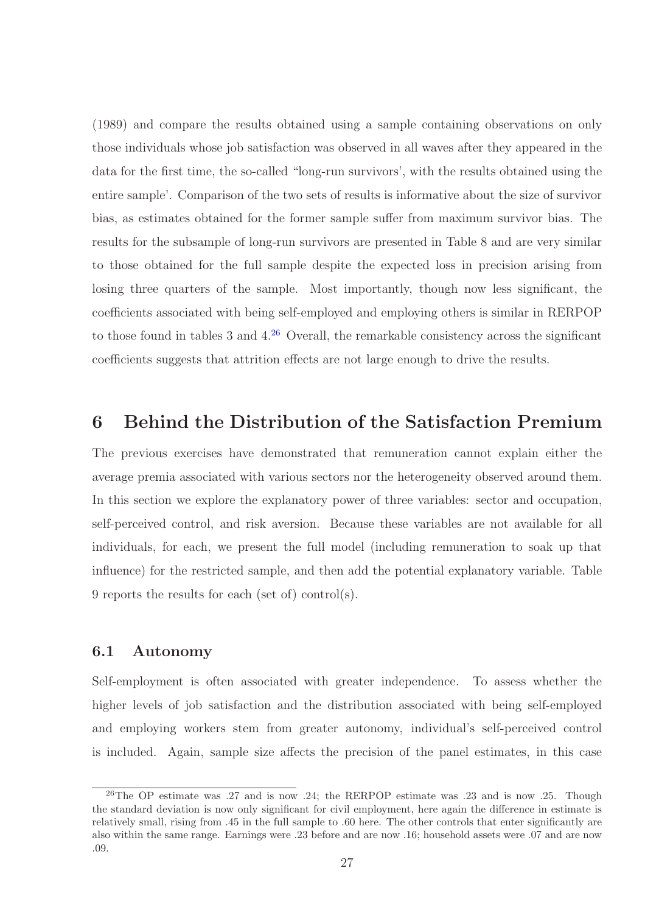(1989) and compare the results obtained using a sample containing observations on only those individuals whose job satisfaction was observed in all waves after they appeared in the data for the first time, the so-called "long-run survivors', with the results obtained using the entire sample'. Comparison of the two sets of results is informative about the size of survivor bias, as estimates obtained for the former sample suffer from maximum survivor bias. The results for the subsample of long-run survivors are presented in Table 8 and are very similar to those obtained for the full sample despite the expected loss in precision arising from losing three quarters of the sample. Most importantly, though now less significant, the coefficients associated with being self-employed and employing others is similar in RERPOP to those found in tables 3 and 4.[26] Overall, the remarkable consistency across the significant coefficients suggests that attrition effects are not large enough to drive the results.

# 6 Behind the Distribution of the Satisfaction Premium

The previous exercises have demonstrated that remuneration cannot explain either the average premia associated with various sectors nor the heterogeneity observed around them. In this section we explore the explanatory power of three variables: sector and occupation, self-perceived control, and risk aversion. Because these variables are not available for all individuals, for each, we present the full model (including remuneration to soak up that influence) for the restricted sample, and then add the potential explanatory variable. Table 9 reports the results for each (set of) control(s).

## 6.1 Autonomy

Self-employment is often associated with greater independence. To assess whether the higher levels of job satisfaction and the distribution associated with being self-employed and employing workers stem from greater autonomy, individual's self-perceived control is included. Again, sample size affects the precision of the panel estimates, in this case

[26] The OP estimate was .27 and is now .24; the RERPOP estimate was .23 and is now .25. Though the standard deviation is now only significant for civil employment, here again the difference in estimate is relatively small, rising from .45 in the full sample to .60 here. The other controls that enter significantly are also within the same range. Earnings were .23 before and are now .16; household assets were .07 and are now .09.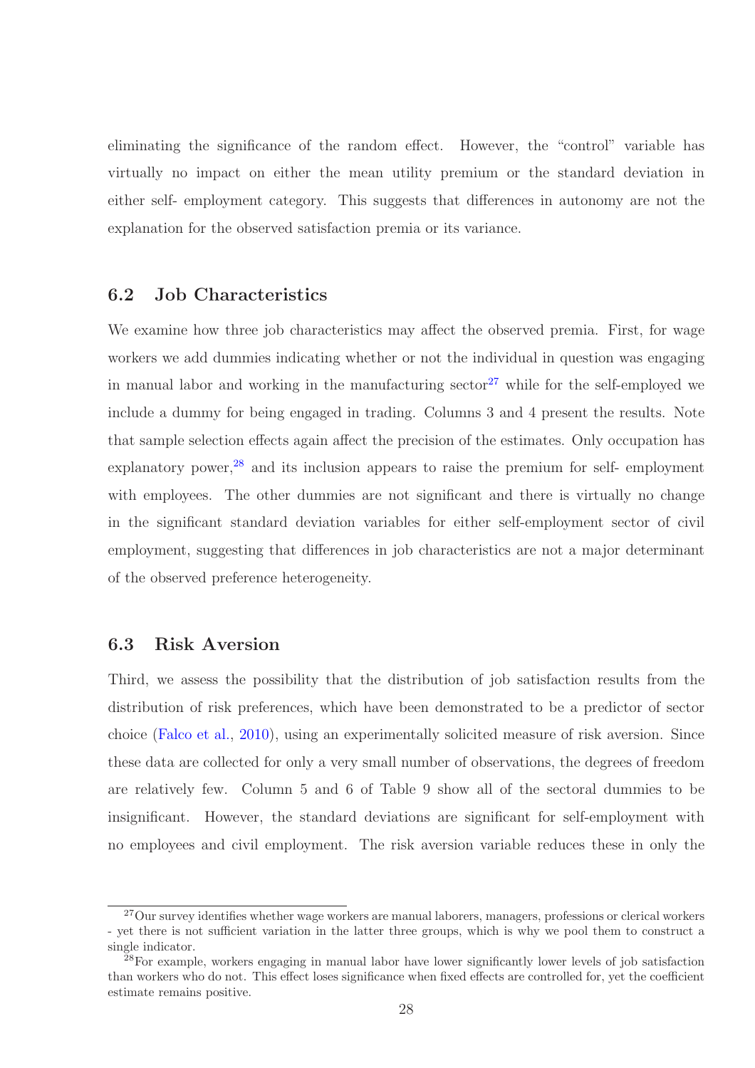eliminating the significance of the random effect. However, the "control" variable has virtually no impact on either the mean utility premium or the standard deviation in either self- employment category. This suggests that differences in autonomy are not the explanation for the observed satisfaction premia or its variance.

## 6.2 Job Characteristics

We examine how three job characteristics may affect the observed premia. First, for wage workers we add dummies indicating whether or not the individual in question was engaging in manual labor and working in the manufacturing sector[27] while for the self-employed we include a dummy for being engaged in trading. Columns 3 and 4 present the results. Note that sample selection effects again affect the precision of the estimates. Only occupation has explanatory power,[28] and its inclusion appears to raise the premium for self- employment with employees. The other dummies are not significant and there is virtually no change in the significant standard deviation variables for either self-employment sector of civil employment, suggesting that differences in job characteristics are not a major determinant of the observed preference heterogeneity.

## 6.3 Risk Aversion

Third, we assess the possibility that the distribution of job satisfaction results from the distribution of risk preferences, which have been demonstrated to be a predictor of sector choice (Falco et al., 2010), using an experimentally solicited measure of risk aversion. Since these data are collected for only a very small number of observations, the degrees of freedom are relatively few. Column 5 and 6 of Table 9 show all of the sectoral dummies to be insignificant. However, the standard deviations are significant for self-employment with no employees and civil employment. The risk aversion variable reduces these in only the

[27] Our survey identifies whether wage workers are manual laborers, managers, professions or clerical workers - yet there is not sufficient variation in the latter three groups, which is why we pool them to construct a single indicator.

[28] For example, workers engaging in manual labor have lower significantly lower levels of job satisfaction than workers who do not. This effect loses significance when fixed effects are controlled for, yet the coefficient estimate remains positive.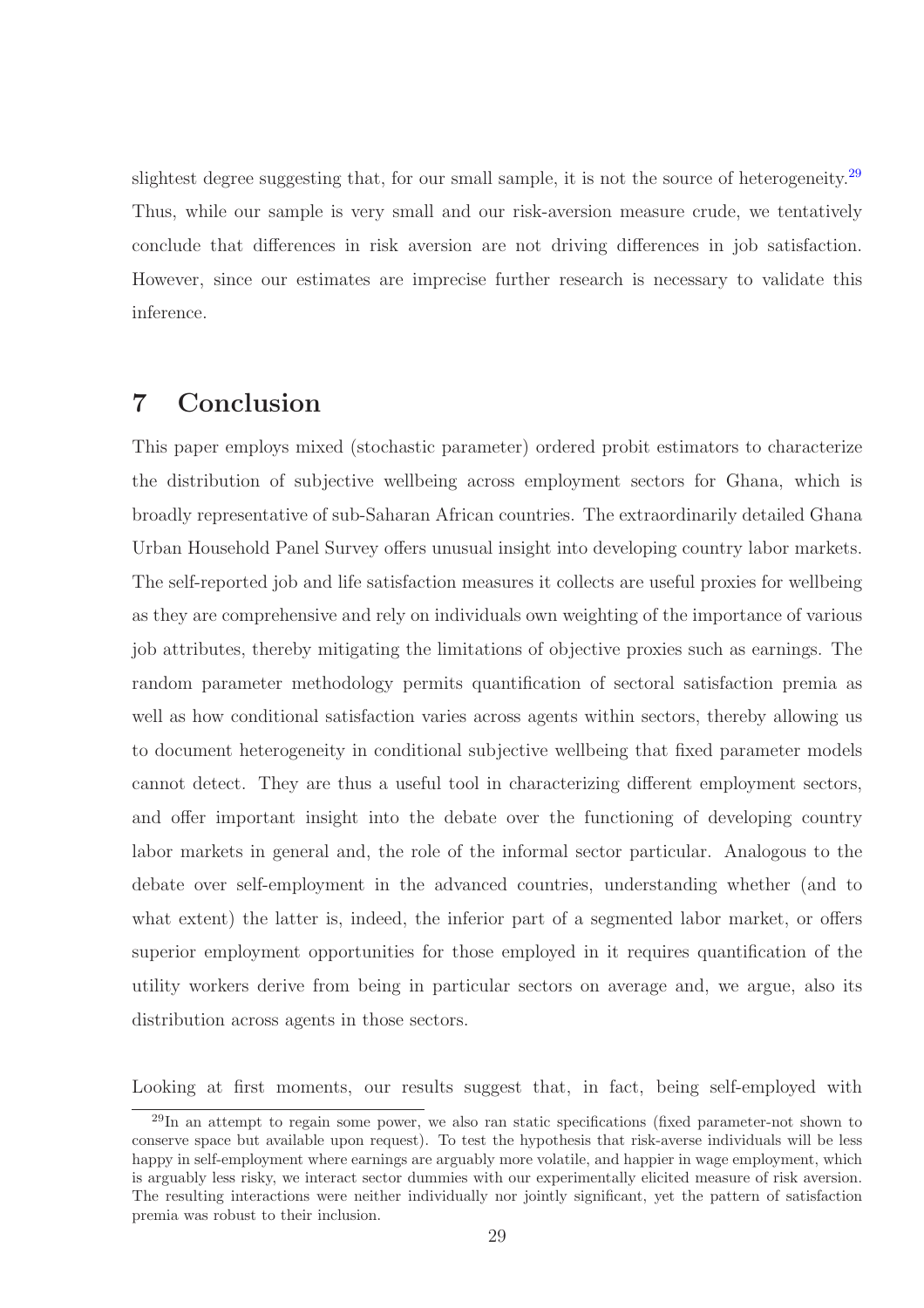slightest degree suggesting that, for our small sample, it is not the source of heterogeneity.[29] Thus, while our sample is very small and our risk-aversion measure crude, we tentatively conclude that differences in risk aversion are not driving differences in job satisfaction. However, since our estimates are imprecise further research is necessary to validate this inference.

# 7 Conclusion

This paper employs mixed (stochastic parameter) ordered probit estimators to characterize the distribution of subjective wellbeing across employment sectors for Ghana, which is broadly representative of sub-Saharan African countries. The extraordinarily detailed Ghana Urban Household Panel Survey offers unusual insight into developing country labor markets. The self-reported job and life satisfaction measures it collects are useful proxies for wellbeing as they are comprehensive and rely on individuals own weighting of the importance of various job attributes, thereby mitigating the limitations of objective proxies such as earnings. The random parameter methodology permits quantification of sectoral satisfaction premia as well as how conditional satisfaction varies across agents within sectors, thereby allowing us to document heterogeneity in conditional subjective wellbeing that fixed parameter models cannot detect. They are thus a useful tool in characterizing different employment sectors, and offer important insight into the debate over the functioning of developing country labor markets in general and, the role of the informal sector particular. Analogous to the debate over self-employment in the advanced countries, understanding whether (and to what extent) the latter is, indeed, the inferior part of a segmented labor market, or offers superior employment opportunities for those employed in it requires quantification of the utility workers derive from being in particular sectors on average and, we argue, also its distribution across agents in those sectors.

Looking at first moments, our results suggest that, in fact, being self-employed with

[29] In an attempt to regain some power, we also ran static specifications (fixed parameter-not shown to conserve space but available upon request). To test the hypothesis that risk-averse individuals will be less happy in self-employment where earnings are arguably more volatile, and happier in wage employment, which is arguably less risky, we interact sector dummies with our experimentally elicited measure of risk aversion. The resulting interactions were neither individually nor jointly significant, yet the pattern of satisfaction premia was robust to their inclusion.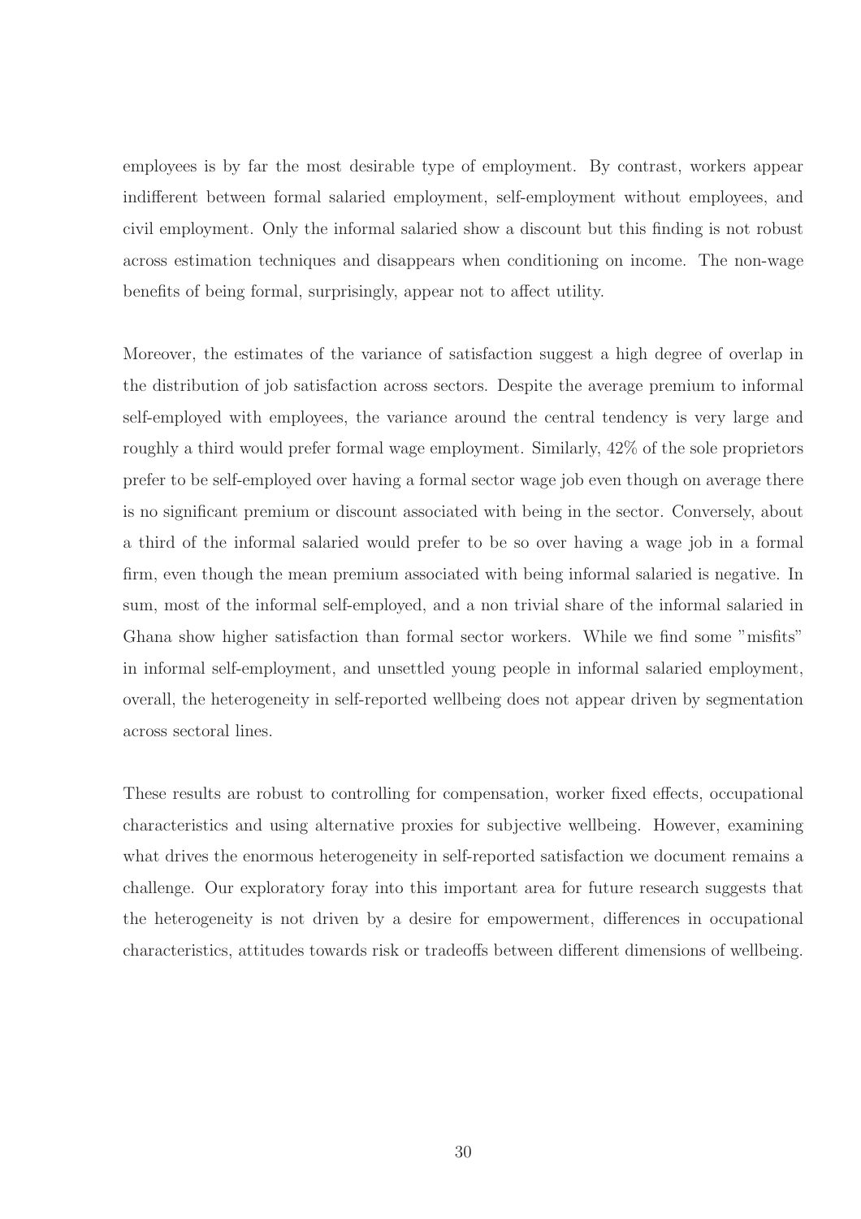employees is by far the most desirable type of employment. By contrast, workers appear indifferent between formal salaried employment, self-employment without employees, and civil employment. Only the informal salaried show a discount but this finding is not robust across estimation techniques and disappears when conditioning on income. The non-wage benefits of being formal, surprisingly, appear not to affect utility.

Moreover, the estimates of the variance of satisfaction suggest a high degree of overlap in the distribution of job satisfaction across sectors. Despite the average premium to informal self-employed with employees, the variance around the central tendency is very large and roughly a third would prefer formal wage employment. Similarly, 42% of the sole proprietors prefer to be self-employed over having a formal sector wage job even though on average there is no significant premium or discount associated with being in the sector. Conversely, about a third of the informal salaried would prefer to be so over having a wage job in a formal firm, even though the mean premium associated with being informal salaried is negative. In sum, most of the informal self-employed, and a non trivial share of the informal salaried in Ghana show higher satisfaction than formal sector workers. While we find some "misfits" in informal self-employment, and unsettled young people in informal salaried employment, overall, the heterogeneity in self-reported wellbeing does not appear driven by segmentation across sectoral lines.

These results are robust to controlling for compensation, worker fixed effects, occupational characteristics and using alternative proxies for subjective wellbeing. However, examining what drives the enormous heterogeneity in self-reported satisfaction we document remains a challenge. Our exploratory foray into this important area for future research suggests that the heterogeneity is not driven by a desire for empowerment, differences in occupational characteristics, attitudes towards risk or tradeoffs between different dimensions of wellbeing.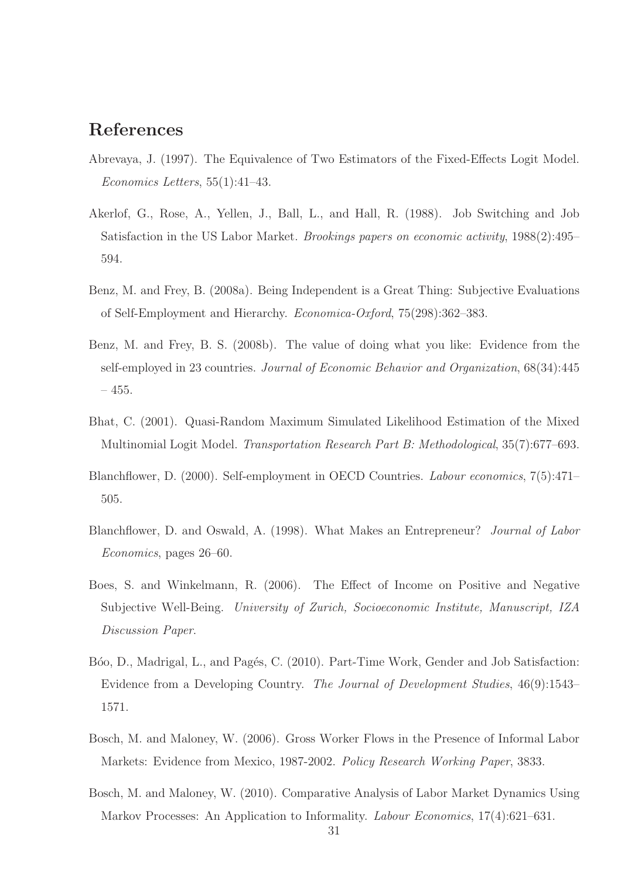# References

Abrevaya, J. (1997). The Equivalence of Two Estimators of the Fixed-Effects Logit Model. *Economics Letters*, 55(1):41–43.

Akerlof, G., Rose, A., Yellen, J., Ball, L., and Hall, R. (1988). Job Switching and Job Satisfaction in the US Labor Market. *Brookings papers on economic activity*, 1988(2):495–594.

Benz, M. and Frey, B. (2008a). Being Independent is a Great Thing: Subjective Evaluations of Self-Employment and Hierarchy. *Economica-Oxford*, 75(298):362–383.

Benz, M. and Frey, B. S. (2008b). The value of doing what you like: Evidence from the self-employed in 23 countries. *Journal of Economic Behavior and Organization*, 68(34):445 – 455.

Bhat, C. (2001). Quasi-Random Maximum Simulated Likelihood Estimation of the Mixed Multinomial Logit Model. *Transportation Research Part B: Methodological*, 35(7):677–693.

Blanchflower, D. (2000). Self-employment in OECD Countries. *Labour economics*, 7(5):471–505.

Blanchflower, D. and Oswald, A. (1998). What Makes an Entrepreneur? *Journal of Labor Economics*, pages 26–60.

Boes, S. and Winkelmann, R. (2006). The Effect of Income on Positive and Negative Subjective Well-Being. *University of Zurich, Socioeconomic Institute, Manuscript, IZA Discussion Paper*.

Bóo, D., Madrigal, L., and Pagés, C. (2010). Part-Time Work, Gender and Job Satisfaction: Evidence from a Developing Country. *The Journal of Development Studies*, 46(9):1543–1571.

Bosch, M. and Maloney, W. (2006). Gross Worker Flows in the Presence of Informal Labor Markets: Evidence from Mexico, 1987-2002. *Policy Research Working Paper*, 3833.

Bosch, M. and Maloney, W. (2010). Comparative Analysis of Labor Market Dynamics Using Markov Processes: An Application to Informality. *Labour Economics*, 17(4):621–631.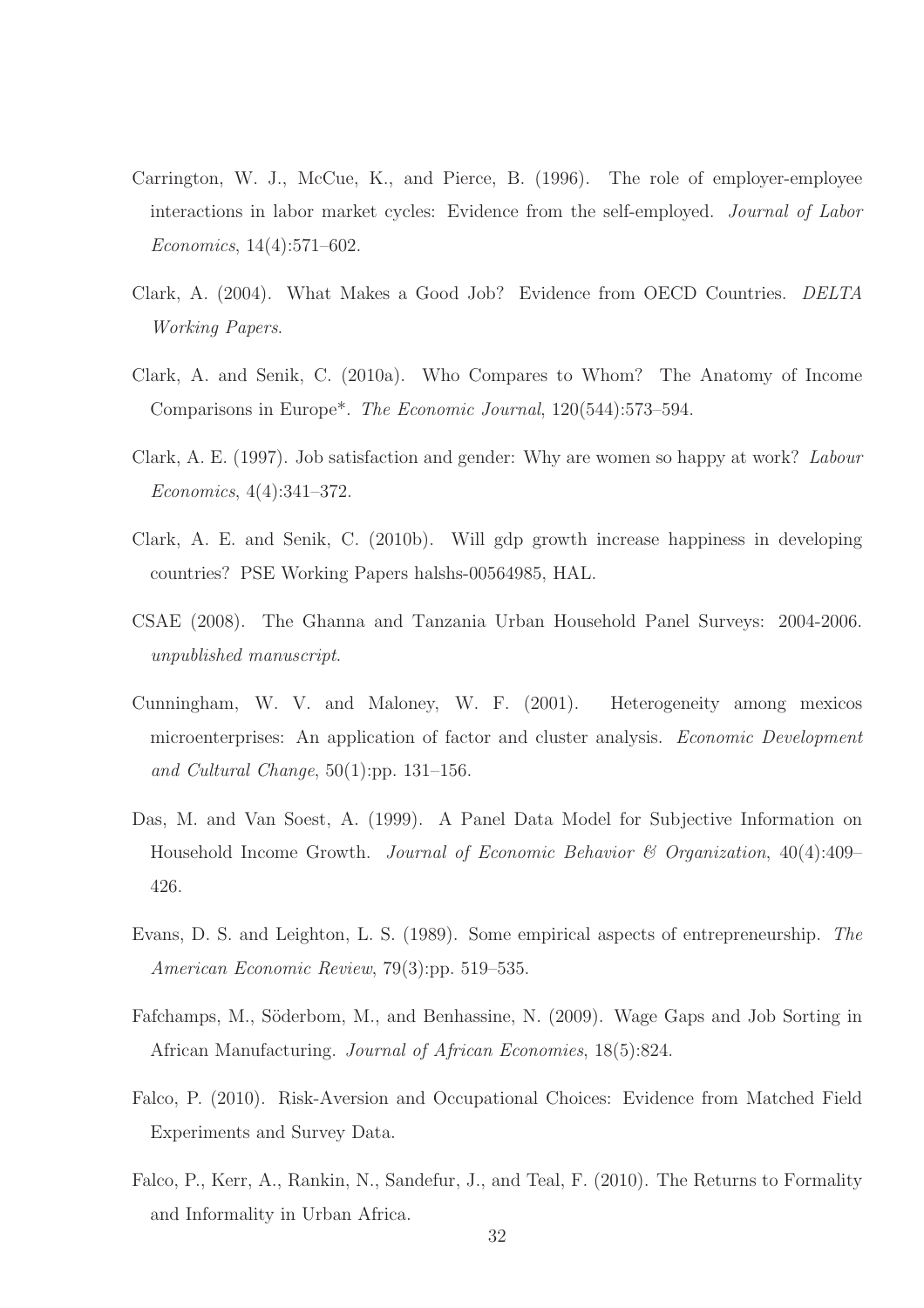Carrington, W. J., McCue, K., and Pierce, B. (1996). The role of employer-employee interactions in labor market cycles: Evidence from the self-employed. *Journal of Labor Economics*, 14(4):571–602.

Clark, A. (2004). What Makes a Good Job? Evidence from OECD Countries. *DELTA Working Papers*.

Clark, A. and Senik, C. (2010a). Who Compares to Whom? The Anatomy of Income Comparisons in Europe*. *The Economic Journal*, 120(544):573–594.

Clark, A. E. (1997). Job satisfaction and gender: Why are women so happy at work? *Labour Economics*, 4(4):341–372.

Clark, A. E. and Senik, C. (2010b). Will gdp growth increase happiness in developing countries? PSE Working Papers halshs-00564985, HAL.

CSAE (2008). The Ghanna and Tanzania Urban Household Panel Surveys: 2004-2006. *unpublished manuscript*.

Cunningham, W. V. and Maloney, W. F. (2001). Heterogeneity among mexicos microenterprises: An application of factor and cluster analysis. *Economic Development and Cultural Change*, 50(1):pp. 131–156.

Das, M. and Van Soest, A. (1999). A Panel Data Model for Subjective Information on Household Income Growth. *Journal of Economic Behavior & Organization*, 40(4):409–426.

Evans, D. S. and Leighton, L. S. (1989). Some empirical aspects of entrepreneurship. *The American Economic Review*, 79(3):pp. 519–535.

Fafchamps, M., Söderbom, M., and Benhassine, N. (2009). Wage Gaps and Job Sorting in African Manufacturing. *Journal of African Economies*, 18(5):824.

Falco, P. (2010). Risk-Aversion and Occupational Choices: Evidence from Matched Field Experiments and Survey Data.

Falco, P., Kerr, A., Rankin, N., Sandefur, J., and Teal, F. (2010). The Returns to Formality and Informality in Urban Africa.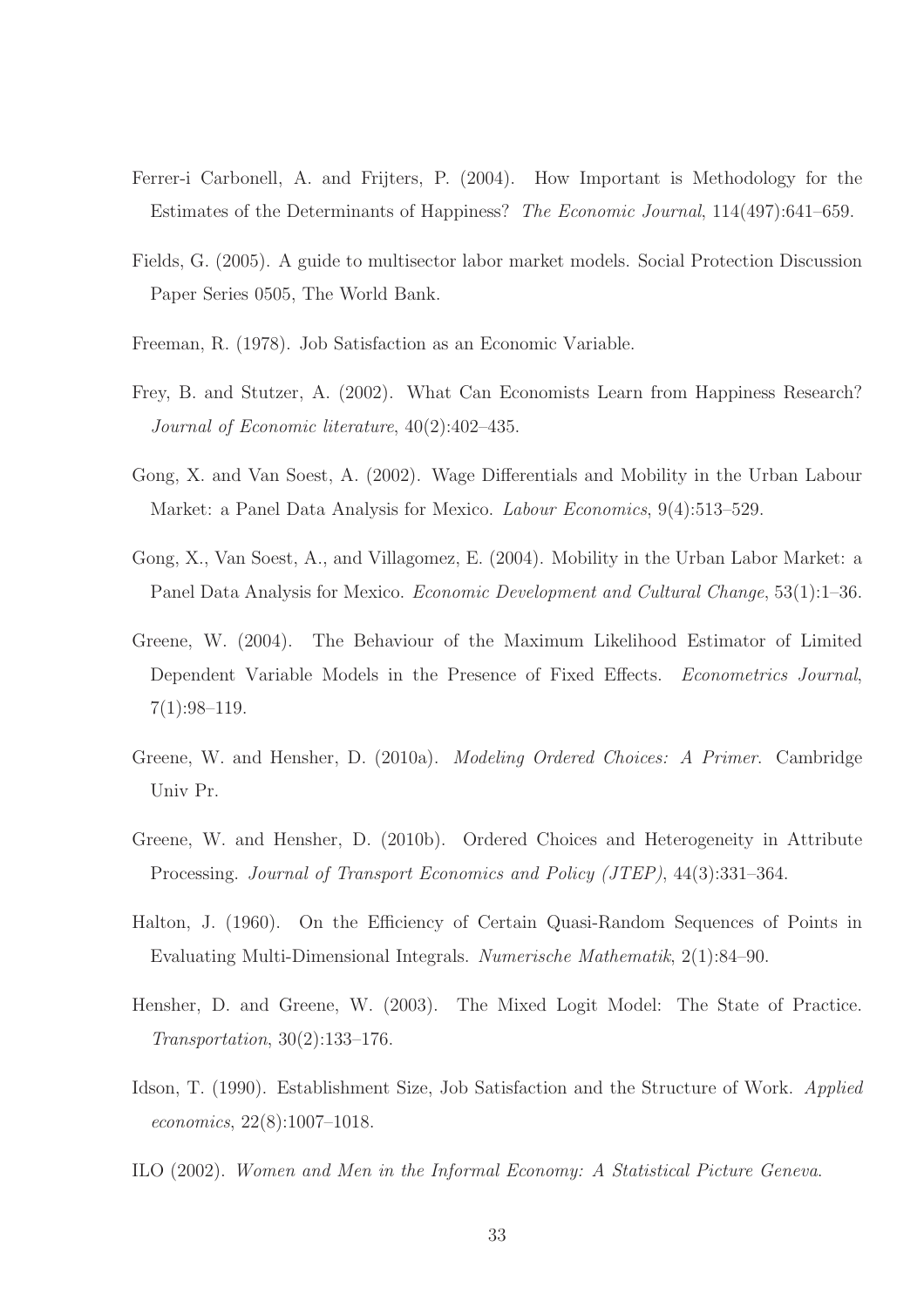Ferrer-i Carbonell, A. and Frijters, P. (2004). How Important is Methodology for the Estimates of the Determinants of Happiness? *The Economic Journal*, 114(497):641–659.

Fields, G. (2005). A guide to multisector labor market models. Social Protection Discussion Paper Series 0505, The World Bank.

Freeman, R. (1978). Job Satisfaction as an Economic Variable.

Frey, B. and Stutzer, A. (2002). What Can Economists Learn from Happiness Research? *Journal of Economic literature*, 40(2):402–435.

Gong, X. and Van Soest, A. (2002). Wage Differentials and Mobility in the Urban Labour Market: a Panel Data Analysis for Mexico. *Labour Economics*, 9(4):513–529.

Gong, X., Van Soest, A., and Villagomez, E. (2004). Mobility in the Urban Labor Market: a Panel Data Analysis for Mexico. *Economic Development and Cultural Change*, 53(1):1–36.

Greene, W. (2004). The Behaviour of the Maximum Likelihood Estimator of Limited Dependent Variable Models in the Presence of Fixed Effects. *Econometrics Journal*, 7(1):98–119.

Greene, W. and Hensher, D. (2010a). *Modeling Ordered Choices: A Primer*. Cambridge Univ Pr.

Greene, W. and Hensher, D. (2010b). Ordered Choices and Heterogeneity in Attribute Processing. *Journal of Transport Economics and Policy (JTEP)*, 44(3):331–364.

Halton, J. (1960). On the Efficiency of Certain Quasi-Random Sequences of Points in Evaluating Multi-Dimensional Integrals. *Numerische Mathematik*, 2(1):84–90.

Hensher, D. and Greene, W. (2003). The Mixed Logit Model: The State of Practice. *Transportation*, 30(2):133–176.

Idson, T. (1990). Establishment Size, Job Satisfaction and the Structure of Work. *Applied economics*, 22(8):1007–1018.

ILO (2002). *Women and Men in the Informal Economy: A Statistical Picture Geneva*.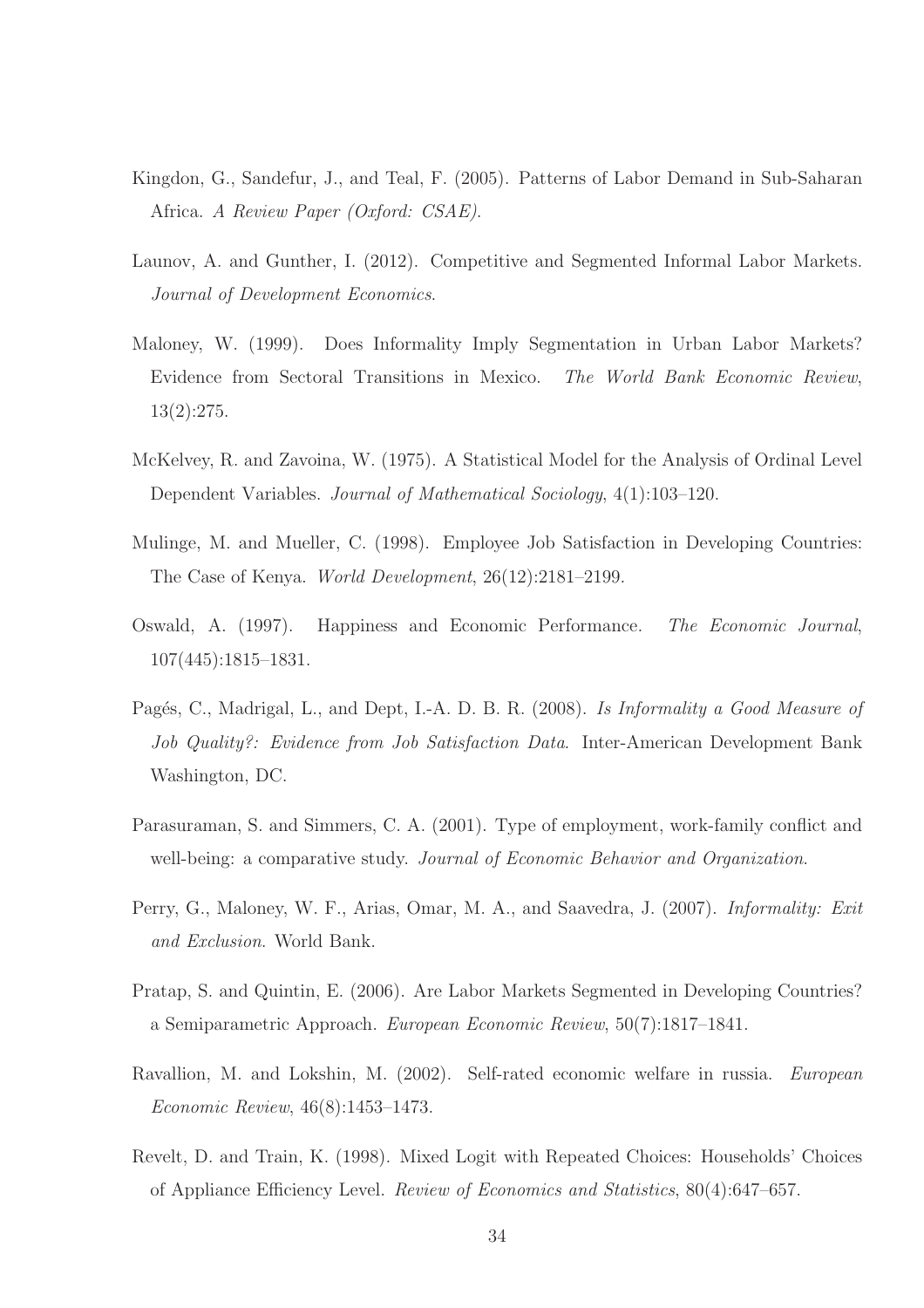Kingdon, G., Sandefur, J., and Teal, F. (2005). Patterns of Labor Demand in Sub-Saharan Africa. *A Review Paper (Oxford: CSAE)*.

Launov, A. and Gunther, I. (2012). Competitive and Segmented Informal Labor Markets. *Journal of Development Economics*.

Maloney, W. (1999). Does Informality Imply Segmentation in Urban Labor Markets? Evidence from Sectoral Transitions in Mexico. *The World Bank Economic Review*, 13(2):275.

McKelvey, R. and Zavoina, W. (1975). A Statistical Model for the Analysis of Ordinal Level Dependent Variables. *Journal of Mathematical Sociology*, 4(1):103–120.

Mulinge, M. and Mueller, C. (1998). Employee Job Satisfaction in Developing Countries: The Case of Kenya. *World Development*, 26(12):2181–2199.

Oswald, A. (1997). Happiness and Economic Performance. *The Economic Journal*, 107(445):1815–1831.

Pagés, C., Madrigal, L., and Dept, I.-A. D. B. R. (2008). *Is Informality a Good Measure of Job Quality?: Evidence from Job Satisfaction Data*. Inter-American Development Bank Washington, DC.

Parasuraman, S. and Simmers, C. A. (2001). Type of employment, work-family conflict and well-being: a comparative study. *Journal of Economic Behavior and Organization*.

Perry, G., Maloney, W. F., Arias, Omar, M. A., and Saavedra, J. (2007). *Informality: Exit and Exclusion*. World Bank.

Pratap, S. and Quintin, E. (2006). Are Labor Markets Segmented in Developing Countries? a Semiparametric Approach. *European Economic Review*, 50(7):1817–1841.

Ravallion, M. and Lokshin, M. (2002). Self-rated economic welfare in russia. *European Economic Review*, 46(8):1453–1473.

Revelt, D. and Train, K. (1998). Mixed Logit with Repeated Choices: Households' Choices of Appliance Efficiency Level. *Review of Economics and Statistics*, 80(4):647–657.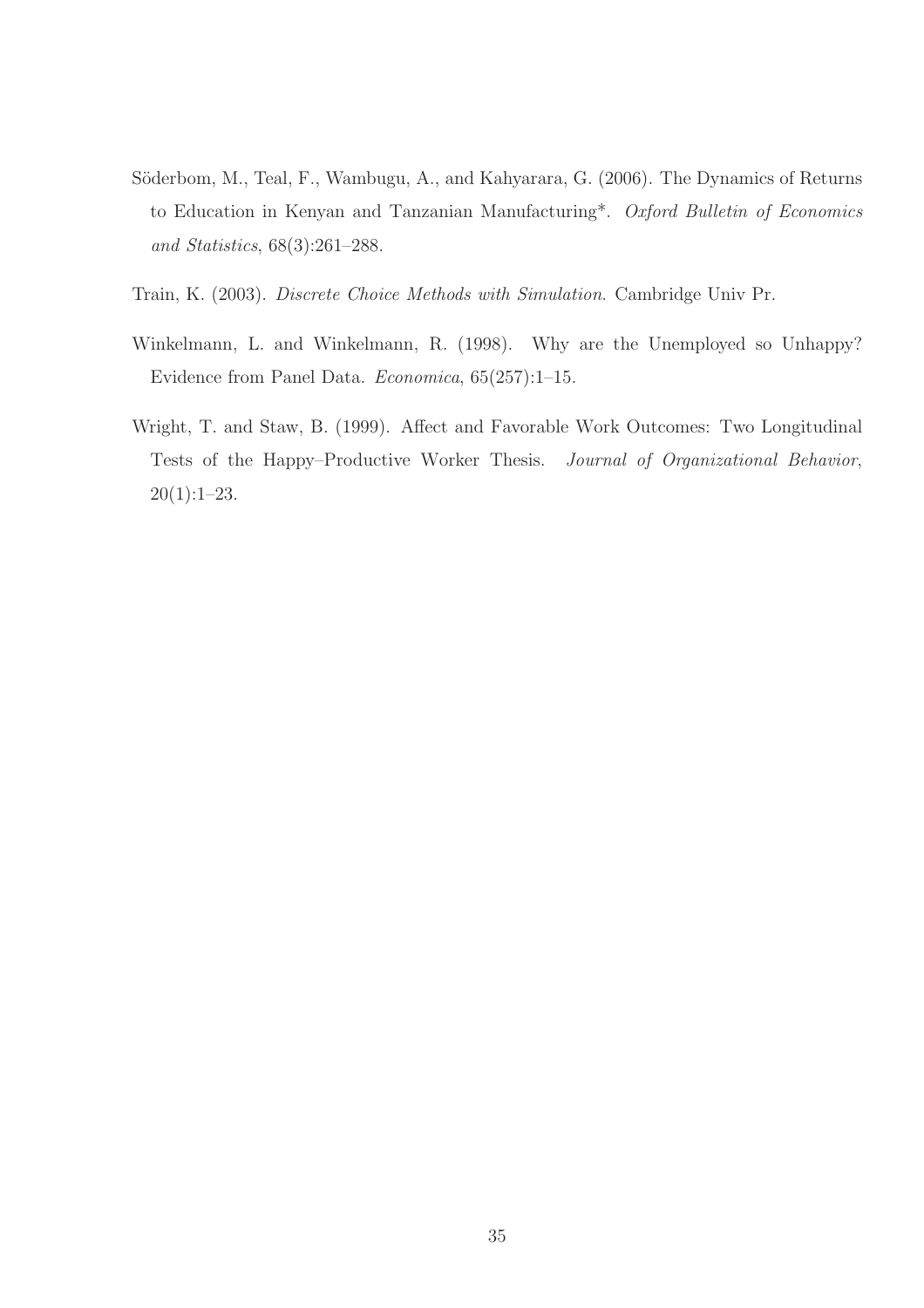Söderbom, M., Teal, F., Wambugu, A., and Kahyarara, G. (2006). The Dynamics of Returns to Education in Kenyan and Tanzanian Manufacturing*. *Oxford Bulletin of Economics and Statistics*, 68(3):261–288.

Train, K. (2003). *Discrete Choice Methods with Simulation*. Cambridge Univ Pr.

Winkelmann, L. and Winkelmann, R. (1998). Why are the Unemployed so Unhappy? Evidence from Panel Data. *Economica*, 65(257):1–15.

Wright, T. and Staw, B. (1999). Affect and Favorable Work Outcomes: Two Longitudinal Tests of the Happy–Productive Worker Thesis. *Journal of Organizational Behavior*, 20(1):1–23.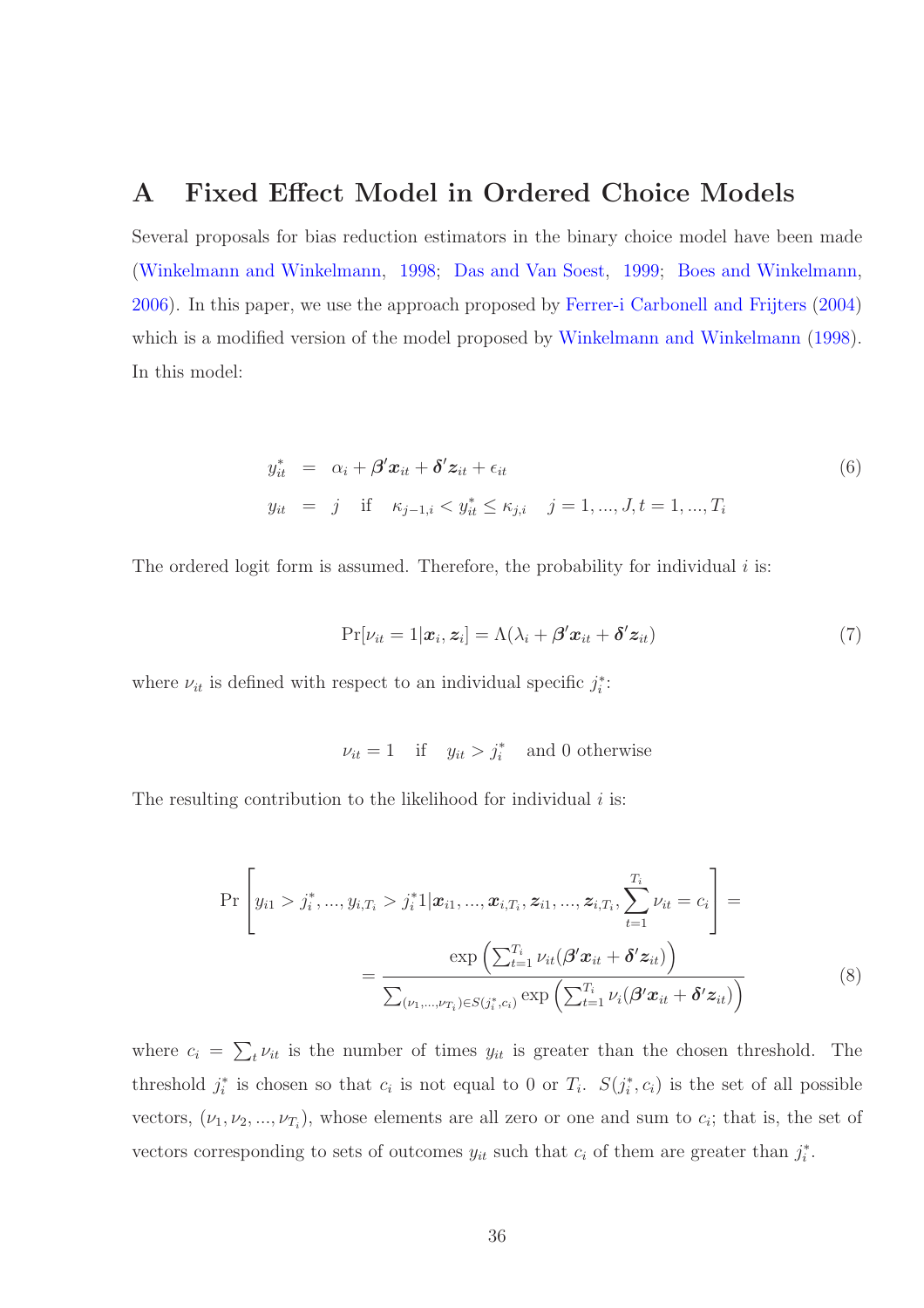# A Fixed Effect Model in Ordered Choice Models

Several proposals for bias reduction estimators in the binary choice model have been made (Winkelmann and Winkelmann, 1998; Das and Van Soest, 1999; Boes and Winkelmann, 2006). In this paper, we use the approach proposed by Ferrer-i Carbonell and Frijters (2004) which is a modified version of the model proposed by Winkelmann and Winkelmann (1998). In this model:

$$
\begin{aligned}
y_{it}^* &= \alpha_i + \boldsymbol{\beta}'\boldsymbol{x}_{it} + \boldsymbol{\delta}'\boldsymbol{z}_{it} + \epsilon_{it} \\
y_{it} &= j \quad \text{if} \quad \kappa_{j-1,i} < y_{it}^* \leq \kappa_{j,i} \quad j = 1, ..., J, t = 1, ..., T_i
\end{aligned}
\tag{6}
$$

The ordered logit form is assumed. Therefore, the probability for individual $i$ is:

$$
\Pr[\nu_{it} = 1 | \boldsymbol{x}_i, \boldsymbol{z}_i] = \Lambda(\lambda_i + \boldsymbol{\beta}'\boldsymbol{x}_{it} + \boldsymbol{\delta}'\boldsymbol{z}_{it}) \tag{7}
$$

where $\nu_{it}$ is defined with respect to an individual specific $j_i^*$:

$$
\nu_{it} = 1 \quad \text{if} \quad y_{it} > j_i^* \quad \text{and 0 otherwise}
$$

The resulting contribution to the likelihood for individual $i$ is:

$$
\begin{aligned}
\Pr\left[ y_{i1} > j_i^*, ..., y_{i,T_i} > j_i^* 1 | \boldsymbol{x}_{i1}, ..., \boldsymbol{x}_{i,T_i}, \boldsymbol{z}_{i1}, ..., \boldsymbol{z}_{i,T_i}, \sum_{t=1}^{T_i} \nu_{it} = c_i \right] = \\
= \frac{\exp\left( \sum_{t=1}^{T_i} \nu_{it}(\boldsymbol{\beta}'\boldsymbol{x}_{it} + \boldsymbol{\delta}'\boldsymbol{z}_{it}) \right)}{\sum_{(\nu_1,...,\nu_{T_i}) \in S(j_i^*, c_i)} \exp\left( \sum_{t=1}^{T_i} \nu_i(\boldsymbol{\beta}'\boldsymbol{x}_{it} + \boldsymbol{\delta}'\boldsymbol{z}_{it}) \right)}
\end{aligned}
\tag{8}
$$

where $c_i = \sum_t \nu_{it}$ is the number of times $y_{it}$ is greater than the chosen threshold. The threshold $j_i^*$ is chosen so that $c_i$ is not equal to 0 or $T_i$. $S(j_i^*, c_i)$ is the set of all possible vectors, $(\nu_1, \nu_2, ..., \nu_{T_i})$, whose elements are all zero or one and sum to $c_i$; that is, the set of vectors corresponding to sets of outcomes $y_{it}$ such that $c_i$ of them are greater than $j_i^*$.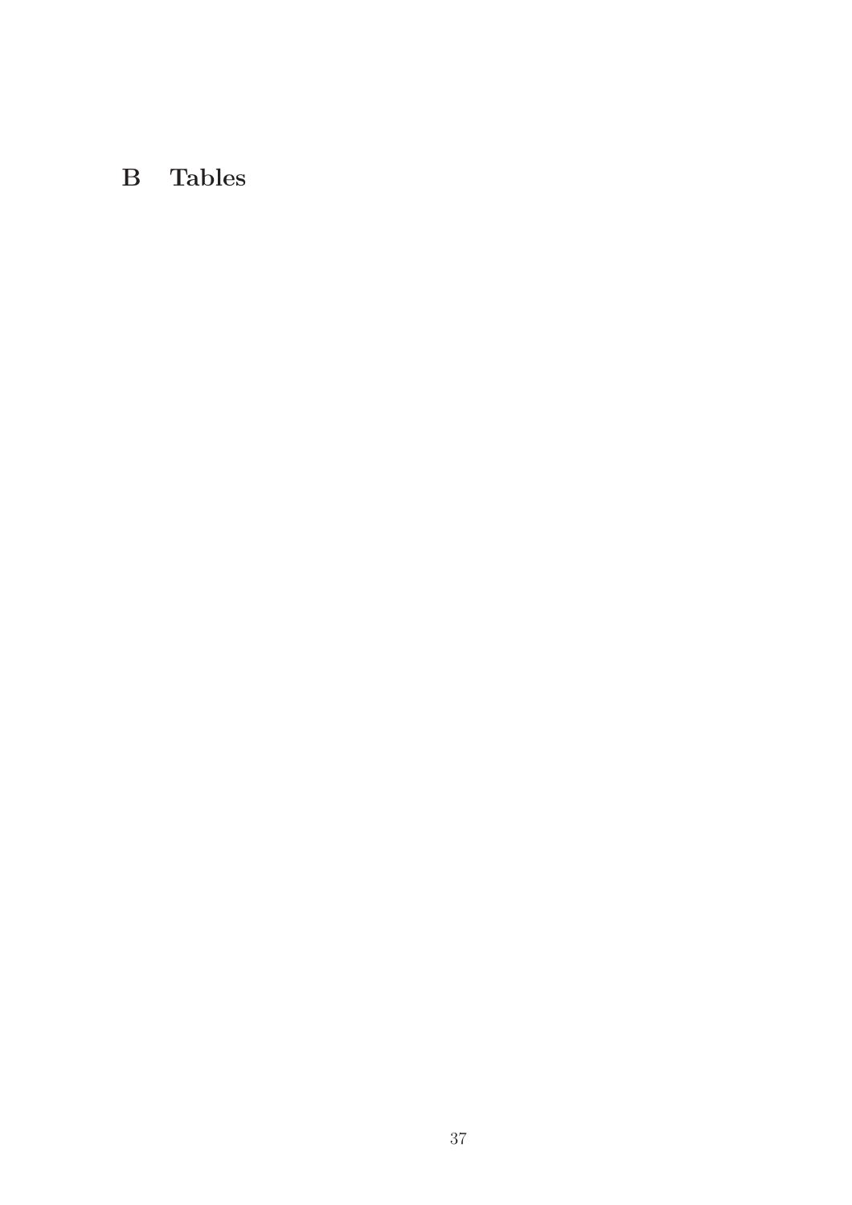# B Tables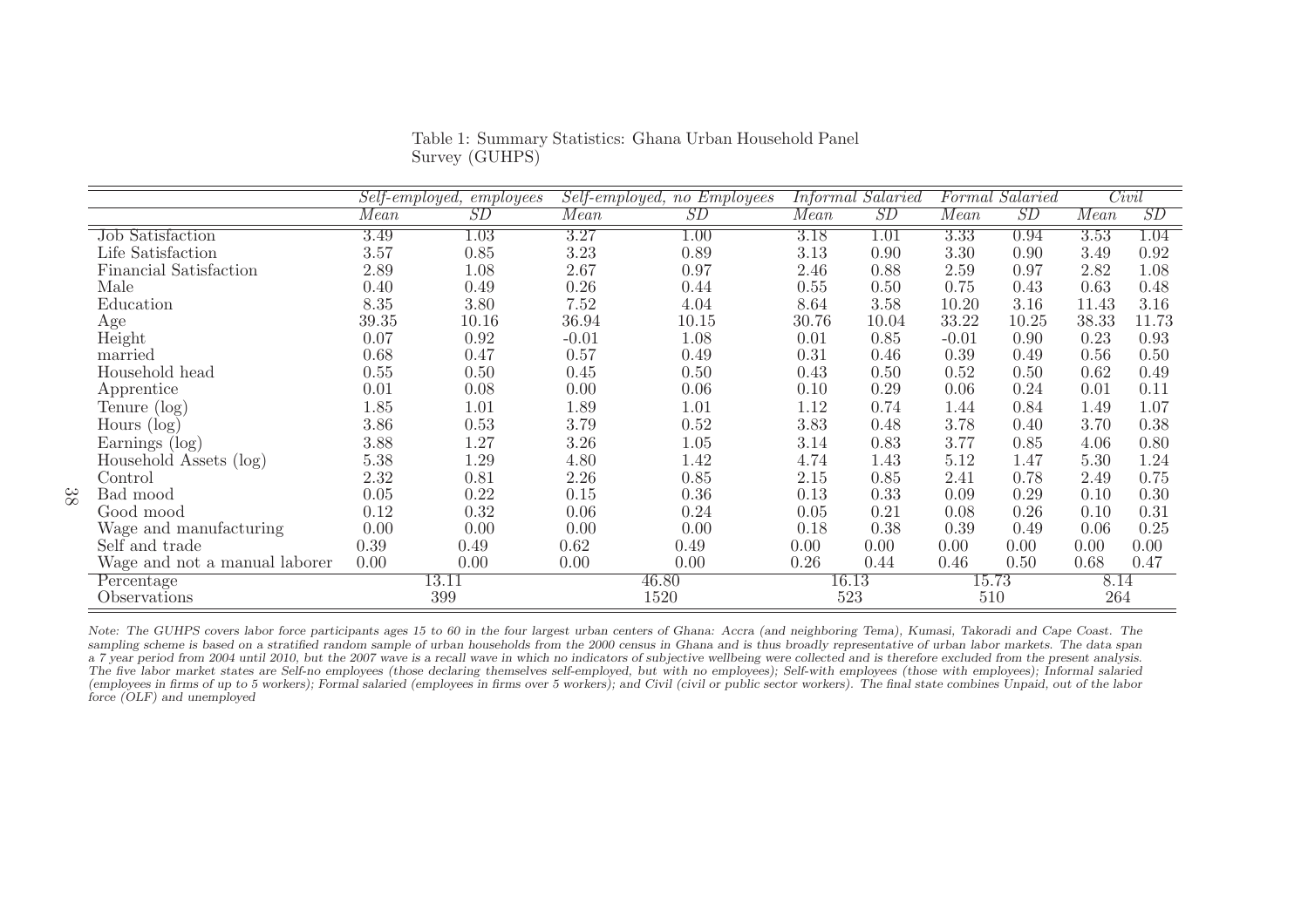Table 1: Summary Statistics: Ghana Urban Household Panel Survey (GUHPS)

| | *Self-employed, employees* | | *Self-employed, no Employees* | | *Informal Salaried* | | *Formal Salaried* | | *Civil* | |
|---|---|---|---|---|---|---|---|---|---|---|
| | *Mean* | *SD* | *Mean* | *SD* | *Mean* | *SD* | *Mean* | *SD* | *Mean* | *SD* |
| Job Satisfaction | 3.49 | 1.03 | 3.27 | 1.00 | 3.18 | 1.01 | 3.33 | 0.94 | 3.53 | 1.04 |
| Life Satisfaction | 3.57 | 0.85 | 3.23 | 0.89 | 3.13 | 0.90 | 3.30 | 0.90 | 3.49 | 0.92 |
| Financial Satisfaction | 2.89 | 1.08 | 2.67 | 0.97 | 2.46 | 0.88 | 2.59 | 0.97 | 2.82 | 1.08 |
| Male | 0.40 | 0.49 | 0.26 | 0.44 | 0.55 | 0.50 | 0.75 | 0.43 | 0.63 | 0.48 |
| Education | 8.35 | 3.80 | 7.52 | 4.04 | 8.64 | 3.58 | 10.20 | 3.16 | 11.43 | 3.16 |
| Age | 39.35 | 10.16 | 36.94 | 10.15 | 30.76 | 10.04 | 33.22 | 10.25 | 38.33 | 11.73 |
| Height | 0.07 | 0.92 | -0.01 | 1.08 | 0.01 | 0.85 | -0.01 | 0.90 | 0.23 | 0.93 |
| married | 0.68 | 0.47 | 0.57 | 0.49 | 0.31 | 0.46 | 0.39 | 0.49 | 0.56 | 0.50 |
| Household head | 0.55 | 0.50 | 0.45 | 0.50 | 0.43 | 0.50 | 0.52 | 0.50 | 0.62 | 0.49 |
| Apprentice | 0.01 | 0.08 | 0.00 | 0.06 | 0.10 | 0.29 | 0.06 | 0.24 | 0.01 | 0.11 |
| Tenure (log) | 1.85 | 1.01 | 1.89 | 1.01 | 1.12 | 0.74 | 1.44 | 0.84 | 1.49 | 1.07 |
| Hours (log) | 3.86 | 0.53 | 3.79 | 0.52 | 3.83 | 0.48 | 3.78 | 0.40 | 3.70 | 0.38 |
| Earnings (log) | 3.88 | 1.27 | 3.26 | 1.05 | 3.14 | 0.83 | 3.77 | 0.85 | 4.06 | 0.80 |
| Household Assets (log) | 5.38 | 1.29 | 4.80 | 1.42 | 4.74 | 1.43 | 5.12 | 1.47 | 5.30 | 1.24 |
| Control | 2.32 | 0.81 | 2.26 | 0.85 | 2.15 | 0.85 | 2.41 | 0.78 | 2.49 | 0.75 |
| Bad mood | 0.05 | 0.22 | 0.15 | 0.36 | 0.13 | 0.33 | 0.09 | 0.29 | 0.10 | 0.30 |
| Good mood | 0.12 | 0.32 | 0.06 | 0.24 | 0.05 | 0.21 | 0.08 | 0.26 | 0.10 | 0.31 |
| Wage and manufacturing | 0.00 | 0.00 | 0.00 | 0.00 | 0.18 | 0.38 | 0.39 | 0.49 | 0.06 | 0.25 |
| Self and trade | 0.39 | 0.49 | 0.62 | 0.49 | 0.00 | 0.00 | 0.00 | 0.00 | 0.00 | 0.00 |
| Wage and not a manual laborer | 0.00 | 0.00 | 0.00 | 0.00 | 0.26 | 0.44 | 0.46 | 0.50 | 0.68 | 0.47 |
| Percentage | 13.11 | | 46.80 | | 16.13 | | 15.73 | | 8.14 | |
| Observations | 399 | | 1520 | | 523 | | 510 | | 264 | |

*Note: The GUHPS covers labor force participants ages 15 to 60 in the four largest urban centers of Ghana: Accra (and neighboring Tema), Kumasi, Takoradi and Cape Coast. The sampling scheme is based on a stratified random sample of urban households from the 2000 census in Ghana and is thus broadly representative of urban labor markets. The data span a 7 year period from 2004 until 2010, but the 2007 wave is a recall wave in which no indicators of subjective wellbeing were collected and is therefore excluded from the present analysis. The five labor market states are Self-no employees (those declaring themselves self-employed, but with no employees); Self-with employees (those with employees); Informal salaried (employees in firms of up to 5 workers); Formal salaried (employees in firms over 5 workers); and Civil (civil or public sector workers). The final state combines Unpaid, out of the labor force (OLF) and unemployed*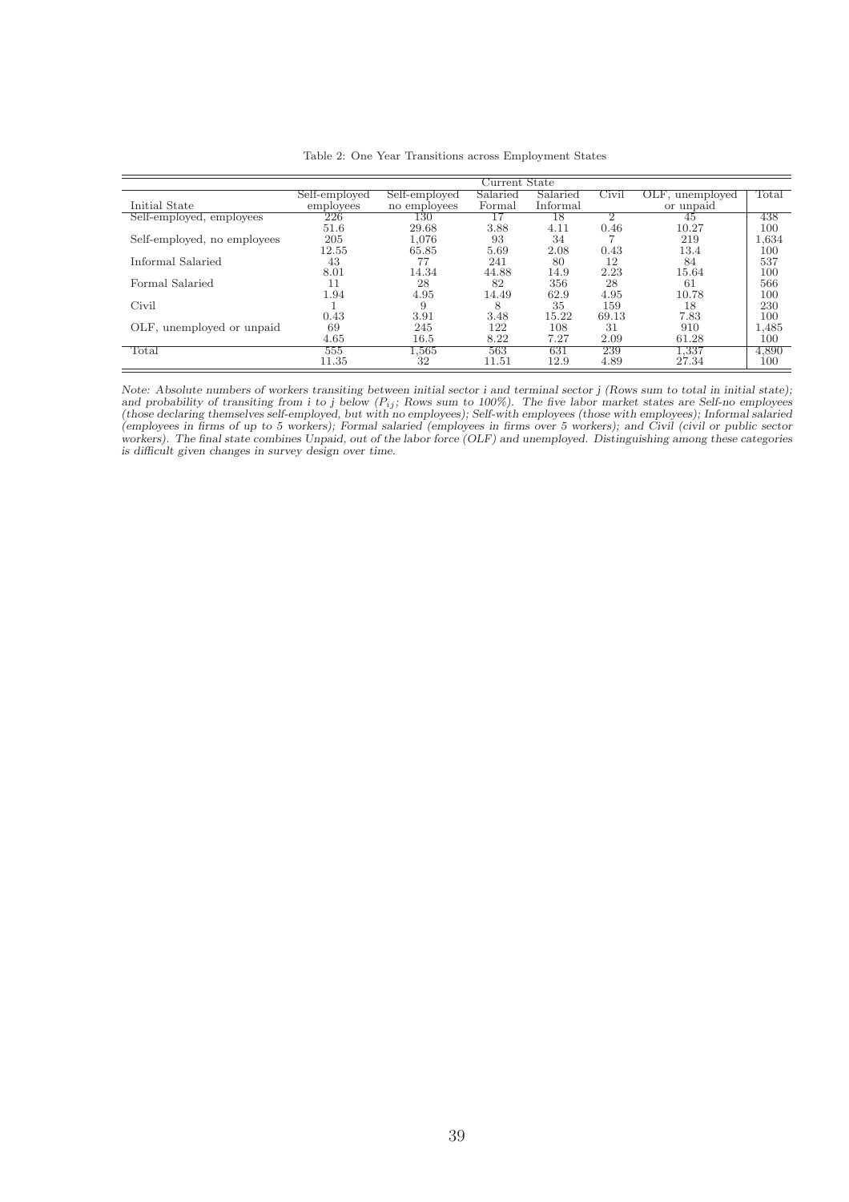Table 2: One Year Transitions across Employment States

| | Current State | | | | | | |
|---|---|---|---|---|---|---|---|
| Initial State | Self-employed employees | Self-employed no employees | Salaried Formal | Salaried Informal | Civil | OLF, unemployed or unpaid | Total |
| Self-employed, employees | 226 | 130 | 17 | 18 | 2 | 45 | 438 |
| | 51.6 | 29.68 | 3.88 | 4.11 | 0.46 | 10.27 | 100 |
| Self-employed, no employees | 205 | 1,076 | 93 | 34 | 7 | 219 | 1,634 |
| | 12.55 | 65.85 | 5.69 | 2.08 | 0.43 | 13.4 | 100 |
| Informal Salaried | 43 | 77 | 241 | 80 | 12 | 84 | 537 |
| | 8.01 | 14.34 | 44.88 | 14.9 | 2.23 | 15.64 | 100 |
| Formal Salaried | 11 | 28 | 82 | 356 | 28 | 61 | 566 |
| | 1.94 | 4.95 | 14.49 | 62.9 | 4.95 | 10.78 | 100 |
| Civil | 1 | 9 | 8 | 35 | 159 | 18 | 230 |
| | 0.43 | 3.91 | 3.48 | 15.22 | 69.13 | 7.83 | 100 |
| OLF, unemployed or unpaid | 69 | 245 | 122 | 108 | 31 | 910 | 1,485 |
| | 4.65 | 16.5 | 8.22 | 7.27 | 2.09 | 61.28 | 100 |
| Total | 555 | 1,565 | 563 | 631 | 239 | 1,337 | 4,890 |
| | 11.35 | 32 | 11.51 | 12.9 | 4.89 | 27.34 | 100 |

*Note: Absolute numbers of workers transiting between initial sector i and terminal sector j (Rows sum to total in initial state); and probability of transiting from i to j below ($P_{ij}$; Rows sum to 100%). The five labor market states are Self-no employees (those declaring themselves self-employed, but with no employees); Self-with employees (those with employees); Informal salaried (employees in firms of up to 5 workers); Formal salaried (employees in firms over 5 workers); and Civil (civil or public sector workers). The final state combines Unpaid, out of the labor force (OLF) and unemployed. Distinguishing among these categories is difficult given changes in survey design over time.*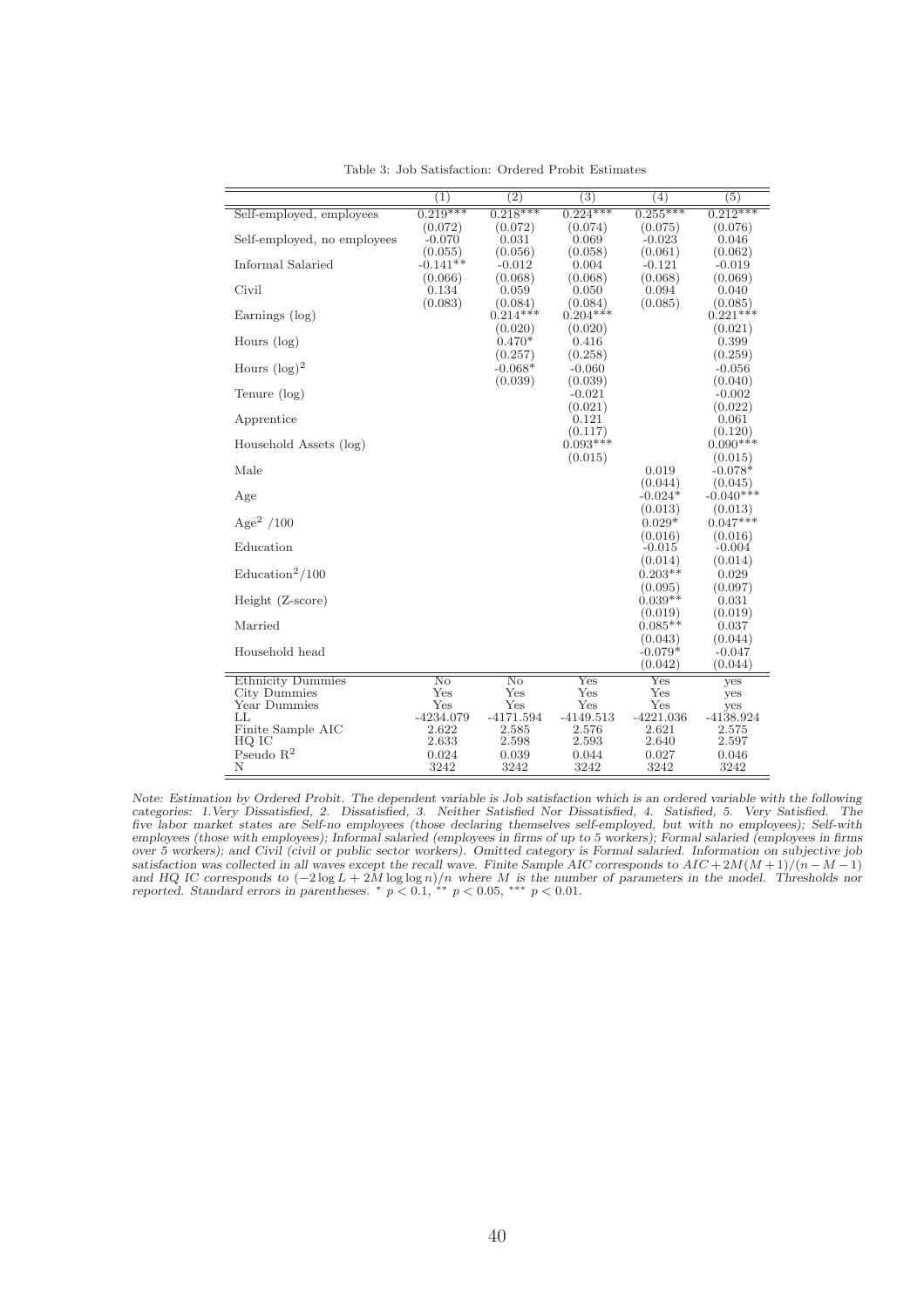Table 3: Job Satisfaction: Ordered Probit Estimates

| | (1) | (2) | (3) | (4) | (5) |
|---|---|---|---|---|---|
| Self-employed, employees | 0.219*** | 0.218*** | 0.224*** | 0.255*** | 0.212*** |
| | (0.072) | (0.072) | (0.074) | (0.075) | (0.076) |
| Self-employed, no employees | -0.070 | 0.031 | 0.069 | -0.023 | 0.046 |
| | (0.055) | (0.056) | (0.058) | (0.061) | (0.062) |
| Informal Salaried | -0.141** | -0.012 | 0.004 | -0.121 | -0.019 |
| | (0.066) | (0.068) | (0.068) | (0.068) | (0.069) |
| Civil | 0.134 | 0.059 | 0.050 | 0.094 | 0.040 |
| | (0.083) | (0.084) | (0.084) | (0.085) | (0.085) |
| Earnings (log) | | 0.214*** | 0.204*** | | 0.221*** |
| | | (0.020) | (0.020) | | (0.021) |
| Hours (log) | | 0.470* | 0.416 | | 0.399 |
| | | (0.257) | (0.258) | | (0.259) |
| Hours $(\log)^2$ | | -0.068* | -0.060 | | -0.056 |
| | | (0.039) | (0.039) | | (0.040) |
| Tenure (log) | | | -0.021 | | -0.002 |
| | | | (0.021) | | (0.022) |
| Apprentice | | | 0.121 | | 0.061 |
| | | | (0.117) | | (0.120) |
| Household Assets (log) | | | 0.093*** | | 0.090*** |
| | | | (0.015) | | (0.015) |
| Male | | | | 0.019 | -0.078* |
| | | | | (0.044) | (0.045) |
| Age | | | | -0.024* | -0.040*** |
| | | | | (0.013) | (0.013) |
| $\text{Age}^2$ /100 | | | | 0.029* | 0.047*** |
| | | | | (0.016) | (0.016) |
| Education | | | | -0.015 | -0.004 |
| | | | | (0.014) | (0.014) |
| $\text{Education}^2$/100 | | | | 0.203** | 0.029 |
| | | | | (0.095) | (0.097) |
| Height (Z-score) | | | | 0.039** | 0.031 |
| | | | | (0.019) | (0.019) |
| Married | | | | 0.085** | 0.037 |
| | | | | (0.043) | (0.044) |
| Household head | | | | -0.079* | -0.047 |
| | | | | (0.042) | (0.044) |
| Ethnicity Dummies | No | No | Yes | Yes | yes |
| City Dummies | Yes | Yes | Yes | Yes | yes |
| Year Dummies | Yes | Yes | Yes | Yes | yes |
| LL | -4234.079 | -4171.594 | -4149.513 | -4221.036 | -4138.924 |
| Finite Sample AIC | 2.622 | 2.585 | 2.576 | 2.621 | 2.575 |
| HQ IC | 2.633 | 2.598 | 2.593 | 2.640 | 2.597 |
| Pseudo $R^2$ | 0.024 | 0.039 | 0.044 | 0.027 | 0.046 |
| N | 3242 | 3242 | 3242 | 3242 | 3242 |

*Note: Estimation by Ordered Probit. The dependent variable is Job satisfaction which is an ordered variable with the following categories: 1.Very Dissatisfied, 2. Dissatisfied, 3. Neither Satisfied Nor Dissatisfied, 4. Satisfied, 5. Very Satisfied. The five labor market states are Self-no employees (those declaring themselves self-employed, but with no employees); Self-with employees (those with employees); Informal salaried (employees in firms of up to 5 workers); Formal salaried (employees in firms over 5 workers); and Civil (civil or public sector workers). Omitted category is Formal salaried. Information on subjective job satisfaction was collected in all waves except the recall wave. Finite Sample AIC corresponds to $AIC + 2M(M+1)/(n-M-1)$ and HQ IC corresponds to $(-2\log L + 2M \log\log n)/n$ where $M$ is the number of parameters in the model. Thresholds nor reported. Standard errors in parentheses. * $p < 0.1$, ** $p < 0.05$, *** $p < 0.01$.*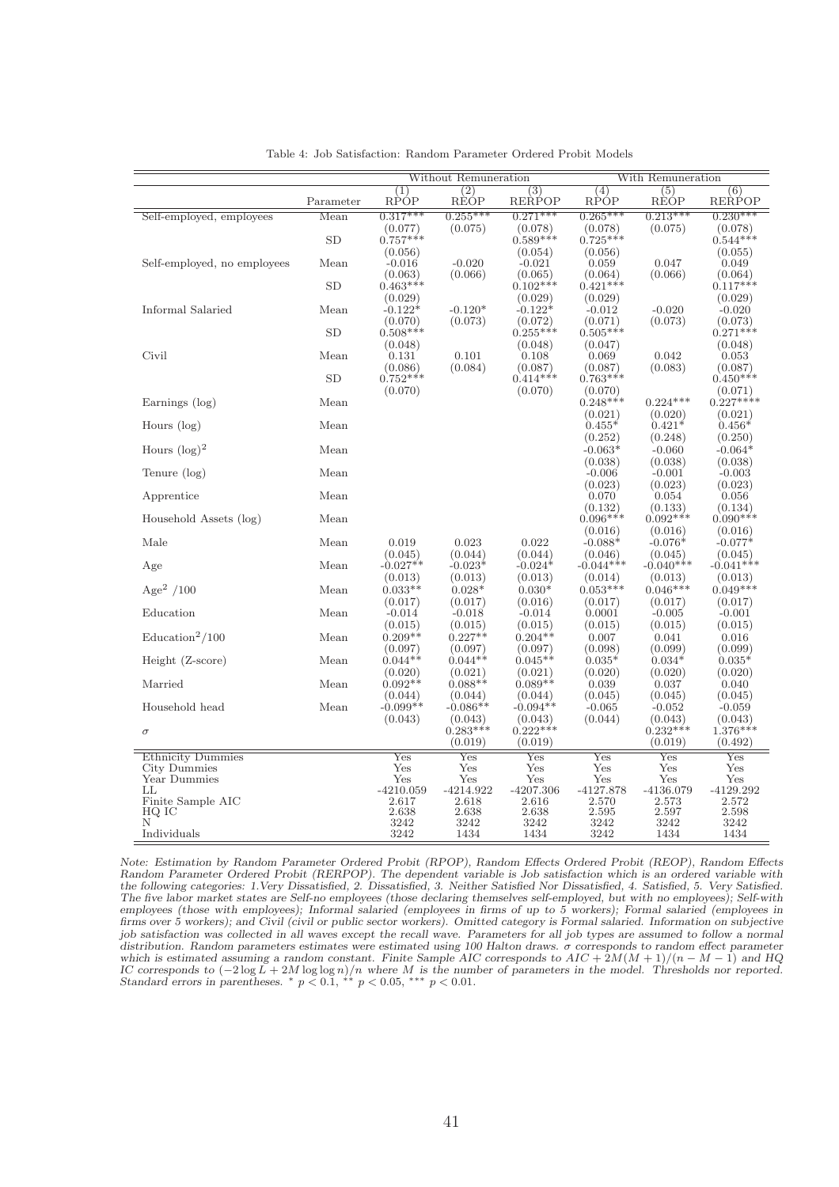Table 4: Job Satisfaction: Random Parameter Ordered Probit Models

| | | Without Remuneration | | | With Remuneration | | |
|---|---|---|---|---|---|---|---|
| | | (1) | (2) | (3) | (4) | (5) | (6) |
| | Parameter | RPOP | REOP | RERPOP | RPOP | REOP | RERPOP |
| Self-employed, employees | Mean | 0.317*** | 0.255*** | 0.271*** | 0.265*** | 0.213*** | 0.230*** |
| | | (0.077) | (0.075) | (0.078) | (0.078) | (0.075) | (0.078) |
| | SD | 0.757*** | | 0.589*** | 0.725*** | | 0.544*** |
| | | (0.056) | | (0.054) | (0.056) | | (0.055) |
| Self-employed, no employees | Mean | -0.016 | -0.020 | -0.021 | 0.059 | 0.047 | 0.049 |
| | | (0.063) | (0.066) | (0.065) | (0.064) | (0.066) | (0.064) |
| | SD | 0.463*** | | 0.102*** | 0.421*** | | 0.117*** |
| | | (0.029) | | (0.029) | (0.029) | | (0.029) |
| Informal Salaried | Mean | -0.122* | -0.120* | -0.122* | -0.012 | -0.020 | -0.020 |
| | | (0.070) | (0.073) | (0.072) | (0.071) | (0.073) | (0.073) |
| | SD | 0.508*** | | 0.255*** | 0.505*** | | 0.271*** |
| | | (0.048) | | (0.048) | (0.047) | | (0.048) |
| Civil | Mean | 0.131 | 0.101 | 0.108 | 0.069 | 0.042 | 0.053 |
| | | (0.086) | (0.084) | (0.087) | (0.087) | (0.083) | (0.087) |
| | SD | 0.752*** | | 0.414*** | 0.763*** | | 0.450*** |
| | | (0.070) | | (0.070) | (0.070) | | (0.071) |
| Earnings (log) | Mean | | | | 0.248*** | 0.224*** | 0.227**** |
| | | | | | (0.021) | (0.020) | (0.021) |
| Hours (log) | Mean | | | | 0.455* | 0.421* | 0.456* |
| | | | | | (0.252) | (0.248) | (0.250) |
| Hours $(\log)^2$ | Mean | | | | -0.063* | -0.060 | -0.064* |
| | | | | | (0.038) | (0.038) | (0.038) |
| Tenure (log) | Mean | | | | -0.006 | -0.001 | -0.003 |
| | | | | | (0.023) | (0.023) | (0.023) |
| Apprentice | Mean | | | | 0.070 | 0.054 | 0.056 |
| | | | | | (0.132) | (0.133) | (0.134) |
| Household Assets (log) | Mean | | | | 0.096*** | 0.092*** | 0.090*** |
| | | | | | (0.016) | (0.016) | (0.016) |
| Male | Mean | 0.019 | 0.023 | 0.022 | -0.088* | -0.076* | -0.077* |
| | | (0.045) | (0.044) | (0.044) | (0.046) | (0.045) | (0.045) |
| Age | Mean | -0.027** | -0.023* | -0.024* | -0.044*** | -0.040*** | -0.041*** |
| | | (0.013) | (0.013) | (0.013) | (0.014) | (0.013) | (0.013) |
| $\text{Age}^2$ /100 | Mean | 0.033** | 0.028* | 0.030* | 0.053*** | 0.046*** | 0.049*** |
| | | (0.017) | (0.017) | (0.016) | (0.017) | (0.017) | (0.017) |
| Education | Mean | -0.014 | -0.018 | -0.014 | 0.0001 | -0.005 | -0.001 |
| | | (0.015) | (0.015) | (0.015) | (0.015) | (0.015) | (0.015) |
| $\text{Education}^2$/100 | Mean | 0.209** | 0.227** | 0.204** | 0.007 | 0.041 | 0.016 |
| | | (0.097) | (0.097) | (0.097) | (0.098) | (0.099) | (0.099) |
| Height (Z-score) | Mean | 0.044** | 0.044** | 0.045** | 0.035* | 0.034* | 0.035* |
| | | (0.020) | (0.021) | (0.021) | (0.020) | (0.020) | (0.020) |
| Married | Mean | 0.092** | 0.088** | 0.089** | 0.039 | 0.037 | 0.040 |
| | | (0.044) | (0.044) | (0.044) | (0.045) | (0.045) | (0.045) |
| Household head | Mean | -0.099** | -0.086** | -0.094** | -0.065 | -0.052 | -0.059 |
| | | (0.043) | (0.043) | (0.043) | (0.044) | (0.043) | (0.043) |
| $\sigma$ | | | 0.283*** | 0.222*** | | 0.232*** | 1.376*** |
| | | | (0.019) | (0.019) | | (0.019) | (0.492) |
| Ethnicity Dummies | | Yes | Yes | Yes | Yes | Yes | Yes |
| City Dummies | | Yes | Yes | Yes | Yes | Yes | Yes |
| Year Dummies | | Yes | Yes | Yes | Yes | Yes | Yes |
| LL | | -4210.059 | -4214.922 | -4207.306 | -4127.878 | -4136.079 | -4129.292 |
| Finite Sample AIC | | 2.617 | 2.618 | 2.616 | 2.570 | 2.573 | 2.572 |
| HQ IC | | 2.638 | 2.638 | 2.638 | 2.595 | 2.597 | 2.598 |
| N | | 3242 | 3242 | 3242 | 3242 | 3242 | 3242 |
| Individuals | | 3242 | 1434 | 1434 | 3242 | 1434 | 1434 |

*Note: Estimation by Random Parameter Ordered Probit (RPOP), Random Effects Ordered Probit (REOP), Random Effects Random Parameter Ordered Probit (RERPOP). The dependent variable is Job satisfaction which is an ordered variable with the following categories: 1.Very Dissatisfied, 2. Dissatisfied, 3. Neither Satisfied Nor Dissatisfied, 4. Satisfied, 5. Very Satisfied. The five labor market states are Self-no employees (those declaring themselves self-employed, but with no employees); Self-with employees (those with employees); Informal salaried (employees in firms of up to 5 workers); Formal salaried (employees in firms over 5 workers); and Civil (civil or public sector workers). Omitted category is Formal salaried. Information on subjective job satisfaction was collected in all waves except the recall wave. Parameters for all job types are assumed to follow a normal distribution. Random parameters estimates were estimated using 100 Halton draws. $\sigma$ corresponds to random effect parameter which is estimated assuming a random constant. Finite Sample AIC corresponds to $AIC + 2M(M+1)/(n-M-1)$ and HQ IC corresponds to $(-2\log L + 2M \log\log n)/n$ where $M$ is the number of parameters in the model. Thresholds nor reported. Standard errors in parentheses. * $p < 0.1$, ** $p < 0.05$, *** $p < 0.01$.*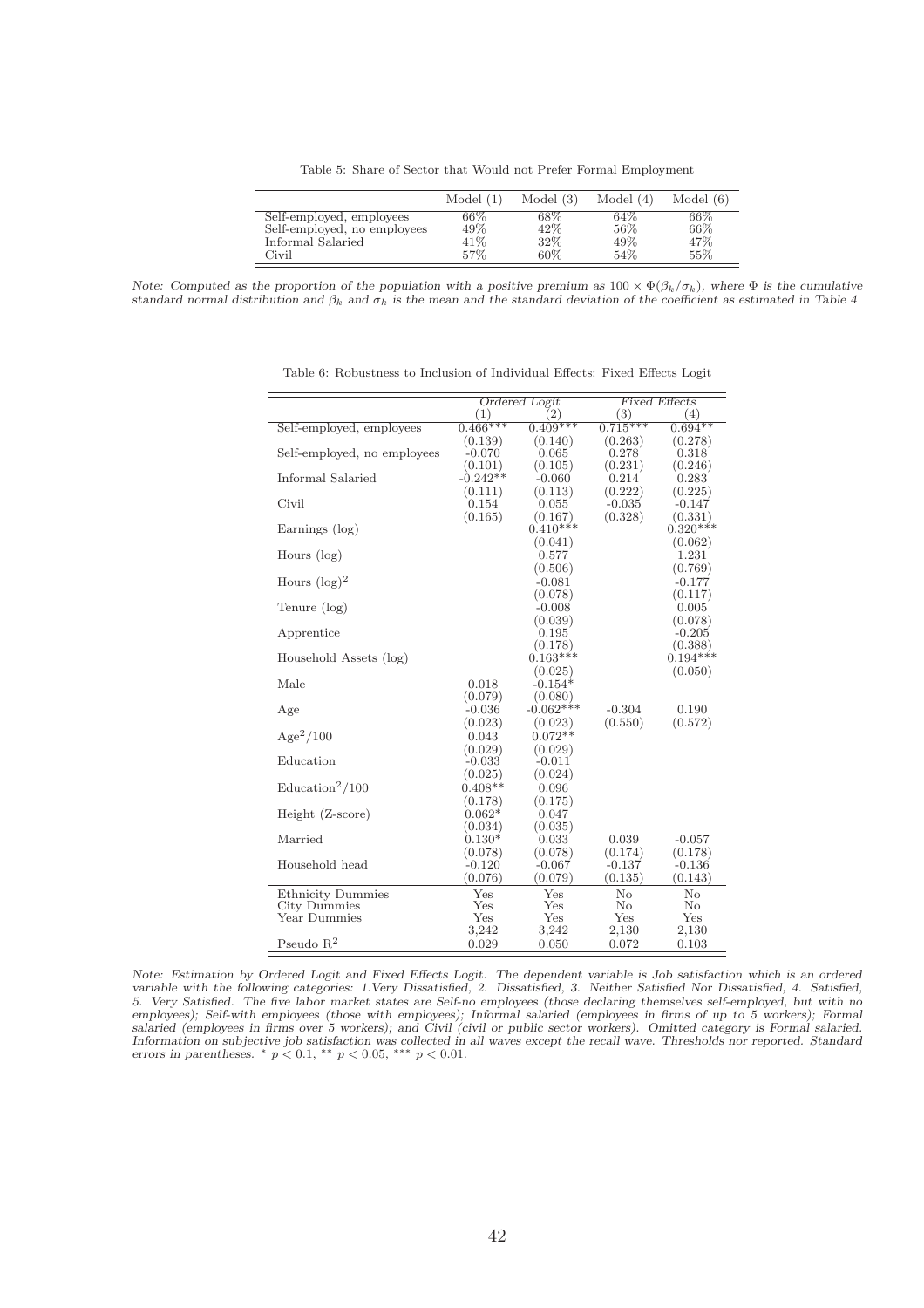Table 5: Share of Sector that Would not Prefer Formal Employment

| | Model (1) | Model (3) | Model (4) | Model (6) |
|---|---|---|---|---|
| Self-employed, employees | 66% | 68% | 64% | 66% |
| Self-employed, no employees | 49% | 42% | 56% | 66% |
| Informal Salaried | 41% | 32% | 49% | 47% |
| Civil | 57% | 60% | 54% | 55% |

*Note: Computed as the proportion of the population with a positive premium as $100 \times \Phi(\beta_k/\sigma_k)$, where $\Phi$ is the cumulative standard normal distribution and $\beta_k$ and $\sigma_k$ is the mean and the standard deviation of the coefficient as estimated in Table 4*

Table 6: Robustness to Inclusion of Individual Effects: Fixed Effects Logit

| | *Ordered Logit* | | *Fixed Effects* | |
|---|---|---|---|---|
| | (1) | (2) | (3) | (4) |
| Self-employed, employees | 0.466*** | 0.409*** | 0.715*** | 0.694** |
| | (0.139) | (0.140) | (0.263) | (0.278) |
| Self-employed, no employees | -0.070 | 0.065 | 0.278 | 0.318 |
| | (0.101) | (0.105) | (0.231) | (0.246) |
| Informal Salaried | -0.242** | -0.060 | 0.214 | 0.283 |
| | (0.111) | (0.113) | (0.222) | (0.225) |
| Civil | 0.154 | 0.055 | -0.035 | -0.147 |
| | (0.165) | (0.167) | (0.328) | (0.331) |
| Earnings (log) | | 0.410*** | | 0.320*** |
| | | (0.041) | | (0.062) |
| Hours (log) | | 0.577 | | 1.231 |
| | | (0.506) | | (0.769) |
| Hours (log)$^2$ | | -0.081 | | -0.177 |
| | | (0.078) | | (0.117) |
| Tenure (log) | | -0.008 | | 0.005 |
| | | (0.039) | | (0.078) |
| Apprentice | | 0.195 | | -0.205 |
| | | (0.178) | | (0.388) |
| Household Assets (log) | | 0.163*** | | 0.194*** |
| | | (0.025) | | (0.050) |
| Male | 0.018 | -0.154* | | |
| | (0.079) | (0.080) | | |
| Age | -0.036 | -0.062*** | -0.304 | 0.190 |
| | (0.023) | (0.023) | (0.550) | (0.572) |
| Age$^2$/100 | 0.043 | 0.072** | | |
| | (0.029) | (0.029) | | |
| Education | -0.033 | -0.011 | | |
| | (0.025) | (0.024) | | |
| Education$^2$/100 | 0.408** | 0.096 | | |
| | (0.178) | (0.175) | | |
| Height (Z-score) | 0.062* | 0.047 | | |
| | (0.034) | (0.035) | | |
| Married | 0.130* | 0.033 | 0.039 | -0.057 |
| | (0.078) | (0.078) | (0.174) | (0.178) |
| Household head | -0.120 | -0.067 | -0.137 | -0.136 |
| | (0.076) | (0.079) | (0.135) | (0.143) |
| Ethnicity Dummies | Yes | Yes | No | No |
| City Dummies | Yes | Yes | No | No |
| Year Dummies | Yes | Yes | Yes | Yes |
| | 3,242 | 3,242 | 2,130 | 2,130 |
| Pseudo R$^2$ | 0.029 | 0.050 | 0.072 | 0.103 |

*Note: Estimation by Ordered Logit and Fixed Effects Logit. The dependent variable is Job satisfaction which is an ordered variable with the following categories: 1.Very Dissatisfied, 2. Dissatisfied, 3. Neither Satisfied Nor Dissatisfied, 4. Satisfied, 5. Very Satisfied. The five labor market states are Self-no employees (those declaring themselves self-employed, but with no employees); Self-with employees (those with employees); Informal salaried (employees in firms of up to 5 workers); Formal salaried (employees in firms over 5 workers); and Civil (civil or public sector workers). Omitted category is Formal salaried. Information on subjective job satisfaction was collected in all waves except the recall wave. Thresholds nor reported. Standard errors in parentheses. * $p < 0.1$, ** $p < 0.05$, *** $p < 0.01$.*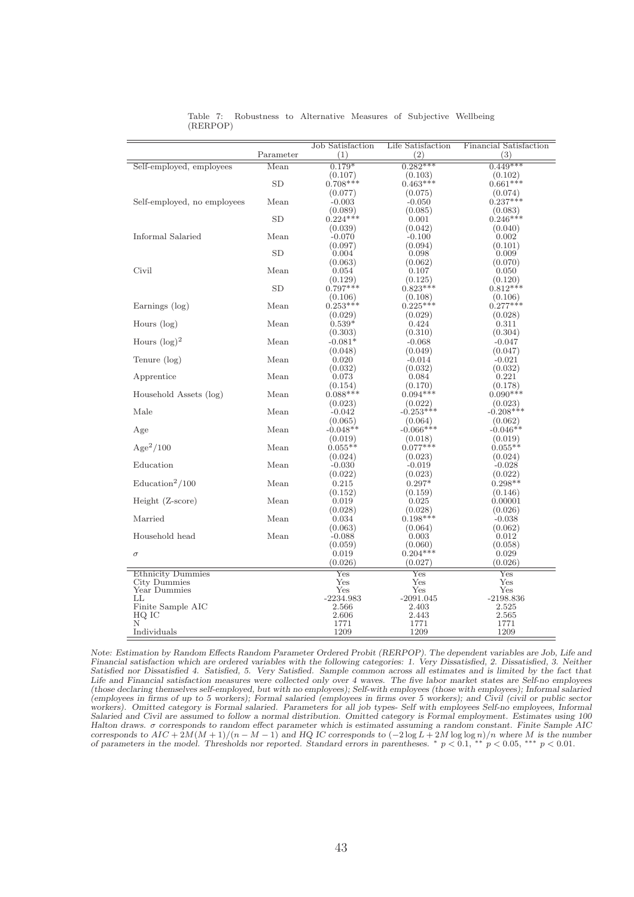Table 7: Robustness to Alternative Measures of Subjective Wellbeing (RERPOP)

| | Parameter | Job Satisfaction (1) | Life Satisfaction (2) | Financial Satisfaction (3) |
|---|---|---|---|---|
| Self-employed, employees | Mean | 0.179* | 0.282*** | 0.449*** |
| | | (0.107) | (0.103) | (0.102) |
| | SD | 0.708*** | 0.463*** | 0.661*** |
| | | (0.077) | (0.075) | (0.074) |
| Self-employed, no employees | Mean | -0.003 | -0.050 | 0.237*** |
| | | (0.089) | (0.085) | (0.083) |
| | SD | 0.224*** | 0.001 | 0.246*** |
| | | (0.039) | (0.042) | (0.040) |
| Informal Salaried | Mean | -0.070 | -0.100 | 0.002 |
| | | (0.097) | (0.094) | (0.101) |
| | SD | 0.004 | 0.098 | 0.009 |
| | | (0.063) | (0.062) | (0.070) |
| Civil | Mean | 0.054 | 0.107 | 0.050 |
| | | (0.129) | (0.125) | (0.120) |
| | SD | 0.797*** | 0.823*** | 0.812*** |
| | | (0.106) | (0.108) | (0.106) |
| Earnings (log) | Mean | 0.253*** | 0.225*** | 0.277*** |
| | | (0.029) | (0.029) | (0.028) |
| Hours (log) | Mean | 0.539* | 0.424 | 0.311 |
| | | (0.303) | (0.310) | (0.304) |
| Hours $(\log)^2$ | Mean | -0.081* | -0.068 | -0.047 |
| | | (0.048) | (0.049) | (0.047) |
| Tenure (log) | Mean | 0.020 | -0.014 | -0.021 |
| | | (0.032) | (0.032) | (0.032) |
| Apprentice | Mean | 0.073 | 0.084 | 0.221 |
| | | (0.154) | (0.170) | (0.178) |
| Household Assets (log) | Mean | 0.088*** | 0.094*** | 0.090*** |
| | | (0.023) | (0.022) | (0.023) |
| Male | Mean | -0.042 | -0.253*** | -0.208*** |
| | | (0.065) | (0.064) | (0.062) |
| Age | Mean | -0.048** | -0.066*** | -0.046** |
| | | (0.019) | (0.018) | (0.019) |
| $\text{Age}^2/100$ | Mean | 0.055** | 0.077*** | 0.055** |
| | | (0.024) | (0.023) | (0.024) |
| Education | Mean | -0.030 | -0.019 | -0.028 |
| | | (0.022) | (0.023) | (0.022) |
| $\text{Education}^2/100$ | Mean | 0.215 | 0.297* | 0.298** |
| | | (0.152) | (0.159) | (0.146) |
| Height (Z-score) | Mean | 0.019 | 0.025 | 0.00001 |
| | | (0.028) | (0.028) | (0.026) |
| Married | Mean | 0.034 | 0.198*** | -0.038 |
| | | (0.063) | (0.064) | (0.062) |
| Household head | Mean | -0.088 | 0.003 | 0.012 |
| | | (0.059) | (0.060) | (0.058) |
| $\sigma$ | | 0.019 | 0.204*** | 0.029 |
| | | (0.026) | (0.027) | (0.026) |
| Ethnicity Dummies | | Yes | Yes | Yes |
| City Dummies | | Yes | Yes | Yes |
| Year Dummies | | Yes | Yes | Yes |
| LL | | -2234.983 | -2091.045 | -2198.836 |
| Finite Sample AIC | | 2.566 | 2.403 | 2.525 |
| HQ IC | | 2.606 | 2.443 | 2.565 |
| N | | 1771 | 1771 | 1771 |
| Individuals | | 1209 | 1209 | 1209 |

*Note: Estimation by Random Effects Random Parameter Ordered Probit (RERPOP). The dependent variables are Job, Life and Financial satisfaction which are ordered variables with the following categories: 1. Very Dissatisfied, 2. Dissatisfied, 3. Neither Satisfied nor Dissatisfied 4. Satisfied, 5. Very Satisfied. Sample common across all estimates and is limited by the fact that Life and Financial satisfaction measures were collected only over 4 waves. The five labor market states are Self-no employees (those declaring themselves self-employed, but with no employees); Self-with employees (those with employees); Informal salaried (employees in firms of up to 5 workers); Formal salaried (employees in firms over 5 workers); and Civil (civil or public sector workers). Omitted category is Formal salaried. Parameters for all job types- Self with employees Self-no employees, Informal Salaried and Civil are assumed to follow a normal distribution. Omitted category is Formal employment. Estimates using 100 Halton draws. $\sigma$ corresponds to random effect parameter which is estimated assuming a random constant. Finite Sample AIC corresponds to $AIC + 2M(M+1)/(n-M-1)$ and HQ IC corresponds to $(-2\log L + 2M\log\log n)/n$ where $M$ is the number of parameters in the model. Thresholds nor reported. Standard errors in parentheses. * $p < 0.1$, ** $p < 0.05$, *** $p < 0.01$.*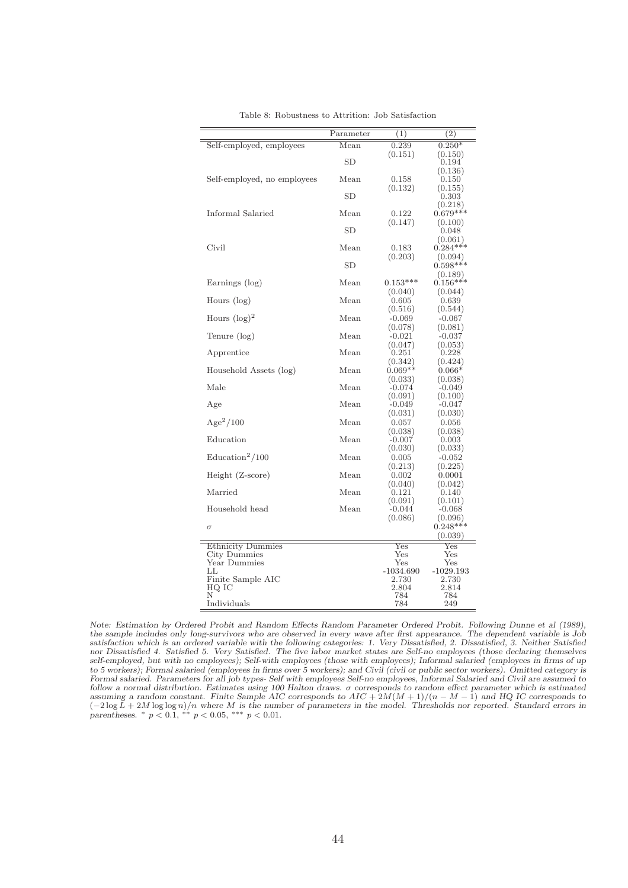Table 8: Robustness to Attrition: Job Satisfaction

| | Parameter | (1) | (2) |
|---|---|---|---|
| Self-employed, employees | Mean | 0.239 | 0.250* |
| | | (0.151) | (0.150) |
| | SD | | 0.194 |
| | | | (0.136) |
| Self-employed, no employees | Mean | 0.158 | 0.150 |
| | | (0.132) | (0.155) |
| | SD | | 0.303 |
| | | | (0.218) |
| Informal Salaried | Mean | 0.122 | 0.679*** |
| | | (0.147) | (0.100) |
| | SD | | 0.048 |
| | | | (0.061) |
| Civil | Mean | 0.183 | 0.284*** |
| | | (0.203) | (0.094) |
| | SD | | 0.598*** |
| | | | (0.189) |
| Earnings (log) | Mean | 0.153*** | 0.156*** |
| | | (0.040) | (0.044) |
| Hours (log) | Mean | 0.605 | 0.639 |
| | | (0.516) | (0.544) |
| Hours $(\log)^2$ | Mean | -0.069 | -0.067 |
| | | (0.078) | (0.081) |
| Tenure (log) | Mean | -0.021 | -0.037 |
| | | (0.047) | (0.053) |
| Apprentice | Mean | 0.251 | 0.228 |
| | | (0.342) | (0.424) |
| Household Assets (log) | Mean | 0.069** | 0.066* |
| | | (0.033) | (0.038) |
| Male | Mean | -0.074 | -0.049 |
| | | (0.091) | (0.100) |
| Age | Mean | -0.049 | -0.047 |
| | | (0.031) | (0.030) |
| $\text{Age}^2/100$ | Mean | 0.057 | 0.056 |
| | | (0.038) | (0.038) |
| Education | Mean | -0.007 | 0.003 |
| | | (0.030) | (0.033) |
| $\text{Education}^2/100$ | Mean | 0.005 | -0.052 |
| | | (0.213) | (0.225) |
| Height (Z-score) | Mean | 0.002 | 0.0001 |
| | | (0.040) | (0.042) |
| Married | Mean | 0.121 | 0.140 |
| | | (0.091) | (0.101) |
| Household head | Mean | -0.044 | -0.068 |
| | | (0.086) | (0.096) |
| $\sigma$ | | | 0.248*** |
| | | | (0.039) |
| Ethnicity Dummies | | Yes | Yes |
| City Dummies | | Yes | Yes |
| Year Dummies | | Yes | Yes |
| LL | | -1034.690 | -1029.193 |
| Finite Sample AIC | | 2.730 | 2.730 |
| HQ IC | | 2.804 | 2.814 |
| N | | 784 | 784 |
| Individuals | | 784 | 249 |

*Note: Estimation by Ordered Probit and Random Effects Random Parameter Ordered Probit. Following Dunne et al (1989), the sample includes only long-survivors who are observed in every wave after first appearance. The dependent variable is Job satisfaction which is an ordered variable with the following categories: 1. Very Dissatisfied, 2. Dissatisfied, 3. Neither Satisfied nor Dissatisfied 4. Satisfied 5. Very Satisfied. The five labor market states are Self-no employees (those declaring themselves self-employed, but with no employees); Self-with employees (those with employees); Informal salaried (employees in firms of up to 5 workers); Formal salaried (employees in firms over 5 workers); and Civil (civil or public sector workers). Omitted category is Formal salaried. Parameters for all job types- Self with employees Self-no employees, Informal Salaried and Civil are assumed to follow a normal distribution. Estimates using 100 Halton draws. $\sigma$ corresponds to random effect parameter which is estimated assuming a random constant. Finite Sample AIC corresponds to $AIC + 2M(M+1)/(n-M-1)$ and HQ IC corresponds to $(-2\log L + 2M\log\log n)/n$ where $M$ is the number of parameters in the model. Thresholds nor reported. Standard errors in parentheses. * $p < 0.1$, ** $p < 0.05$, *** $p < 0.01$.*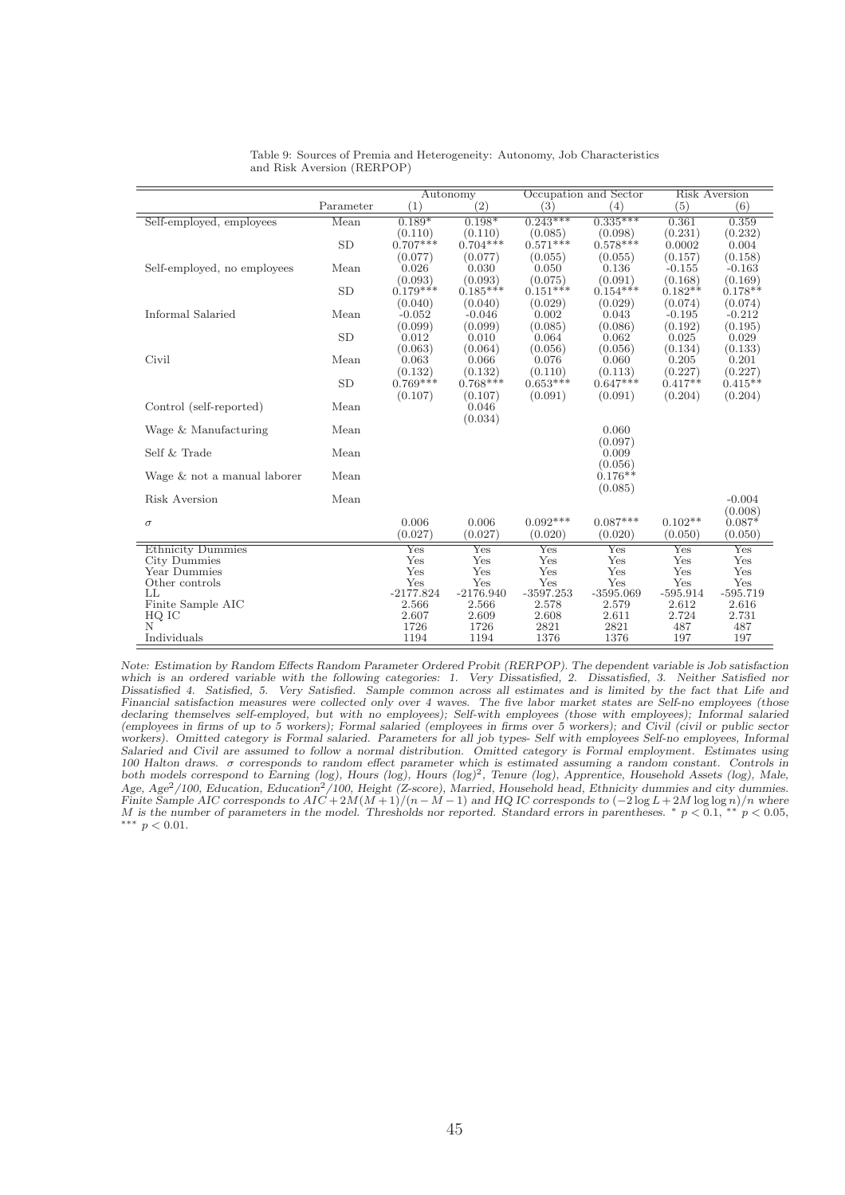Table 9: Sources of Premia and Heterogeneity: Autonomy, Job Characteristics and Risk Aversion (RERPOP)

| | | Autonomy | | Occupation and Sector | | Risk Aversion | |
|---|---|---|---|---|---|---|---|
| | Parameter | (1) | (2) | (3) | (4) | (5) | (6) |
| Self-employed, employees | Mean | 0.189* | 0.198* | 0.243*** | 0.335*** | 0.361 | 0.359 |
| | | (0.110) | (0.110) | (0.085) | (0.098) | (0.231) | (0.232) |
| | SD | 0.707*** | 0.704*** | 0.571*** | 0.578*** | 0.0002 | 0.004 |
| | | (0.077) | (0.077) | (0.055) | (0.055) | (0.157) | (0.158) |
| Self-employed, no employees | Mean | 0.026 | 0.030 | 0.050 | 0.136 | -0.155 | -0.163 |
| | | (0.093) | (0.093) | (0.075) | (0.091) | (0.168) | (0.169) |
| | SD | 0.179*** | 0.185*** | 0.151*** | 0.154*** | 0.182** | 0.178** |
| | | (0.040) | (0.040) | (0.029) | (0.029) | (0.074) | (0.074) |
| Informal Salaried | Mean | -0.052 | -0.046 | 0.002 | 0.043 | -0.195 | -0.212 |
| | | (0.099) | (0.099) | (0.085) | (0.086) | (0.192) | (0.195) |
| | SD | 0.012 | 0.010 | 0.064 | 0.062 | 0.025 | 0.029 |
| | | (0.063) | (0.064) | (0.056) | (0.056) | (0.134) | (0.133) |
| Civil | Mean | 0.063 | 0.066 | 0.076 | 0.060 | 0.205 | 0.201 |
| | | (0.132) | (0.132) | (0.110) | (0.113) | (0.227) | (0.227) |
| | SD | 0.769*** | 0.768*** | 0.653*** | 0.647*** | 0.417** | 0.415** |
| | | (0.107) | (0.107) | (0.091) | (0.091) | (0.204) | (0.204) |
| Control (self-reported) | Mean | | 0.046 | | | | |
| | | | (0.034) | | | | |
| Wage & Manufacturing | Mean | | | | 0.060 | | |
| | | | | | (0.097) | | |
| Self & Trade | Mean | | | | 0.009 | | |
| | | | | | (0.056) | | |
| Wage & not a manual laborer | Mean | | | | 0.176** | | |
| | | | | | (0.085) | | |
| Risk Aversion | Mean | | | | | | -0.004 |
| | | | | | | | (0.008) |
| $\sigma$ | | 0.006 | 0.006 | 0.092*** | 0.087*** | 0.102** | 0.087* |
| | | (0.027) | (0.027) | (0.020) | (0.020) | (0.050) | (0.050) |
| Ethnicity Dummies | | Yes | Yes | Yes | Yes | Yes | Yes |
| City Dummies | | Yes | Yes | Yes | Yes | Yes | Yes |
| Year Dummies | | Yes | Yes | Yes | Yes | Yes | Yes |
| Other controls | | Yes | Yes | Yes | Yes | Yes | Yes |
| LL | | -2177.824 | -2176.940 | -3597.253 | -3595.069 | -595.914 | -595.719 |
| Finite Sample AIC | | 2.566 | 2.566 | 2.578 | 2.579 | 2.612 | 2.616 |
| HQ IC | | 2.607 | 2.609 | 2.608 | 2.611 | 2.724 | 2.731 |
| N | | 1726 | 1726 | 2821 | 2821 | 487 | 487 |
| Individuals | | 1194 | 1194 | 1376 | 1376 | 197 | 197 |

*Note: Estimation by Random Effects Random Parameter Ordered Probit (RERPOP). The dependent variable is Job satisfaction which is an ordered variable with the following categories: 1. Very Dissatisfied, 2. Dissatisfied, 3. Neither Satisfied nor Dissatisfied 4. Satisfied, 5. Very Satisfied. Sample common across all estimates and is limited by the fact that Life and Financial satisfaction measures were collected only over 4 waves. The five labor market states are Self-no employees (those declaring themselves self-employed, but with no employees); Self-with employees (those with employees); Informal salaried (employees in firms of up to 5 workers); Formal salaried (employees in firms over 5 workers); and Civil (civil or public sector workers). Omitted category is Formal salaried. Parameters for all job types- Self with employees Self-no employees, Informal Salaried and Civil are assumed to follow a normal distribution. Omitted category is Formal employment. Estimates using 100 Halton draws. $\sigma$ corresponds to random effect parameter which is estimated assuming a random constant. Controls in both models correspond to Earning (log), Hours (log), Hours $(log)^2$, Tenure (log), Apprentice, Household Assets (log), Male, Age, $Age^2/100$, Education, $Education^2/100$, Height (Z-score), Married, Household head, Ethnicity dummies and city dummies. Finite Sample AIC corresponds to $AIC + 2M(M+1)/(n-M-1)$ and HQ IC corresponds to $(-2\log L + 2M \log\log n)/n$ where $M$ is the number of parameters in the model. Thresholds nor reported. Standard errors in parentheses. * $p < 0.1$, ** $p < 0.05$, *** $p < 0.01$.*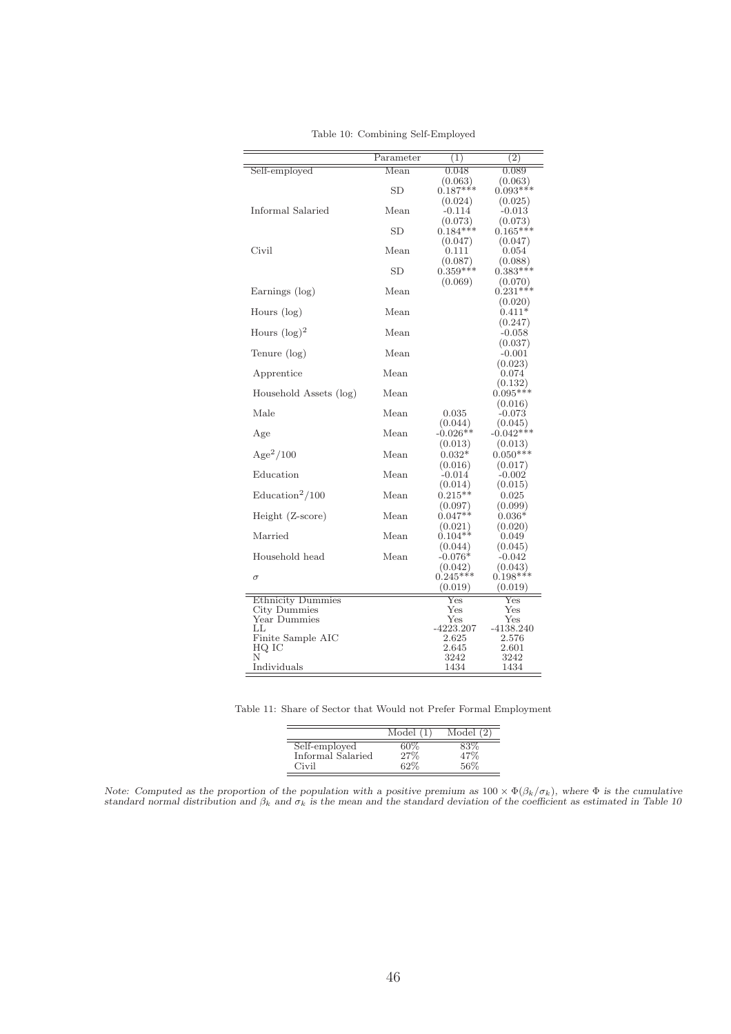Table 10: Combining Self-Employed

| | Parameter | (1) | (2) |
|---|---|---|---|
| Self-employed | Mean | 0.048 | 0.089 |
| | | (0.063) | (0.063) |
| | SD | 0.187*** | 0.093*** |
| | | (0.024) | (0.025) |
| Informal Salaried | Mean | -0.114 | -0.013 |
| | | (0.073) | (0.073) |
| | SD | 0.184*** | 0.165*** |
| | | (0.047) | (0.047) |
| Civil | Mean | 0.111 | 0.054 |
| | | (0.087) | (0.088) |
| | SD | 0.359*** | 0.383*** |
| | | (0.069) | (0.070) |
| Earnings (log) | Mean | | 0.231*** |
| | | | (0.020) |
| Hours (log) | Mean | | 0.411* |
| | | | (0.247) |
| Hours $(\log)^2$ | Mean | | -0.058 |
| | | | (0.037) |
| Tenure (log) | Mean | | -0.001 |
| | | | (0.023) |
| Apprentice | Mean | | 0.074 |
| | | | (0.132) |
| Household Assets (log) | Mean | | 0.095*** |
| | | | (0.016) |
| Male | Mean | 0.035 | -0.073 |
| | | (0.044) | (0.045) |
| Age | Mean | -0.026** | -0.042*** |
| | | (0.013) | (0.013) |
| $\text{Age}^2/100$ | Mean | 0.032* | 0.050*** |
| | | (0.016) | (0.017) |
| Education | Mean | -0.014 | -0.002 |
| | | (0.014) | (0.015) |
| $\text{Education}^2/100$ | Mean | 0.215** | 0.025 |
| | | (0.097) | (0.099) |
| Height (Z-score) | Mean | 0.047** | 0.036* |
| | | (0.021) | (0.020) |
| Married | Mean | 0.104** | 0.049 |
| | | (0.044) | (0.045) |
| Household head | Mean | -0.076* | -0.042 |
| | | (0.042) | (0.043) |
| $\sigma$ | | 0.245*** | 0.198*** |
| | | (0.019) | (0.019) |
| Ethnicity Dummies | | Yes | Yes |
| City Dummies | | Yes | Yes |
| Year Dummies | | Yes | Yes |
| LL | | -4223.207 | -4138.240 |
| Finite Sample AIC | | 2.625 | 2.576 |
| HQ IC | | 2.645 | 2.601 |
| N | | 3242 | 3242 |
| Individuals | | 1434 | 1434 |

Table 11: Share of Sector that Would not Prefer Formal Employment

| | Model (1) | Model (2) |
|---|---|---|
| Self-employed | 60% | 83% |
| Informal Salaried | 27% | 47% |
| Civil | 62% | 56% |

*Note: Computed as the proportion of the population with a positive premium as $100 \times \Phi(\beta_k/\sigma_k)$, where $\Phi$ is the cumulative standard normal distribution and $\beta_k$ and $\sigma_k$ is the mean and the standard deviation of the coefficient as estimated in Table 10*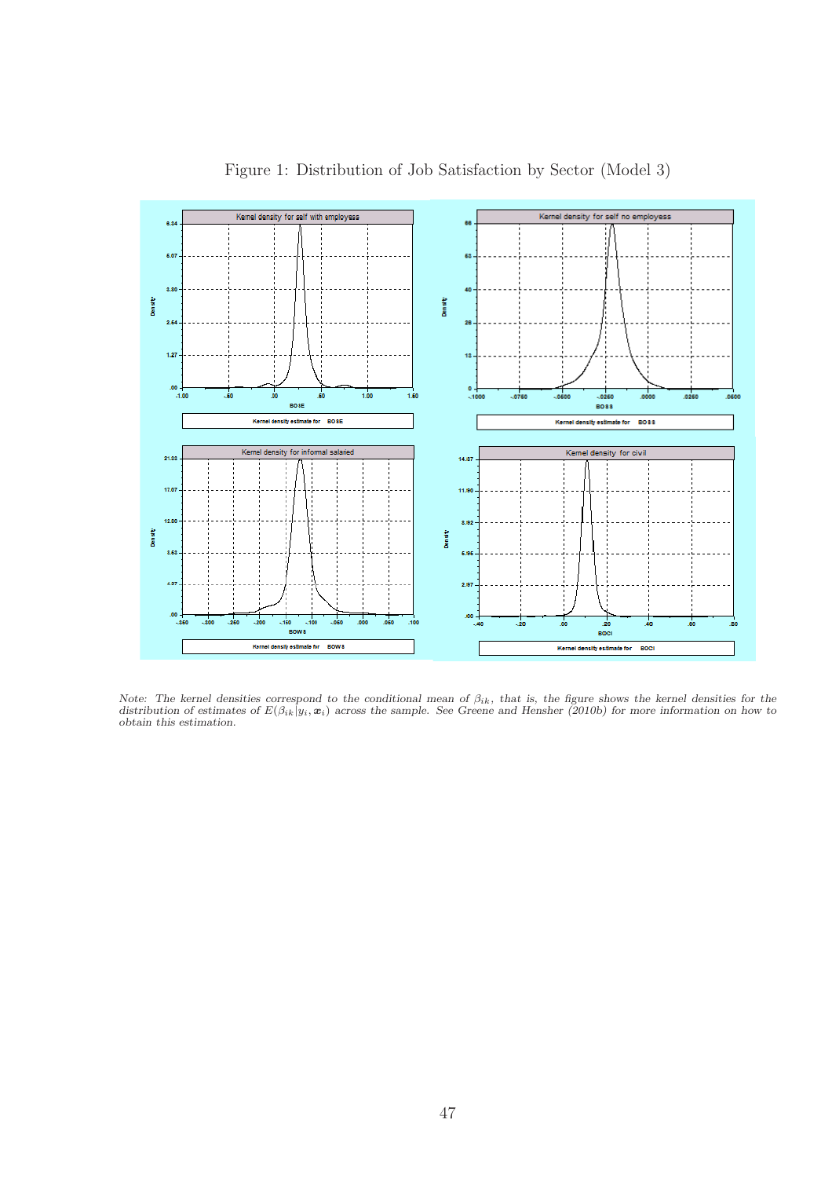Figure 1: Distribution of Job Satisfaction by Sector (Model 3)

*Note: The kernel densities correspond to the conditional mean of $\beta_{ik}$, that is, the figure shows the kernel densities for the distribution of estimates of $E(\beta_{ik}|y_i, \boldsymbol{x}_i)$ across the sample. See Greene and Hensher (2010b) for more information on how to obtain this estimation.*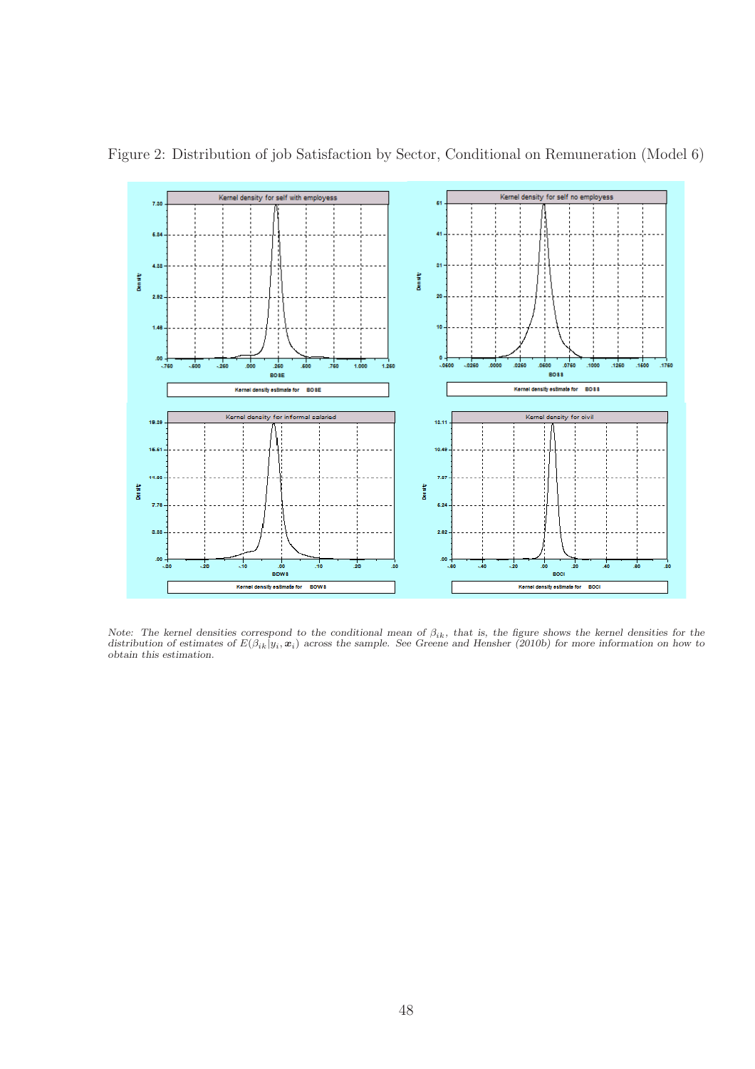Figure 2: Distribution of job Satisfaction by Sector, Conditional on Remuneration (Model 6)

Kernel density for self with employess

7.30
5.84
4.38
2.92
1.46
.00

Density

-.750 -.500 -.250 .000 .250 .500 .750 1.000 1.250

BOSE

Kernel density estimate for BOSE

Kernel density for self no employess

51
41
31
20
10
0

Density

-.0500 -.0250 .0000 .0250 .0500 .0750 .1000 .1250 .1500 .1750

BOSS

Kernel density estimate for BOSS

Kernel density for informal salaried

19.39
15.51
11.63
7.76
3.88
.00

Density

-.30 -.20 -.10 .00 .10 .20 .30

BOWS

Kernel density estimate for BOWS

Kernel density for civil

13.11
10.49
7.87
5.24
2.62
.00

Density

-.60 -.40 -.20 .00 .20 .40 .60 .80

BOCI

Kernel density estimate for BOCI

*Note: The kernel densities correspond to the conditional mean of $\beta_{ik}$, that is, the figure shows the kernel densities for the distribution of estimates of $E(\beta_{ik}|y_i, \boldsymbol{x}_i)$ across the sample. See Greene and Hensher (2010b) for more information on how to obtain this estimation.*